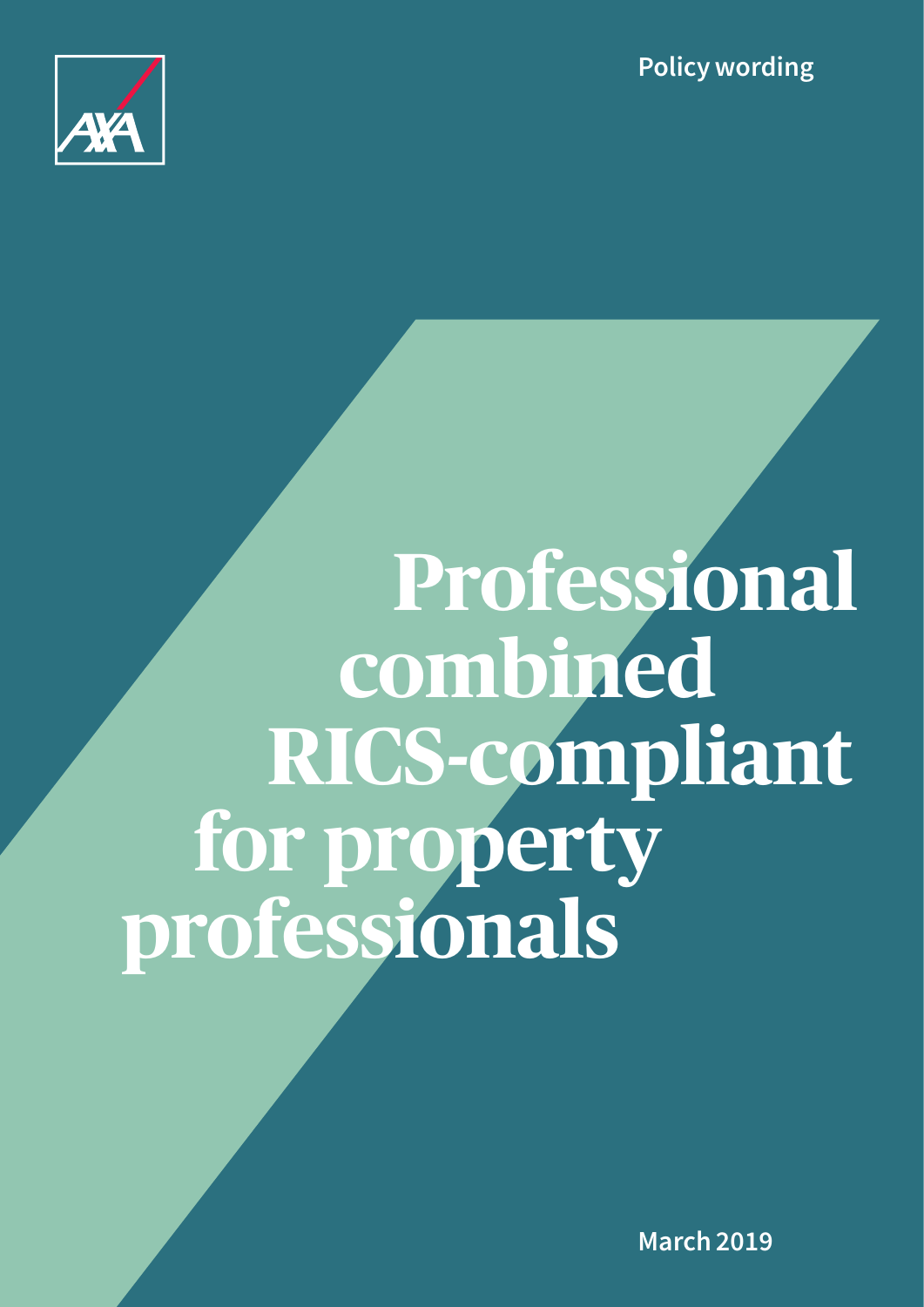Policy wording

# Professional combined RICS-compliant for property professionals

March 2019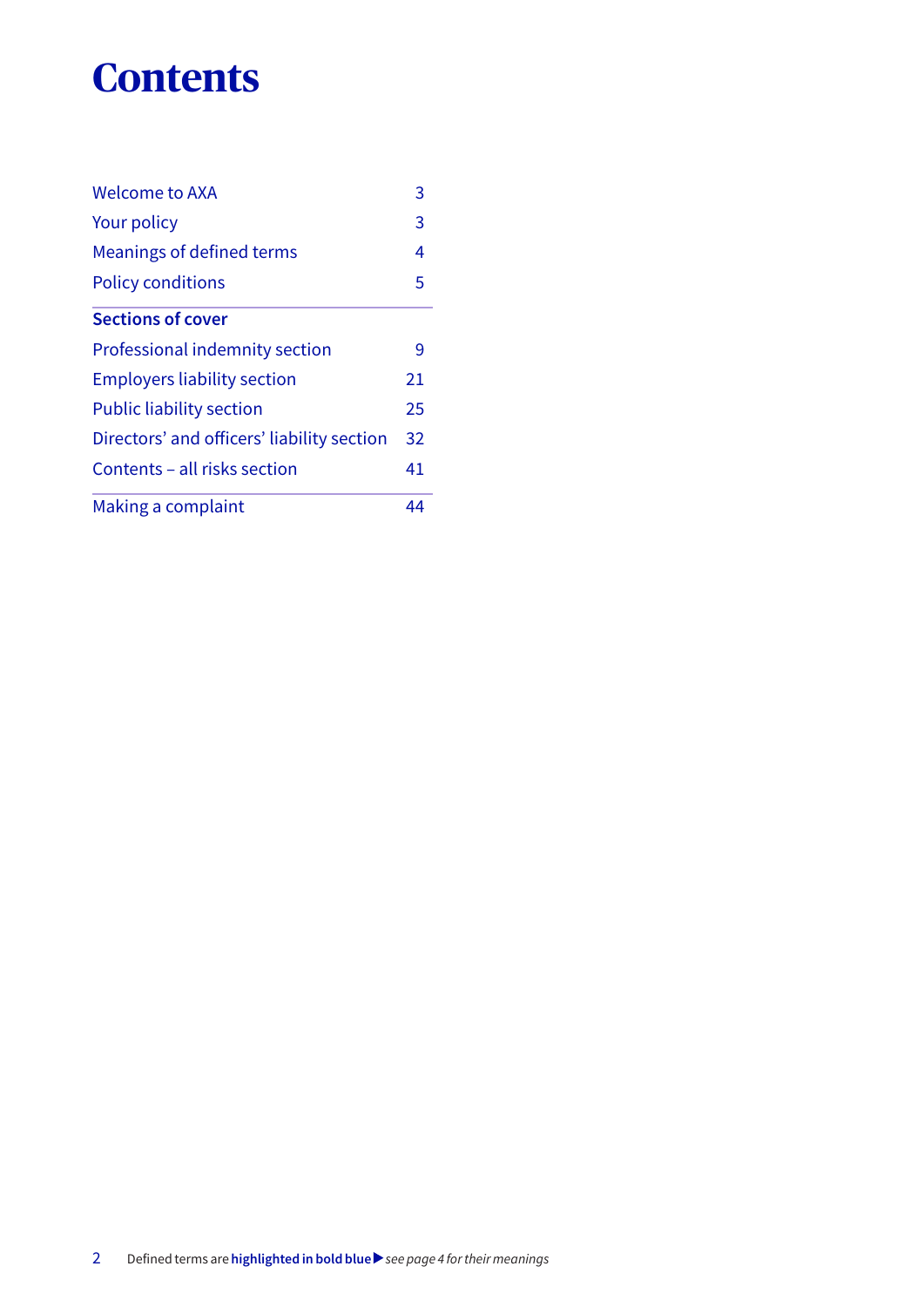# Contents

| | |
|---|---|
| Welcome to AXA | 3 |
| Your policy | 3 |
| Meanings of defined terms | 4 |
| Policy conditions | 5 |
| **Sections of cover** | |
| Professional indemnity section | 9 |
| Employers liability section | 21 |
| Public liability section | 25 |
| Directors' and officers' liability section | 32 |
| Contents – all risks section | 41 |
| Making a complaint | 44 |

Defined terms are **highlighted in bold blue** ▶ *see page 4 for their meanings*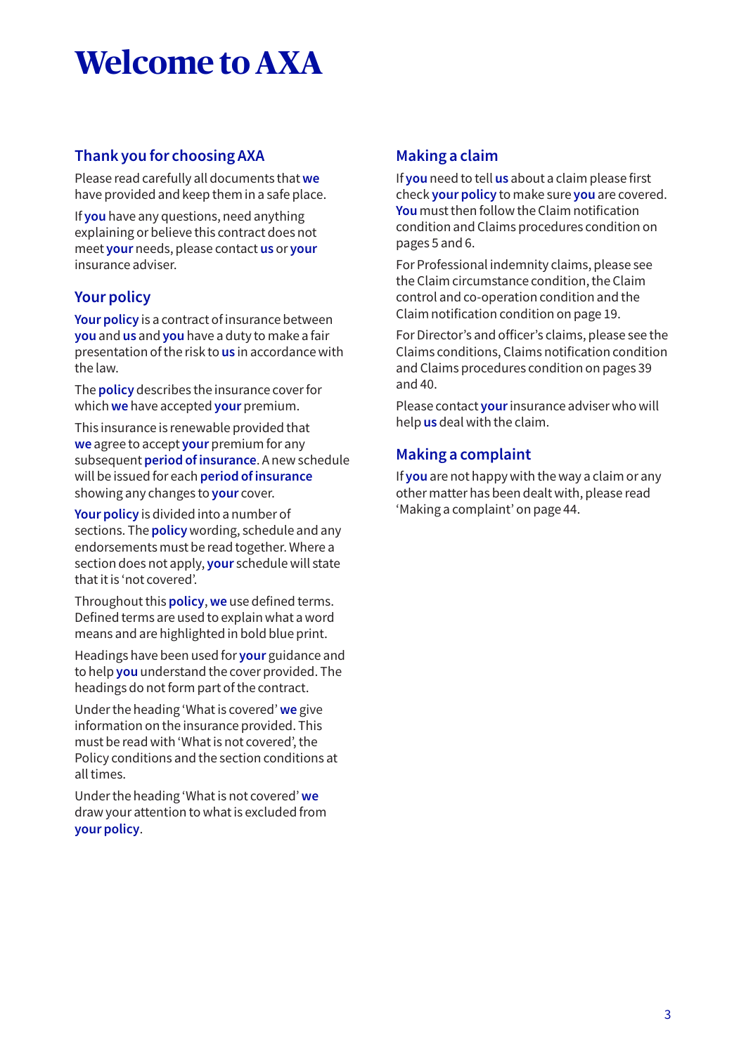# Welcome to AXA

## Thank you for choosing AXA

Please read carefully all documents that **we** have provided and keep them in a safe place.

If **you** have any questions, need anything explaining or believe this contract does not meet **your** needs, please contact **us** or **your** insurance adviser.

## Your policy

**Your policy** is a contract of insurance between **you** and **us** and **you** have a duty to make a fair presentation of the risk to **us** in accordance with the law.

The **policy** describes the insurance cover for which **we** have accepted **your** premium.

This insurance is renewable provided that **we** agree to accept **your** premium for any subsequent **period of insurance**. A new schedule will be issued for each **period of insurance** showing any changes to **your** cover.

**Your policy** is divided into a number of sections. The **policy** wording, schedule and any endorsements must be read together. Where a section does not apply, **your** schedule will state that it is 'not covered'.

Throughout this **policy**, **we** use defined terms. Defined terms are used to explain what a word means and are highlighted in bold blue print.

Headings have been used for **your** guidance and to help **you** understand the cover provided. The headings do not form part of the contract.

Under the heading 'What is covered' **we** give information on the insurance provided. This must be read with 'What is not covered', the Policy conditions and the section conditions at all times.

Under the heading 'What is not covered' **we** draw your attention to what is excluded from **your policy**.

## Making a claim

If **you** need to tell **us** about a claim please first check **your policy** to make sure **you** are covered. **You** must then follow the Claim notification condition and Claims procedures condition on pages 5 and 6.

For Professional indemnity claims, please see the Claim circumstance condition, the Claim control and co-operation condition and the Claim notification condition on page 19.

For Director's and officer's claims, please see the Claims conditions, Claims notification condition and Claims procedures condition on pages 39 and 40.

Please contact **your** insurance adviser who will help **us** deal with the claim.

## Making a complaint

If **you** are not happy with the way a claim or any other matter has been dealt with, please read 'Making a complaint' on page 44.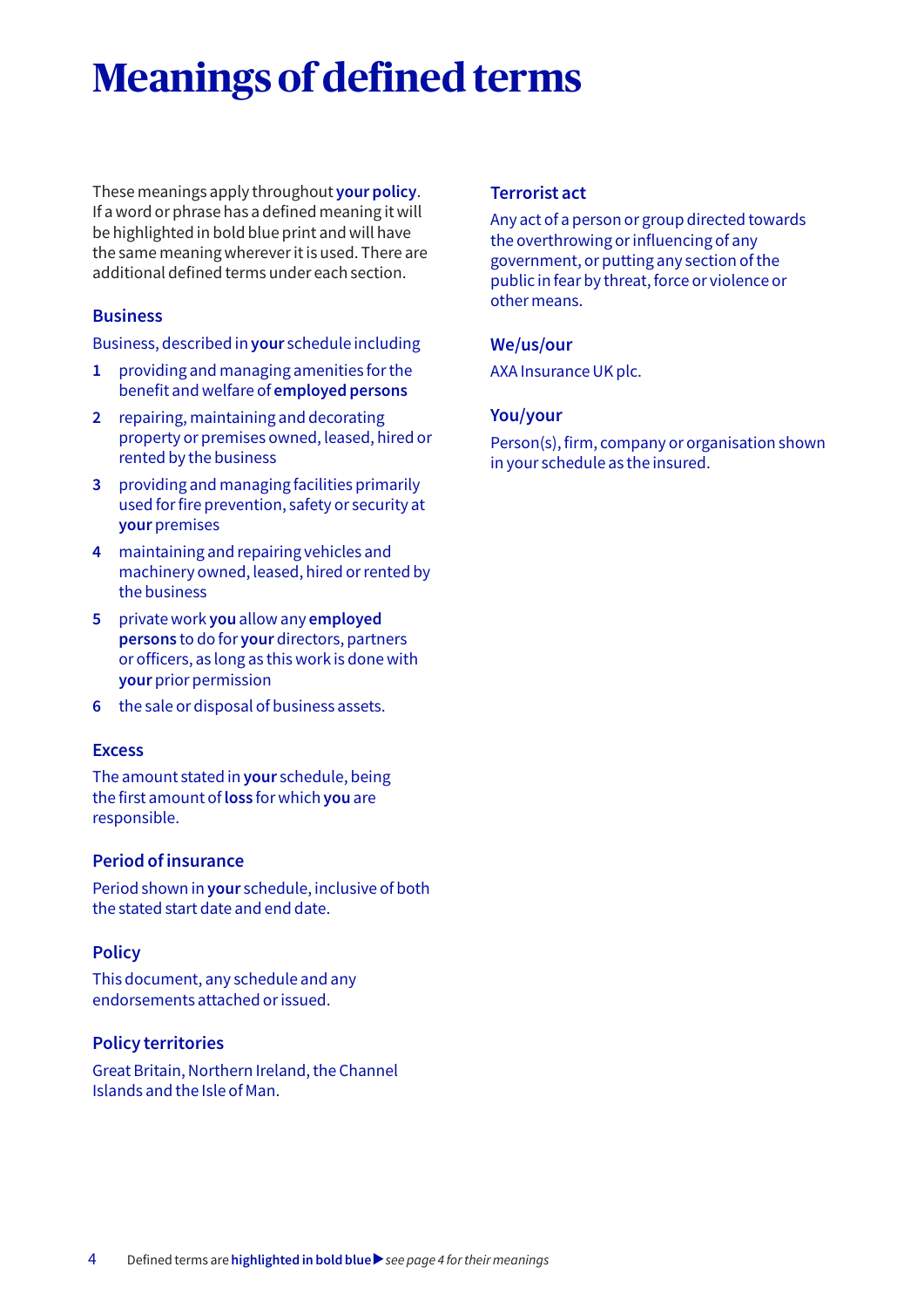# Meanings of defined terms

These meanings apply throughout **your policy**. If a word or phrase has a defined meaning it will be highlighted in bold blue print and will have the same meaning wherever it is used. There are additional defined terms under each section.

### Business

Business, described in **your** schedule including

1. providing and managing amenities for the benefit and welfare of **employed persons**
2. repairing, maintaining and decorating property or premises owned, leased, hired or rented by the business
3. providing and managing facilities primarily used for fire prevention, safety or security at **your** premises
4. maintaining and repairing vehicles and machinery owned, leased, hired or rented by the business
5. private work **you** allow any **employed persons** to do for **your** directors, partners or officers, as long as this work is done with **your** prior permission
6. the sale or disposal of business assets.

### Excess

The amount stated in **your** schedule, being the first amount of **loss** for which **you** are responsible.

### Period of insurance

Period shown in **your** schedule, inclusive of both the stated start date and end date.

### Policy

This document, any schedule and any endorsements attached or issued.

### Policy territories

Great Britain, Northern Ireland, the Channel Islands and the Isle of Man.

### Terrorist act

Any act of a person or group directed towards the overthrowing or influencing of any government, or putting any section of the public in fear by threat, force or violence or other means.

### We/us/our

AXA Insurance UK plc.

### You/your

Person(s), firm, company or organisation shown in your schedule as the insured.

Defined terms are **highlighted in bold blue** ▶ *see page 4 for their meanings*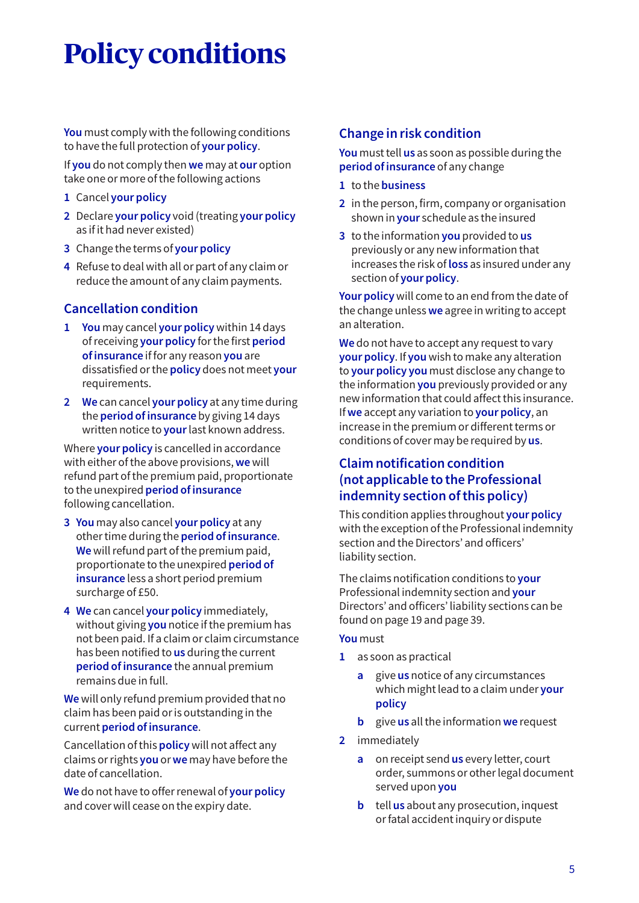# Policy conditions

**You** must comply with the following conditions to have the full protection of **your policy**.

If **you** do not comply then **we** may at **our** option take one or more of the following actions

1. Cancel **your policy**
2. Declare **your policy** void (treating **your policy** as if it had never existed)
3. Change the terms of **your policy**
4. Refuse to deal with all or part of any claim or reduce the amount of any claim payments.

## Cancellation condition

1. **You** may cancel **your policy** within 14 days of receiving **your policy** for the first **period of insurance** if for any reason **you** are dissatisfied or the **policy** does not meet **your** requirements.
2. **We** can cancel **your policy** at any time during the **period of insurance** by giving 14 days written notice to **your** last known address.

Where **your policy** is cancelled in accordance with either of the above provisions, **we** will refund part of the premium paid, proportionate to the unexpired **period of insurance** following cancellation.

3. **You** may also cancel **your policy** at any other time during the **period of insurance**. **We** will refund part of the premium paid, proportionate to the unexpired **period of insurance** less a short period premium surcharge of £50.
4. **We** can cancel **your policy** immediately, without giving **you** notice if the premium has not been paid. If a claim or claim circumstance has been notified to **us** during the current **period of insurance** the annual premium remains due in full.

**We** will only refund premium provided that no claim has been paid or is outstanding in the current **period of insurance**.

Cancellation of this **policy** will not affect any claims or rights **you** or **we** may have before the date of cancellation.

**We** do not have to offer renewal of **your policy** and cover will cease on the expiry date.

## Change in risk condition

**You** must tell **us** as soon as possible during the **period of insurance** of any change

1. to the **business**
2. in the person, firm, company or organisation shown in **your** schedule as the insured
3. to the information **you** provided to **us** previously or any new information that increases the risk of **loss** as insured under any section of **your policy**.

**Your policy** will come to an end from the date of the change unless **we** agree in writing to accept an alteration.

**We** do not have to accept any request to vary **your policy**. If **you** wish to make any alteration to **your policy you** must disclose any change to the information **you** previously provided or any new information that could affect this insurance. If **we** accept any variation to **your policy**, an increase in the premium or different terms or conditions of cover may be required by **us**.

## Claim notification condition (not applicable to the Professional indemnity section of this policy)

This condition applies throughout **your policy** with the exception of the Professional indemnity section and the Directors' and officers' liability section.

The claims notification conditions to **your** Professional indemnity section and **your** Directors' and officers' liability sections can be found on page 19 and page 39.

**You** must

1. as soon as practical
   a. give **us** notice of any circumstances which might lead to a claim under **your policy**
   b. give **us** all the information **we** request
2. immediately
   a. on receipt send **us** every letter, court order, summons or other legal document served upon **you**
   b. tell **us** about any prosecution, inquest or fatal accident inquiry or dispute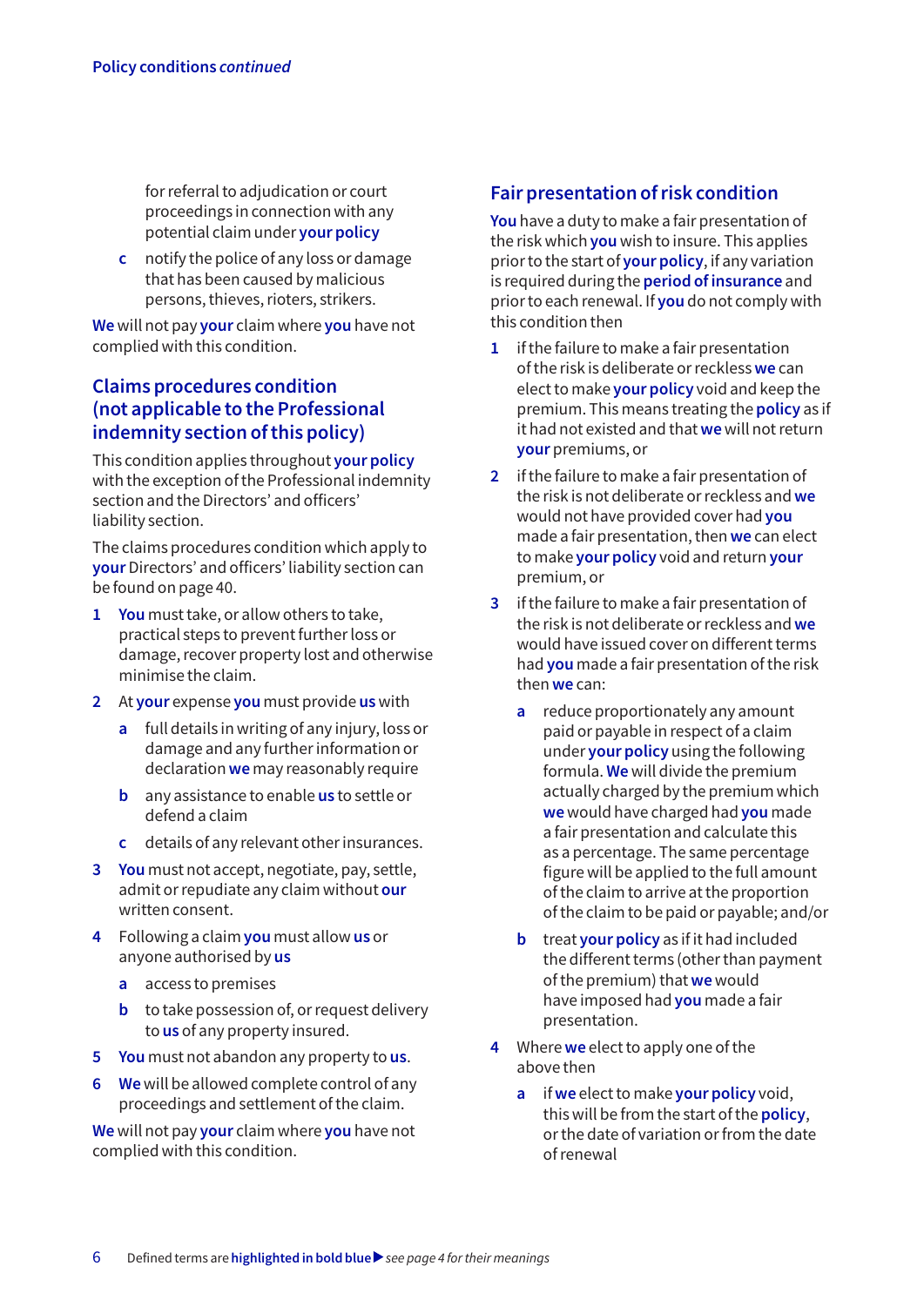for referral to adjudication or court proceedings in connection with any potential claim under **your policy**

c notify the police of any loss or damage that has been caused by malicious persons, thieves, rioters, strikers.

**We** will not pay **your** claim where **you** have not complied with this condition.

## Claims procedures condition (not applicable to the Professional indemnity section of this policy)

This condition applies throughout **your policy** with the exception of the Professional indemnity section and the Directors' and officers' liability section.

The claims procedures condition which apply to **your** Directors' and officers' liability section can be found on page 40.

1. **You** must take, or allow others to take, practical steps to prevent further loss or damage, recover property lost and otherwise minimise the claim.
2. At **your** expense **you** must provide **us** with
   - a full details in writing of any injury, loss or damage and any further information or declaration **we** may reasonably require
   - b any assistance to enable **us** to settle or defend a claim
   - c details of any relevant other insurances.
3. **You** must not accept, negotiate, pay, settle, admit or repudiate any claim without **our** written consent.
4. Following a claim **you** must allow **us** or anyone authorised by **us**
   - a access to premises
   - b to take possession of, or request delivery to **us** of any property insured.
5. **You** must not abandon any property to **us**.
6. **We** will be allowed complete control of any proceedings and settlement of the claim.

**We** will not pay **your** claim where **you** have not complied with this condition.

## Fair presentation of risk condition

**You** have a duty to make a fair presentation of the risk which **you** wish to insure. This applies prior to the start of **your policy**, if any variation is required during the **period of insurance** and prior to each renewal. If **you** do not comply with this condition then

1. if the failure to make a fair presentation of the risk is deliberate or reckless **we** can elect to make **your policy** void and keep the premium. This means treating the **policy** as if it had not existed and that **we** will not return **your** premiums, or
2. if the failure to make a fair presentation of the risk is not deliberate or reckless and **we** would not have provided cover had **you** made a fair presentation, then **we** can elect to make **your policy** void and return **your** premium, or
3. if the failure to make a fair presentation of the risk is not deliberate or reckless and **we** would have issued cover on different terms had **you** made a fair presentation of the risk then **we** can:
   - a reduce proportionately any amount paid or payable in respect of a claim under **your policy** using the following formula. **We** will divide the premium actually charged by the premium which **we** would have charged had **you** made a fair presentation and calculate this as a percentage. The same percentage figure will be applied to the full amount of the claim to arrive at the proportion of the claim to be paid or payable; and/or
   - b treat **your policy** as if it had included the different terms (other than payment of the premium) that **we** would have imposed had **you** made a fair presentation.
4. Where **we** elect to apply one of the above then
   - a if **we** elect to make **your policy** void, this will be from the start of the **policy**, or the date of variation or from the date of renewal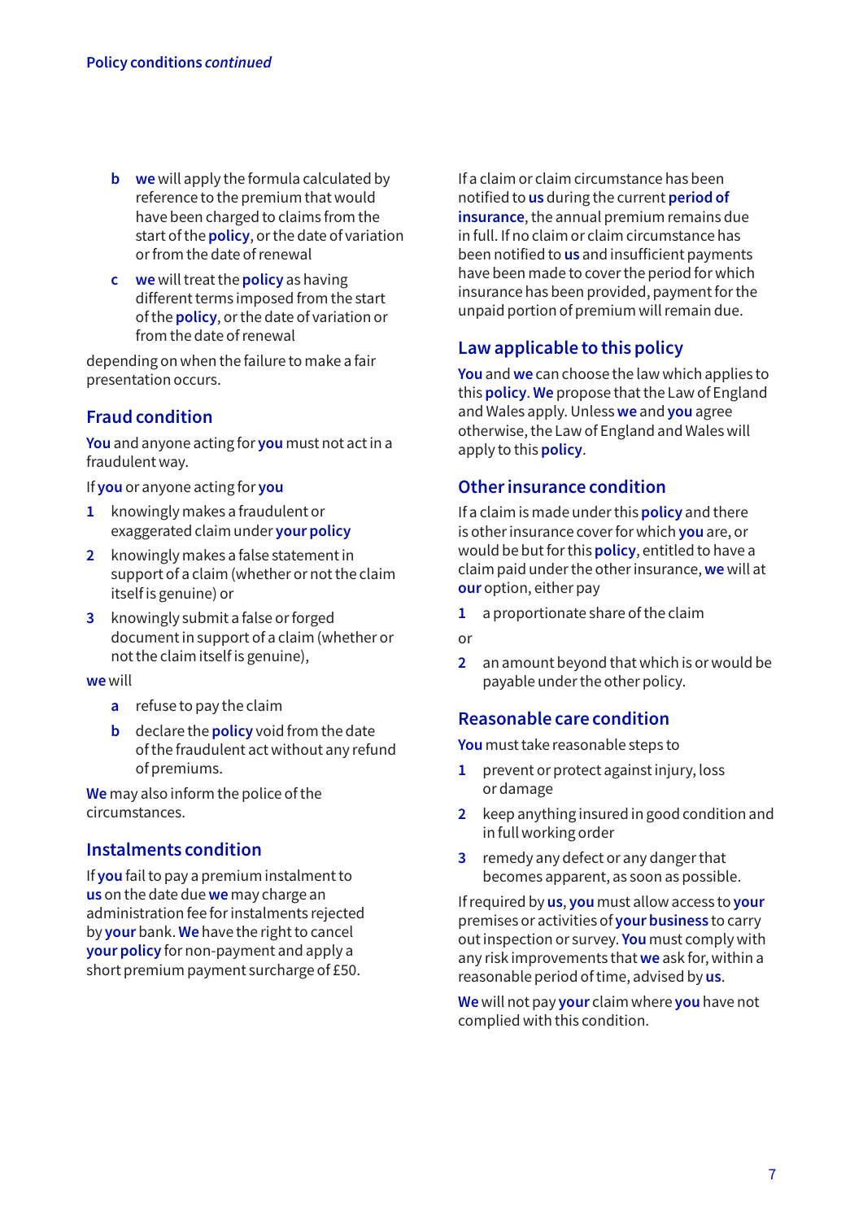- b **we** will apply the formula calculated by reference to the premium that would have been charged to claims from the start of the **policy**, or the date of variation or from the date of renewal
- c **we** will treat the **policy** as having different terms imposed from the start of the **policy**, or the date of variation or from the date of renewal

depending on when the failure to make a fair presentation occurs.

## Fraud condition

**You** and anyone acting for **you** must not act in a fraudulent way.

If **you** or anyone acting for **you**

1. knowingly makes a fraudulent or exaggerated claim under **your policy**
2. knowingly makes a false statement in support of a claim (whether or not the claim itself is genuine) or
3. knowingly submit a false or forged document in support of a claim (whether or not the claim itself is genuine),

**we** will

- a refuse to pay the claim
- b declare the **policy** void from the date of the fraudulent act without any refund of premiums.

**We** may also inform the police of the circumstances.

## Instalments condition

If **you** fail to pay a premium instalment to **us** on the date due **we** may charge an administration fee for instalments rejected by **your** bank. **We** have the right to cancel **your policy** for non-payment and apply a short premium payment surcharge of £50.

If a claim or claim circumstance has been notified to **us** during the current **period of insurance**, the annual premium remains due in full. If no claim or claim circumstance has been notified to **us** and insufficient payments have been made to cover the period for which insurance has been provided, payment for the unpaid portion of premium will remain due.

## Law applicable to this policy

**You** and **we** can choose the law which applies to this **policy**. **We** propose that the Law of England and Wales apply. Unless **we** and **you** agree otherwise, the Law of England and Wales will apply to this **policy**.

## Other insurance condition

If a claim is made under this **policy** and there is other insurance cover for which **you** are, or would be but for this **policy**, entitled to have a claim paid under the other insurance, **we** will at **our** option, either pay

1. a proportionate share of the claim

or

2. an amount beyond that which is or would be payable under the other policy.

## Reasonable care condition

**You** must take reasonable steps to

1. prevent or protect against injury, loss or damage
2. keep anything insured in good condition and in full working order
3. remedy any defect or any danger that becomes apparent, as soon as possible.

If required by **us**, **you** must allow access to **your** premises or activities of **your business** to carry out inspection or survey. **You** must comply with any risk improvements that **we** ask for, within a reasonable period of time, advised by **us**.

**We** will not pay **your** claim where **you** have not complied with this condition.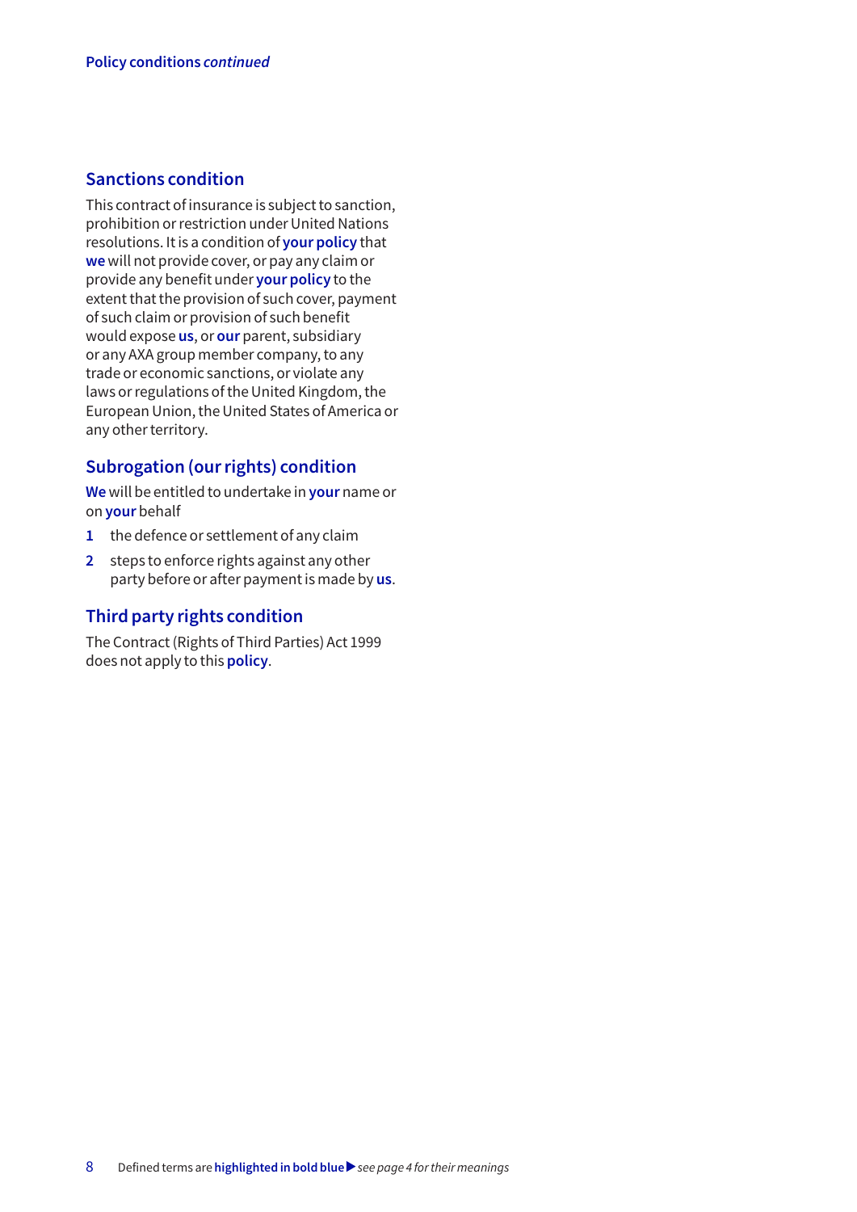## Sanctions condition

This contract of insurance is subject to sanction, prohibition or restriction under United Nations resolutions. It is a condition of **your policy** that **we** will not provide cover, or pay any claim or provide any benefit under **your policy** to the extent that the provision of such cover, payment of such claim or provision of such benefit would expose **us**, or **our** parent, subsidiary or any AXA group member company, to any trade or economic sanctions, or violate any laws or regulations of the United Kingdom, the European Union, the United States of America or any other territory.

## Subrogation (our rights) condition

**We** will be entitled to undertake in **your** name or on **your** behalf

1. the defence or settlement of any claim
2. steps to enforce rights against any other party before or after payment is made by **us**.

## Third party rights condition

The Contract (Rights of Third Parties) Act 1999 does not apply to this **policy**.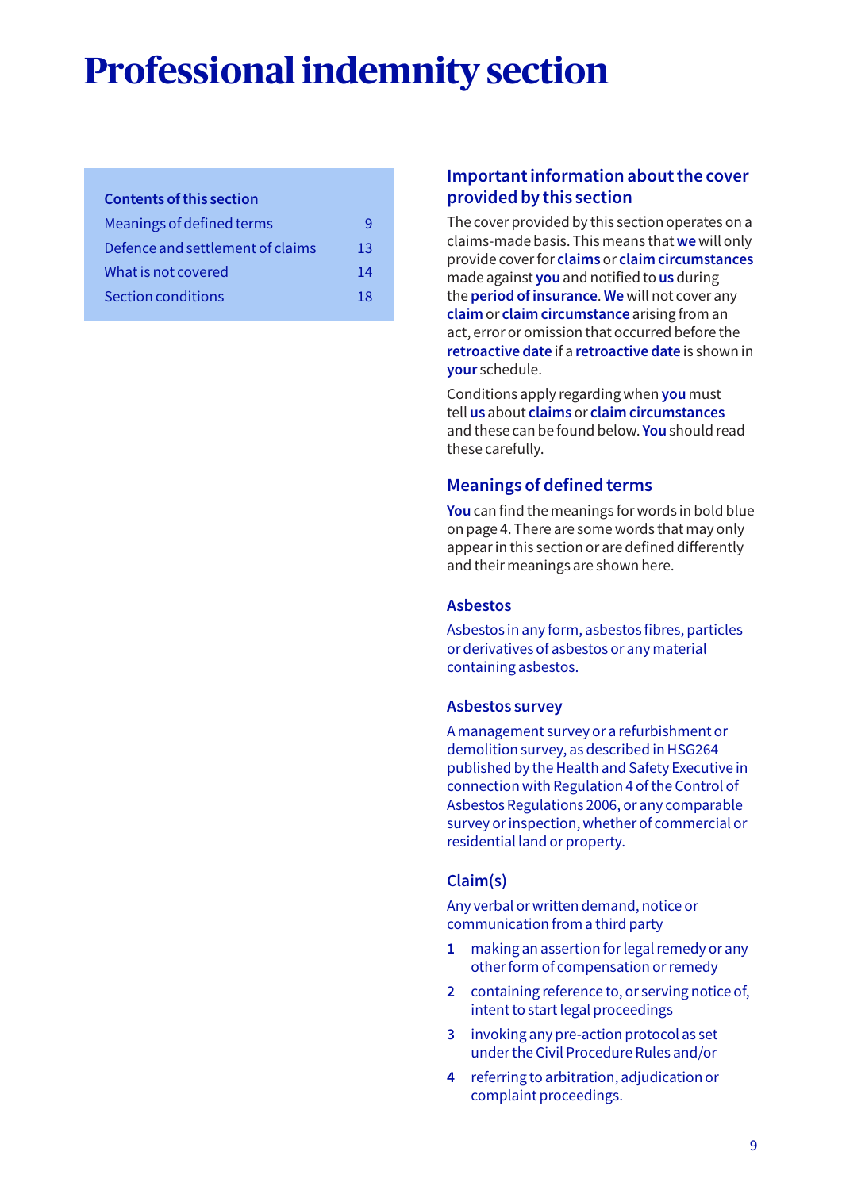# Professional indemnity section

**Contents of this section**

| | |
|---|---|
| Meanings of defined terms | 9 |
| Defence and settlement of claims | 13 |
| What is not covered | 14 |
| Section conditions | 18 |

## Important information about the cover provided by this section

The cover provided by this section operates on a claims-made basis. This means that **we** will only provide cover for **claims** or **claim circumstances** made against **you** and notified to **us** during the **period of insurance**. **We** will not cover any **claim** or **claim circumstance** arising from an act, error or omission that occurred before the **retroactive date** if a **retroactive date** is shown in **your** schedule.

Conditions apply regarding when **you** must tell **us** about **claims** or **claim circumstances** and these can be found below. **You** should read these carefully.

## Meanings of defined terms

**You** can find the meanings for words in bold blue on page 4. There are some words that may only appear in this section or are defined differently and their meanings are shown here.

### Asbestos

Asbestos in any form, asbestos fibres, particles or derivatives of asbestos or any material containing asbestos.

### Asbestos survey

A management survey or a refurbishment or demolition survey, as described in HSG264 published by the Health and Safety Executive in connection with Regulation 4 of the Control of Asbestos Regulations 2006, or any comparable survey or inspection, whether of commercial or residential land or property.

### Claim(s)

Any verbal or written demand, notice or communication from a third party

1. making an assertion for legal remedy or any other form of compensation or remedy
2. containing reference to, or serving notice of, intent to start legal proceedings
3. invoking any pre-action protocol as set under the Civil Procedure Rules and/or
4. referring to arbitration, adjudication or complaint proceedings.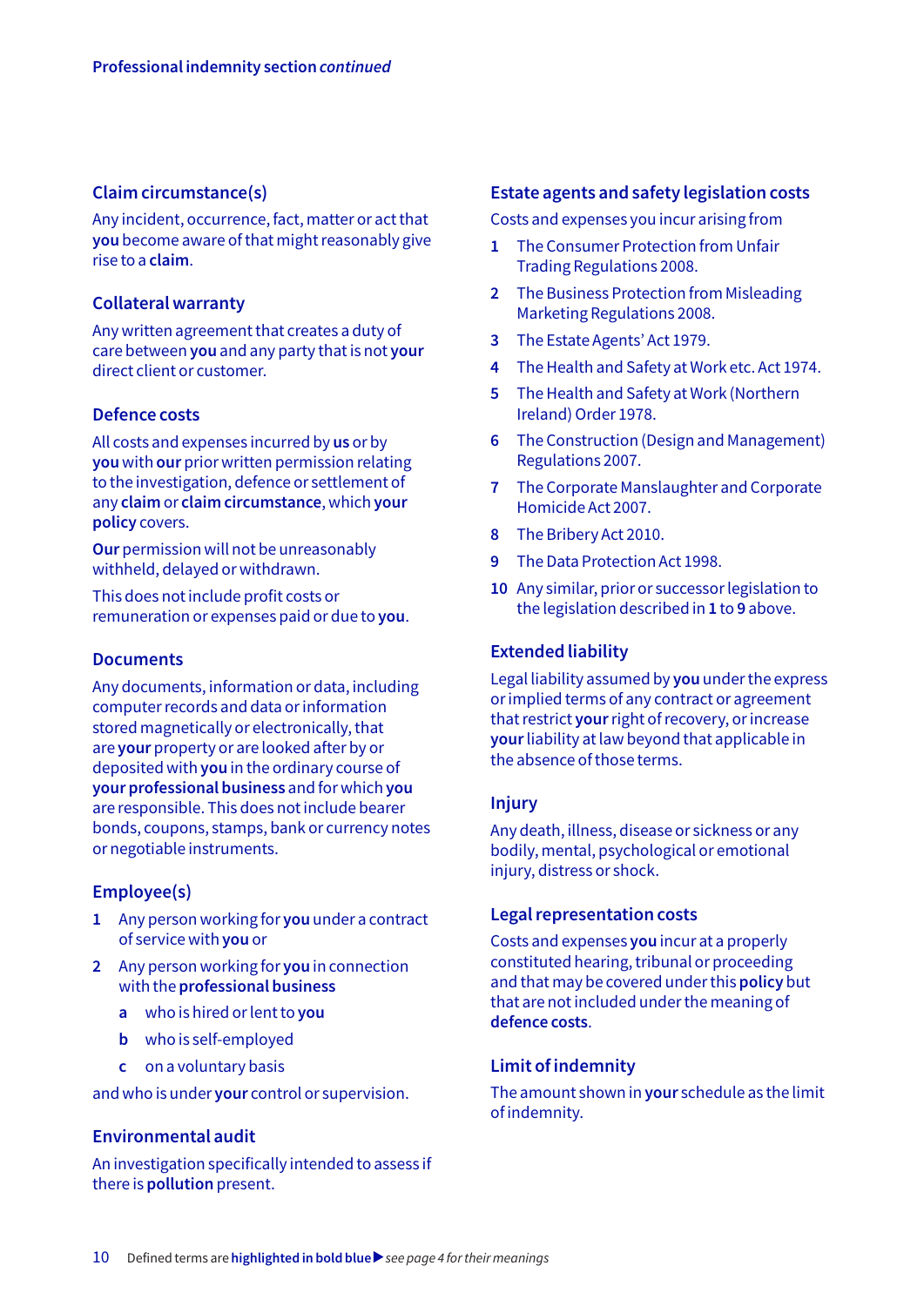### Claim circumstance(s)

Any incident, occurrence, fact, matter or act that **you** become aware of that might reasonably give rise to a **claim**.

### Collateral warranty

Any written agreement that creates a duty of care between **you** and any party that is not **your** direct client or customer.

### Defence costs

All costs and expenses incurred by **us** or by **you** with **our** prior written permission relating to the investigation, defence or settlement of any **claim** or **claim circumstance**, which **your policy** covers.

**Our** permission will not be unreasonably withheld, delayed or withdrawn.

This does not include profit costs or remuneration or expenses paid or due to **you**.

### Documents

Any documents, information or data, including computer records and data or information stored magnetically or electronically, that are **your** property or are looked after by or deposited with **you** in the ordinary course of **your professional business** and for which **you** are responsible. This does not include bearer bonds, coupons, stamps, bank or currency notes or negotiable instruments.

### Employee(s)

1. Any person working for **you** under a contract of service with **you** or
2. Any person working for **you** in connection with the **professional business**
   a. who is hired or lent to **you**
   b. who is self-employed
   c. on a voluntary basis

and who is under **your** control or supervision.

### Environmental audit

An investigation specifically intended to assess if there is **pollution** present.

### Estate agents and safety legislation costs

Costs and expenses you incur arising from

1. The Consumer Protection from Unfair Trading Regulations 2008.
2. The Business Protection from Misleading Marketing Regulations 2008.
3. The Estate Agents' Act 1979.
4. The Health and Safety at Work etc. Act 1974.
5. The Health and Safety at Work (Northern Ireland) Order 1978.
6. The Construction (Design and Management) Regulations 2007.
7. The Corporate Manslaughter and Corporate Homicide Act 2007.
8. The Bribery Act 2010.
9. The Data Protection Act 1998.
10. Any similar, prior or successor legislation to the legislation described in **1** to **9** above.

### Extended liability

Legal liability assumed by **you** under the express or implied terms of any contract or agreement that restrict **your** right of recovery, or increase **your** liability at law beyond that applicable in the absence of those terms.

### Injury

Any death, illness, disease or sickness or any bodily, mental, psychological or emotional injury, distress or shock.

### Legal representation costs

Costs and expenses **you** incur at a properly constituted hearing, tribunal or proceeding and that may be covered under this **policy** but that are not included under the meaning of **defence costs**.

### Limit of indemnity

The amount shown in **your** schedule as the limit of indemnity.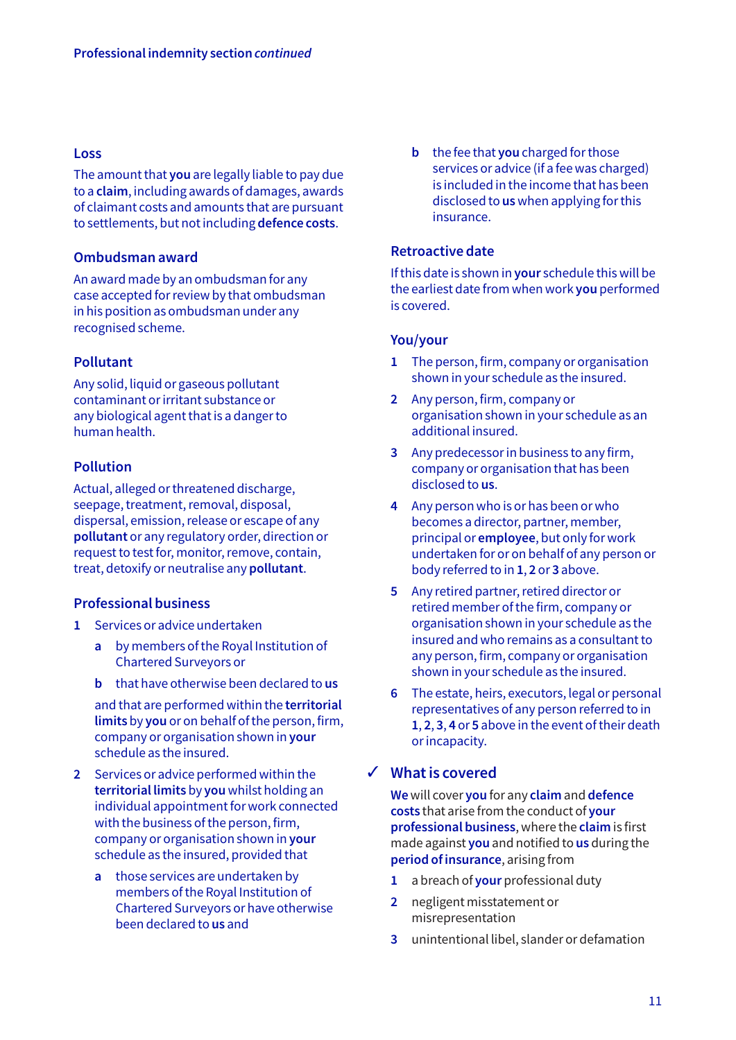### Loss

The amount that **you** are legally liable to pay due to a **claim**, including awards of damages, awards of claimant costs and amounts that are pursuant to settlements, but not including **defence costs**.

### Ombudsman award

An award made by an ombudsman for any case accepted for review by that ombudsman in his position as ombudsman under any recognised scheme.

### Pollutant

Any solid, liquid or gaseous pollutant contaminant or irritant substance or any biological agent that is a danger to human health.

### Pollution

Actual, alleged or threatened discharge, seepage, treatment, removal, disposal, dispersal, emission, release or escape of any **pollutant** or any regulatory order, direction or request to test for, monitor, remove, contain, treat, detoxify or neutralise any **pollutant**.

### Professional business

1. Services or advice undertaken
   - **a** by members of the Royal Institution of Chartered Surveyors or
   - **b** that have otherwise been declared to **us**

   and that are performed within the **territorial limits** by **you** or on behalf of the person, firm, company or organisation shown in **your** schedule as the insured.
2. Services or advice performed within the **territorial limits** by **you** whilst holding an individual appointment for work connected with the business of the person, firm, company or organisation shown in **your** schedule as the insured, provided that
   - **a** those services are undertaken by members of the Royal Institution of Chartered Surveyors or have otherwise been declared to **us** and
   - **b** the fee that **you** charged for those services or advice (if a fee was charged) is included in the income that has been disclosed to **us** when applying for this insurance.

### Retroactive date

If this date is shown in **your** schedule this will be the earliest date from when work **you** performed is covered.

### You/your

1. The person, firm, company or organisation shown in your schedule as the insured.
2. Any person, firm, company or organisation shown in your schedule as an additional insured.
3. Any predecessor in business to any firm, company or organisation that has been disclosed to **us**.
4. Any person who is or has been or who becomes a director, partner, member, principal or **employee**, but only for work undertaken for or on behalf of any person or body referred to in **1**, **2** or **3** above.
5. Any retired partner, retired director or retired member of the firm, company or organisation shown in your schedule as the insured and who remains as a consultant to any person, firm, company or organisation shown in your schedule as the insured.
6. The estate, heirs, executors, legal or personal representatives of any person referred to in **1**, **2**, **3**, **4** or **5** above in the event of their death or incapacity.

## ✓ What is covered

**We** will cover **you** for any **claim** and **defence costs** that arise from the conduct of **your professional business**, where the **claim** is first made against **you** and notified to **us** during the **period of insurance**, arising from

1. a breach of **your** professional duty
2. negligent misstatement or misrepresentation
3. unintentional libel, slander or defamation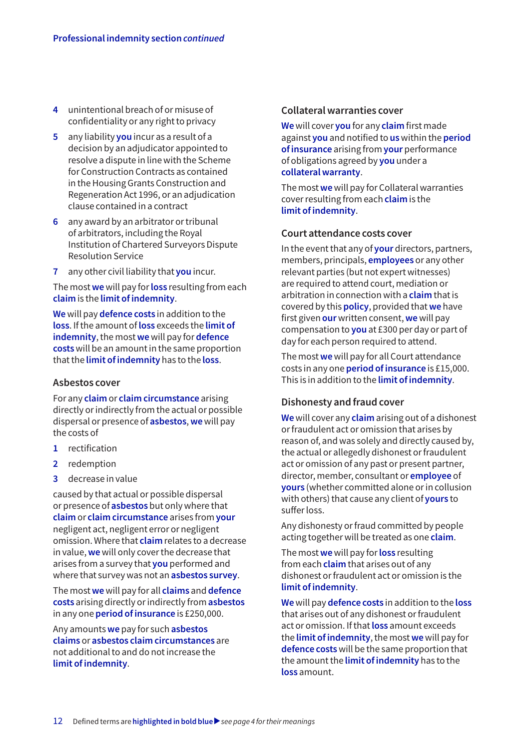4 unintentional breach of or misuse of confidentiality or any right to privacy
5 any liability **you** incur as a result of a decision by an adjudicator appointed to resolve a dispute in line with the Scheme for Construction Contracts as contained in the Housing Grants Construction and Regeneration Act 1996, or an adjudication clause contained in a contract
6 any award by an arbitrator or tribunal of arbitrators, including the Royal Institution of Chartered Surveyors Dispute Resolution Service
7 any other civil liability that **you** incur.

The most **we** will pay for **loss** resulting from each **claim** is the **limit of indemnity**.

**We** will pay **defence costs** in addition to the **loss**. If the amount of **loss** exceeds the **limit of indemnity**, the most **we** will pay for **defence costs** will be an amount in the same proportion that the **limit of indemnity** has to the **loss**.

### Asbestos cover

For any **claim** or **claim circumstance** arising directly or indirectly from the actual or possible dispersal or presence of **asbestos**, **we** will pay the costs of

1 rectification
2 redemption
3 decrease in value

caused by that actual or possible dispersal or presence of **asbestos** but only where that **claim** or **claim circumstance** arises from **your** negligent act, negligent error or negligent omission. Where that **claim** relates to a decrease in value, **we** will only cover the decrease that arises from a survey that **you** performed and where that survey was not an **asbestos survey**.

The most **we** will pay for all **claims** and **defence costs** arising directly or indirectly from **asbestos** in any one **period of insurance** is £250,000.

Any amounts **we** pay for such **asbestos claims** or **asbestos claim circumstances** are not additional to and do not increase the **limit of indemnity**.

### Collateral warranties cover

**We** will cover **you** for any **claim** first made against **you** and notified to **us** within the **period of insurance** arising from **your** performance of obligations agreed by **you** under a **collateral warranty**.

The most **we** will pay for Collateral warranties cover resulting from each **claim** is the **limit of indemnity**.

### Court attendance costs cover

In the event that any of **your** directors, partners, members, principals, **employees** or any other relevant parties (but not expert witnesses) are required to attend court, mediation or arbitration in connection with a **claim** that is covered by this **policy**, provided that **we** have first given **our** written consent, **we** will pay compensation to **you** at £300 per day or part of day for each person required to attend.

The most **we** will pay for all Court attendance costs in any one **period of insurance** is £15,000. This is in addition to the **limit of indemnity**.

### Dishonesty and fraud cover

**We** will cover any **claim** arising out of a dishonest or fraudulent act or omission that arises by reason of, and was solely and directly caused by, the actual or allegedly dishonest or fraudulent act or omission of any past or present partner, director, member, consultant or **employee** of **yours** (whether committed alone or in collusion with others) that cause any client of **yours** to suffer loss.

Any dishonesty or fraud committed by people acting together will be treated as one **claim**.

The most **we** will pay for **loss** resulting from each **claim** that arises out of any dishonest or fraudulent act or omission is the **limit of indemnity**.

**We** will pay **defence costs** in addition to the **loss** that arises out of any dishonest or fraudulent act or omission. If that **loss** amount exceeds the **limit of indemnity**, the most **we** will pay for **defence costs** will be the same proportion that the amount the **limit of indemnity** has to the **loss** amount.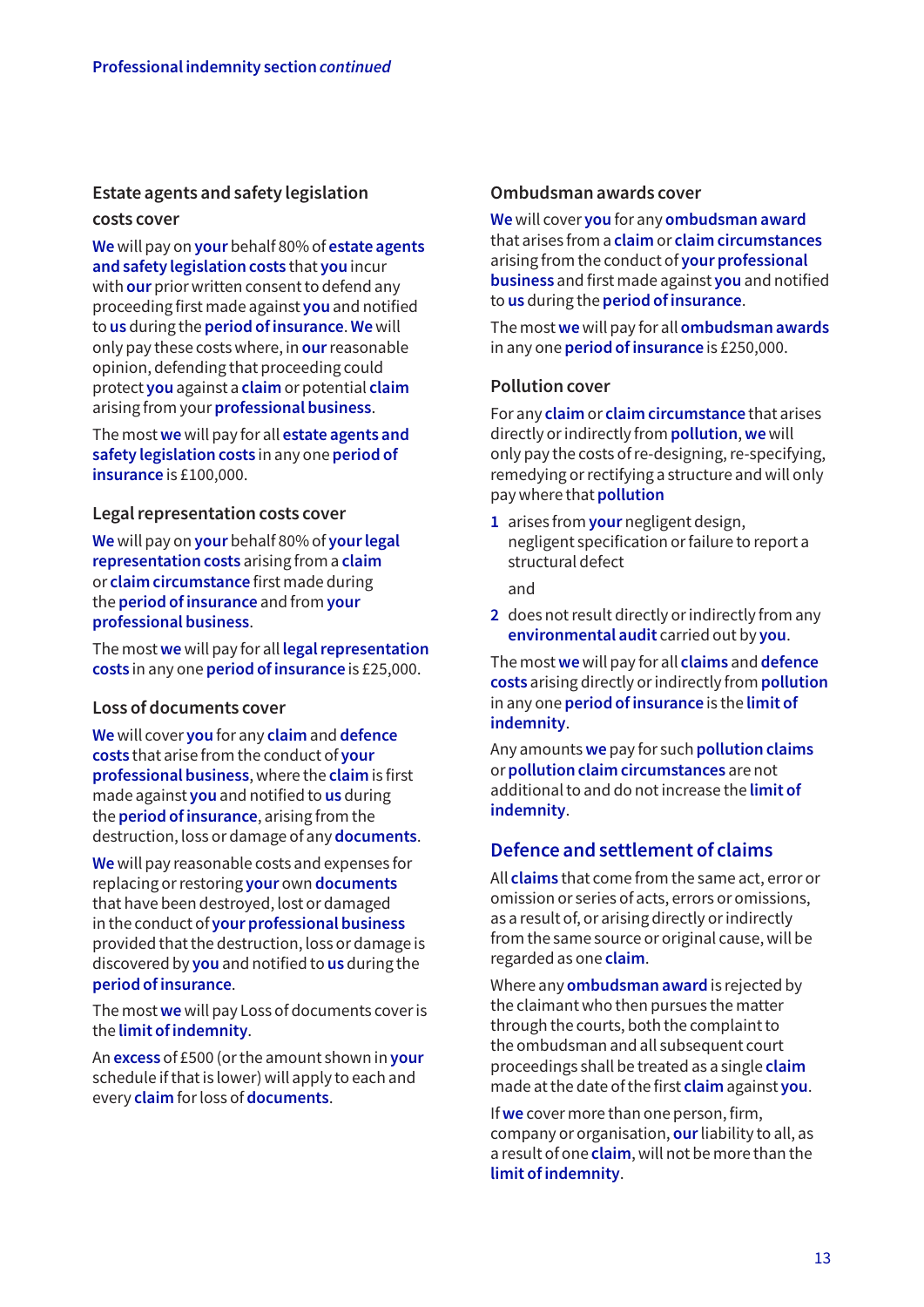## Estate agents and safety legislation costs cover

**We** will pay on **your** behalf 80% of **estate agents and safety legislation costs** that **you** incur with **our** prior written consent to defend any proceeding first made against **you** and notified to **us** during the **period of insurance**. **We** will only pay these costs where, in **our** reasonable opinion, defending that proceeding could protect **you** against a **claim** or potential **claim** arising from your **professional business**.

The most **we** will pay for all **estate agents and safety legislation costs** in any one **period of insurance** is £100,000.

## Legal representation costs cover

**We** will pay on **your** behalf 80% of **your legal representation costs** arising from a **claim** or **claim circumstance** first made during the **period of insurance** and from **your professional business**.

The most **we** will pay for all **legal representation costs** in any one **period of insurance** is £25,000.

## Loss of documents cover

**We** will cover **you** for any **claim** and **defence costs** that arise from the conduct of **your professional business**, where the **claim** is first made against **you** and notified to **us** during the **period of insurance**, arising from the destruction, loss or damage of any **documents**.

**We** will pay reasonable costs and expenses for replacing or restoring **your** own **documents** that have been destroyed, lost or damaged in the conduct of **your professional business** provided that the destruction, loss or damage is discovered by **you** and notified to **us** during the **period of insurance**.

The most **we** will pay Loss of documents cover is the **limit of indemnity**.

An **excess** of £500 (or the amount shown in **your** schedule if that is lower) will apply to each and every **claim** for loss of **documents**.

## Ombudsman awards cover

**We** will cover **you** for any **ombudsman award** that arises from a **claim** or **claim circumstances** arising from the conduct of **your professional business** and first made against **you** and notified to **us** during the **period of insurance**.

The most **we** will pay for all **ombudsman awards** in any one **period of insurance** is £250,000.

## Pollution cover

For any **claim** or **claim circumstance** that arises directly or indirectly from **pollution**, **we** will only pay the costs of re-designing, re-specifying, remedying or rectifying a structure and will only pay where that **pollution**

1. arises from **your** negligent design, negligent specification or failure to report a structural defect

   and

2. does not result directly or indirectly from any **environmental audit** carried out by **you**.

The most **we** will pay for all **claims** and **defence costs** arising directly or indirectly from **pollution** in any one **period of insurance** is the **limit of indemnity**.

Any amounts **we** pay for such **pollution claims** or **pollution claim circumstances** are not additional to and do not increase the **limit of indemnity**.

# Defence and settlement of claims

All **claims** that come from the same act, error or omission or series of acts, errors or omissions, as a result of, or arising directly or indirectly from the same source or original cause, will be regarded as one **claim**.

Where any **ombudsman award** is rejected by the claimant who then pursues the matter through the courts, both the complaint to the ombudsman and all subsequent court proceedings shall be treated as a single **claim** made at the date of the first **claim** against **you**.

If **we** cover more than one person, firm, company or organisation, **our** liability to all, as a result of one **claim**, will not be more than the **limit of indemnity**.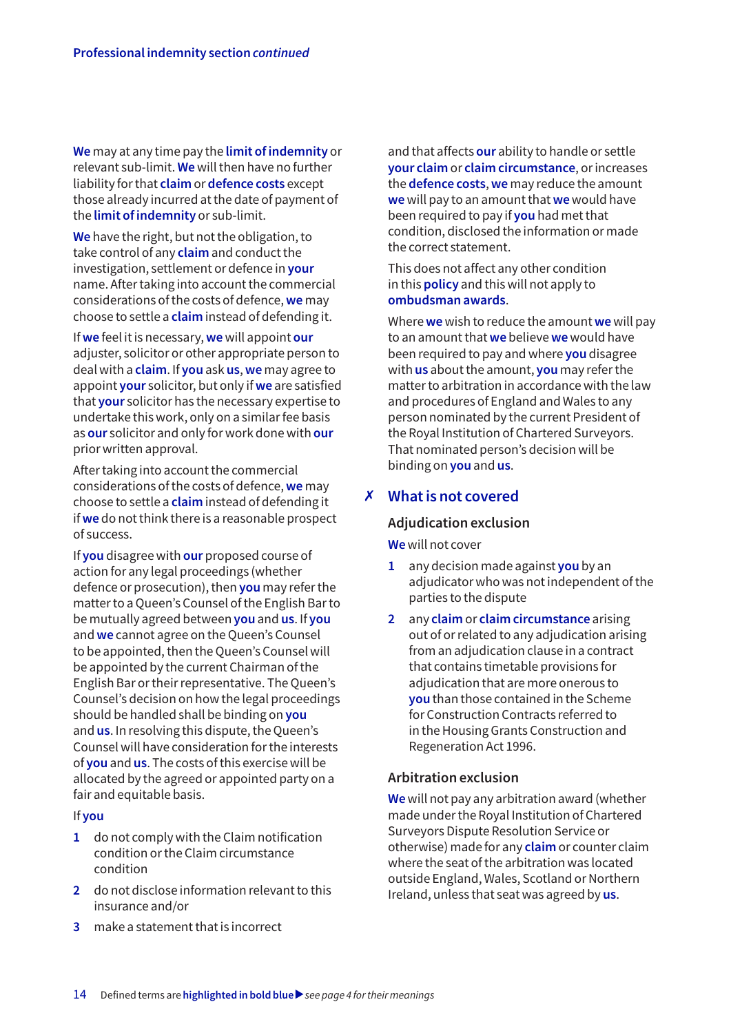**We** may at any time pay the **limit of indemnity** or relevant sub-limit. **We** will then have no further liability for that **claim** or **defence costs** except those already incurred at the date of payment of the **limit of indemnity** or sub-limit.

**We** have the right, but not the obligation, to take control of any **claim** and conduct the investigation, settlement or defence in **your** name. After taking into account the commercial considerations of the costs of defence, **we** may choose to settle a **claim** instead of defending it.

If **we** feel it is necessary, **we** will appoint **our** adjuster, solicitor or other appropriate person to deal with a **claim**. If **you** ask **us**, **we** may agree to appoint **your** solicitor, but only if **we** are satisfied that **your** solicitor has the necessary expertise to undertake this work, only on a similar fee basis as **our** solicitor and only for work done with **our** prior written approval.

After taking into account the commercial considerations of the costs of defence, **we** may choose to settle a **claim** instead of defending it if **we** do not think there is a reasonable prospect of success.

If **you** disagree with **our** proposed course of action for any legal proceedings (whether defence or prosecution), then **you** may refer the matter to a Queen's Counsel of the English Bar to be mutually agreed between **you** and **us**. If **you** and **we** cannot agree on the Queen's Counsel to be appointed, then the Queen's Counsel will be appointed by the current Chairman of the English Bar or their representative. The Queen's Counsel's decision on how the legal proceedings should be handled shall be binding on **you** and **us**. In resolving this dispute, the Queen's Counsel will have consideration for the interests of **you** and **us**. The costs of this exercise will be allocated by the agreed or appointed party on a fair and equitable basis.

If **you**

1. do not comply with the Claim notification condition or the Claim circumstance condition
2. do not disclose information relevant to this insurance and/or
3. make a statement that is incorrect

and that affects **our** ability to handle or settle **your claim** or **claim circumstance**, or increases the **defence costs**, **we** may reduce the amount **we** will pay to an amount that **we** would have been required to pay if **you** had met that condition, disclosed the information or made the correct statement.

This does not affect any other condition in this **policy** and this will not apply to **ombudsman awards**.

Where **we** wish to reduce the amount **we** will pay to an amount that **we** believe **we** would have been required to pay and where **you** disagree with **us** about the amount, **you** may refer the matter to arbitration in accordance with the law and procedures of England and Wales to any person nominated by the current President of the Royal Institution of Chartered Surveyors. That nominated person's decision will be binding on **you** and **us**.

## ✗ What is not covered

### Adjudication exclusion

**We** will not cover

1. any decision made against **you** by an adjudicator who was not independent of the parties to the dispute
2. any **claim** or **claim circumstance** arising out of or related to any adjudication arising from an adjudication clause in a contract that contains timetable provisions for adjudication that are more onerous to **you** than those contained in the Scheme for Construction Contracts referred to in the Housing Grants Construction and Regeneration Act 1996.

### Arbitration exclusion

**We** will not pay any arbitration award (whether made under the Royal Institution of Chartered Surveyors Dispute Resolution Service or otherwise) made for any **claim** or counter claim where the seat of the arbitration was located outside England, Wales, Scotland or Northern Ireland, unless that seat was agreed by **us**.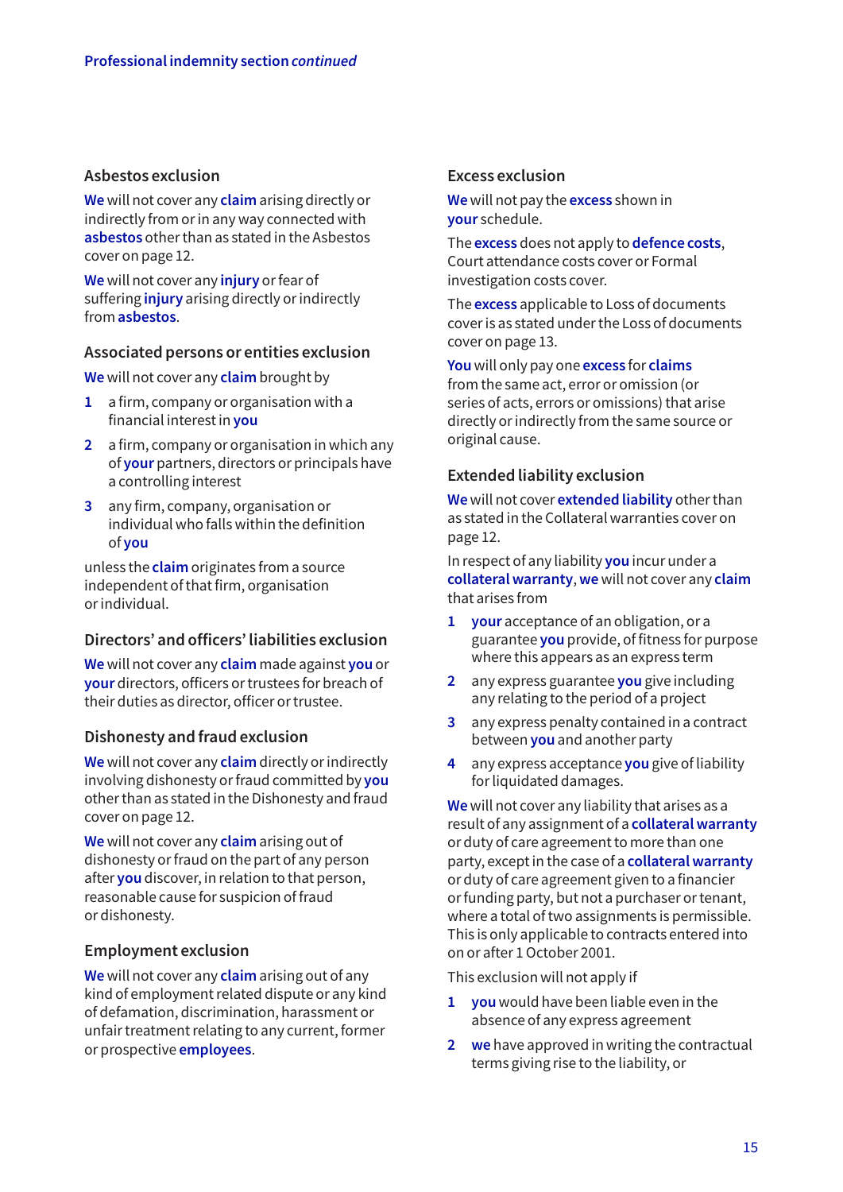### Asbestos exclusion

**We** will not cover any **claim** arising directly or indirectly from or in any way connected with **asbestos** other than as stated in the Asbestos cover on page 12.

**We** will not cover any **injury** or fear of suffering **injury** arising directly or indirectly from **asbestos**.

### Associated persons or entities exclusion

**We** will not cover any **claim** brought by

1. a firm, company or organisation with a financial interest in **you**
2. a firm, company or organisation in which any of **your** partners, directors or principals have a controlling interest
3. any firm, company, organisation or individual who falls within the definition of **you**

unless the **claim** originates from a source independent of that firm, organisation or individual.

### Directors' and officers' liabilities exclusion

**We** will not cover any **claim** made against **you** or **your** directors, officers or trustees for breach of their duties as director, officer or trustee.

### Dishonesty and fraud exclusion

**We** will not cover any **claim** directly or indirectly involving dishonesty or fraud committed by **you** other than as stated in the Dishonesty and fraud cover on page 12.

**We** will not cover any **claim** arising out of dishonesty or fraud on the part of any person after **you** discover, in relation to that person, reasonable cause for suspicion of fraud or dishonesty.

### Employment exclusion

**We** will not cover any **claim** arising out of any kind of employment related dispute or any kind of defamation, discrimination, harassment or unfair treatment relating to any current, former or prospective **employees**.

### Excess exclusion

**We** will not pay the **excess** shown in **your** schedule.

The **excess** does not apply to **defence costs**, Court attendance costs cover or Formal investigation costs cover.

The **excess** applicable to Loss of documents cover is as stated under the Loss of documents cover on page 13.

**You** will only pay one **excess** for **claims** from the same act, error or omission (or series of acts, errors or omissions) that arise directly or indirectly from the same source or original cause.

### Extended liability exclusion

**We** will not cover **extended liability** other than as stated in the Collateral warranties cover on page 12.

In respect of any liability **you** incur under a **collateral warranty**, **we** will not cover any **claim** that arises from

1. **your** acceptance of an obligation, or a guarantee **you** provide, of fitness for purpose where this appears as an express term
2. any express guarantee **you** give including any relating to the period of a project
3. any express penalty contained in a contract between **you** and another party
4. any express acceptance **you** give of liability for liquidated damages.

**We** will not cover any liability that arises as a result of any assignment of a **collateral warranty** or duty of care agreement to more than one party, except in the case of a **collateral warranty** or duty of care agreement given to a financier or funding party, but not a purchaser or tenant, where a total of two assignments is permissible. This is only applicable to contracts entered into on or after 1 October 2001.

This exclusion will not apply if

1. **you** would have been liable even in the absence of any express agreement
2. **we** have approved in writing the contractual terms giving rise to the liability, or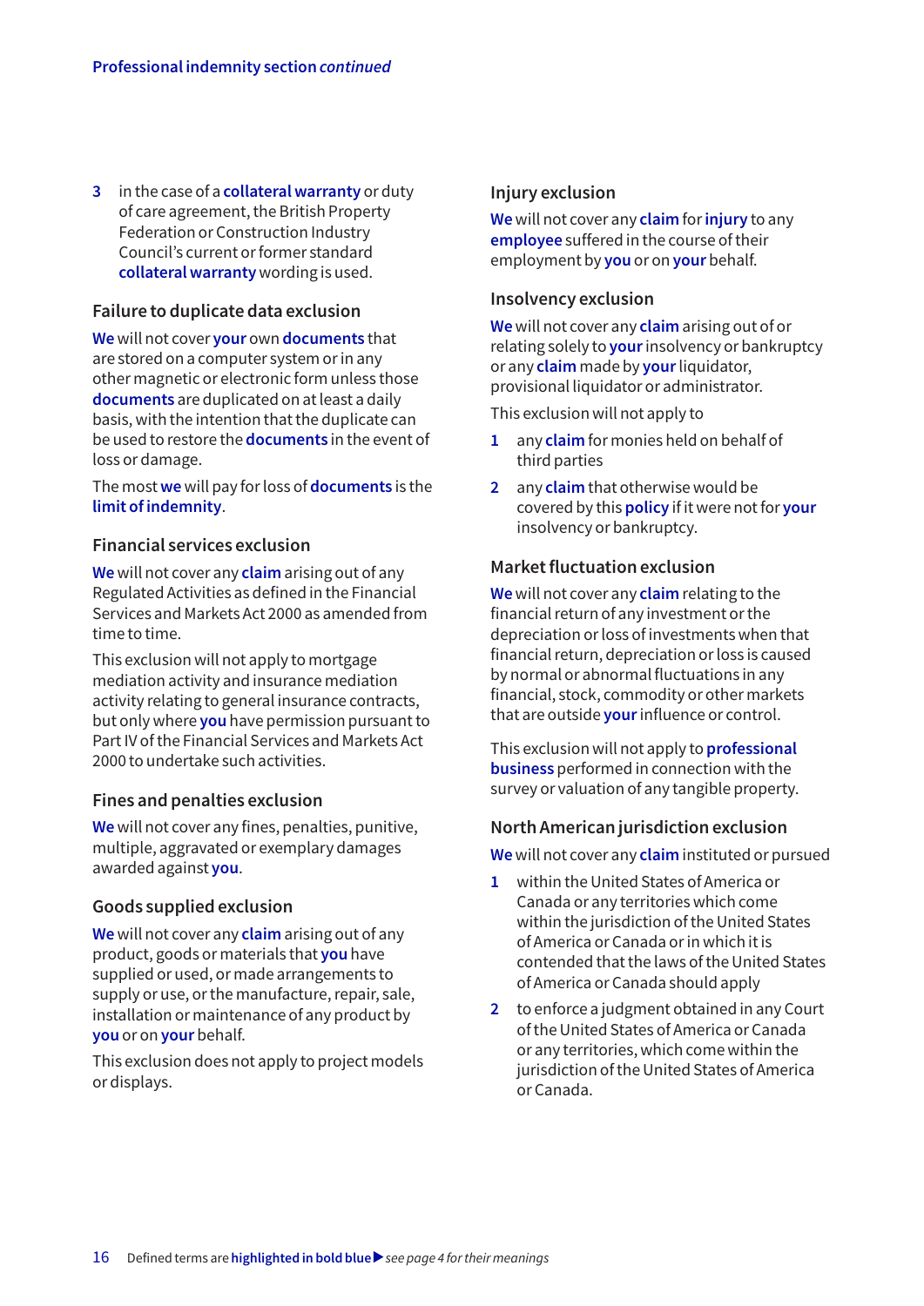3 in the case of a **collateral warranty** or duty of care agreement, the British Property Federation or Construction Industry Council's current or former standard **collateral warranty** wording is used.

### Failure to duplicate data exclusion

**We** will not cover **your** own **documents** that are stored on a computer system or in any other magnetic or electronic form unless those **documents** are duplicated on at least a daily basis, with the intention that the duplicate can be used to restore the **documents** in the event of loss or damage.

The most **we** will pay for loss of **documents** is the **limit of indemnity**.

### Financial services exclusion

**We** will not cover any **claim** arising out of any Regulated Activities as defined in the Financial Services and Markets Act 2000 as amended from time to time.

This exclusion will not apply to mortgage mediation activity and insurance mediation activity relating to general insurance contracts, but only where **you** have permission pursuant to Part IV of the Financial Services and Markets Act 2000 to undertake such activities.

### Fines and penalties exclusion

**We** will not cover any fines, penalties, punitive, multiple, aggravated or exemplary damages awarded against **you**.

### Goods supplied exclusion

**We** will not cover any **claim** arising out of any product, goods or materials that **you** have supplied or used, or made arrangements to supply or use, or the manufacture, repair, sale, installation or maintenance of any product by **you** or on **your** behalf.

This exclusion does not apply to project models or displays.

### Injury exclusion

**We** will not cover any **claim** for **injury** to any **employee** suffered in the course of their employment by **you** or on **your** behalf.

### Insolvency exclusion

**We** will not cover any **claim** arising out of or relating solely to **your** insolvency or bankruptcy or any **claim** made by **your** liquidator, provisional liquidator or administrator.

This exclusion will not apply to

1. any **claim** for monies held on behalf of third parties
2. any **claim** that otherwise would be covered by this **policy** if it were not for **your** insolvency or bankruptcy.

### Market fluctuation exclusion

**We** will not cover any **claim** relating to the financial return of any investment or the depreciation or loss of investments when that financial return, depreciation or loss is caused by normal or abnormal fluctuations in any financial, stock, commodity or other markets that are outside **your** influence or control.

This exclusion will not apply to **professional business** performed in connection with the survey or valuation of any tangible property.

### North American jurisdiction exclusion

**We** will not cover any **claim** instituted or pursued

1. within the United States of America or Canada or any territories which come within the jurisdiction of the United States of America or Canada or in which it is contended that the laws of the United States of America or Canada should apply
2. to enforce a judgment obtained in any Court of the United States of America or Canada or any territories, which come within the jurisdiction of the United States of America or Canada.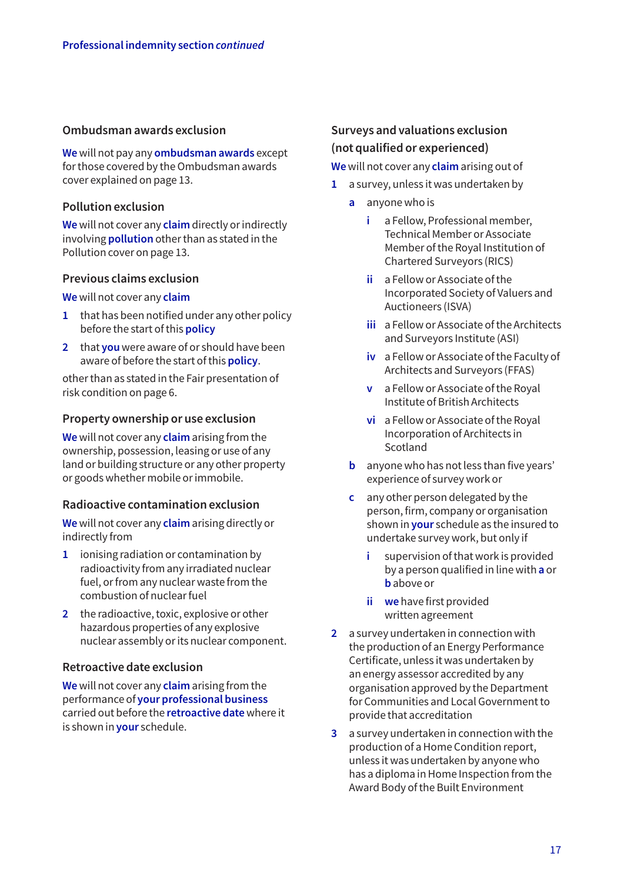## Ombudsman awards exclusion

**We** will not pay any **ombudsman awards** except for those covered by the Ombudsman awards cover explained on page 13.

## Pollution exclusion

**We** will not cover any **claim** directly or indirectly involving **pollution** other than as stated in the Pollution cover on page 13.

## Previous claims exclusion

**We** will not cover any **claim**

1. that has been notified under any other policy before the start of this **policy**
2. that **you** were aware of or should have been aware of before the start of this **policy**.

other than as stated in the Fair presentation of risk condition on page 6.

## Property ownership or use exclusion

**We** will not cover any **claim** arising from the ownership, possession, leasing or use of any land or building structure or any other property or goods whether mobile or immobile.

## Radioactive contamination exclusion

**We** will not cover any **claim** arising directly or indirectly from

1. ionising radiation or contamination by radioactivity from any irradiated nuclear fuel, or from any nuclear waste from the combustion of nuclear fuel
2. the radioactive, toxic, explosive or other hazardous properties of any explosive nuclear assembly or its nuclear component.

## Retroactive date exclusion

**We** will not cover any **claim** arising from the performance of **your professional business** carried out before the **retroactive date** where it is shown in **your** schedule.

## Surveys and valuations exclusion (not qualified or experienced)

**We** will not cover any **claim** arising out of

1. a survey, unless it was undertaken by
   - **a** anyone who is
     - **i** a Fellow, Professional member, Technical Member or Associate Member of the Royal Institution of Chartered Surveyors (RICS)
     - **ii** a Fellow or Associate of the Incorporated Society of Valuers and Auctioneers (ISVA)
     - **iii** a Fellow or Associate of the Architects and Surveyors Institute (ASI)
     - **iv** a Fellow or Associate of the Faculty of Architects and Surveyors (FFAS)
     - **v** a Fellow or Associate of the Royal Institute of British Architects
     - **vi** a Fellow or Associate of the Royal Incorporation of Architects in Scotland
   - **b** anyone who has not less than five years' experience of survey work or
   - **c** any other person delegated by the person, firm, company or organisation shown in **your** schedule as the insured to undertake survey work, but only if
     - **i** supervision of that work is provided by a person qualified in line with **a** or **b** above or
     - **ii** **we** have first provided written agreement
2. a survey undertaken in connection with the production of an Energy Performance Certificate, unless it was undertaken by an energy assessor accredited by any organisation approved by the Department for Communities and Local Government to provide that accreditation
3. a survey undertaken in connection with the production of a Home Condition report, unless it was undertaken by anyone who has a diploma in Home Inspection from the Award Body of the Built Environment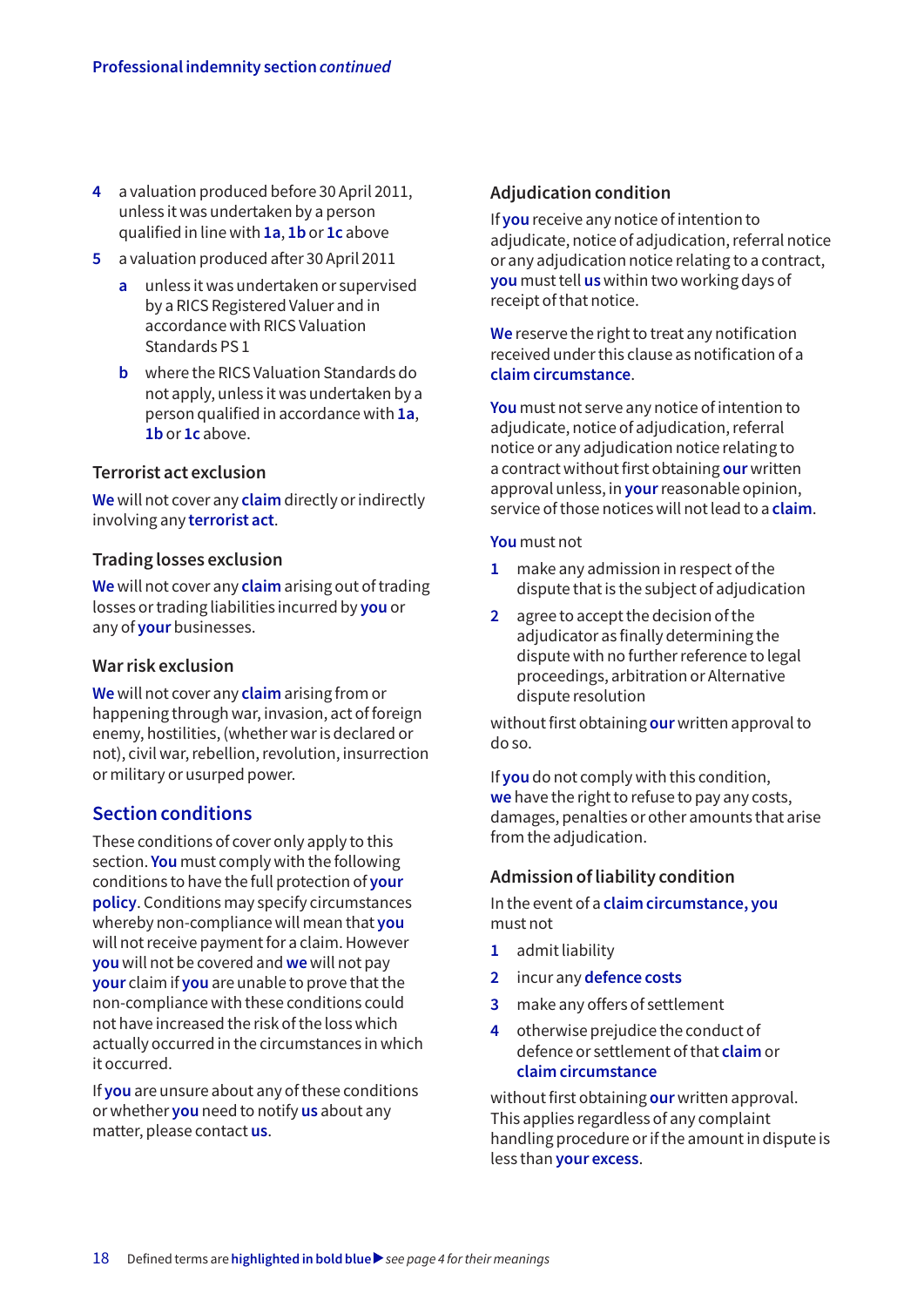4 a valuation produced before 30 April 2011, unless it was undertaken by a person qualified in line with **1a**, **1b** or **1c** above

5 a valuation produced after 30 April 2011

   a unless it was undertaken or supervised by a RICS Registered Valuer and in accordance with RICS Valuation Standards PS 1

   b where the RICS Valuation Standards do not apply, unless it was undertaken by a person qualified in accordance with **1a**, **1b** or **1c** above.

### Terrorist act exclusion

**We** will not cover any **claim** directly or indirectly involving any **terrorist act**.

### Trading losses exclusion

**We** will not cover any **claim** arising out of trading losses or trading liabilities incurred by **you** or any of **your** businesses.

### War risk exclusion

**We** will not cover any **claim** arising from or happening through war, invasion, act of foreign enemy, hostilities, (whether war is declared or not), civil war, rebellion, revolution, insurrection or military or usurped power.

## Section conditions

These conditions of cover only apply to this section. **You** must comply with the following conditions to have the full protection of **your policy**. Conditions may specify circumstances whereby non-compliance will mean that **you** will not receive payment for a claim. However **you** will not be covered and **we** will not pay **your** claim if **you** are unable to prove that the non-compliance with these conditions could not have increased the risk of the loss which actually occurred in the circumstances in which it occurred.

If **you** are unsure about any of these conditions or whether **you** need to notify **us** about any matter, please contact **us**.

### Adjudication condition

If **you** receive any notice of intention to adjudicate, notice of adjudication, referral notice or any adjudication notice relating to a contract, **you** must tell **us** within two working days of receipt of that notice.

**We** reserve the right to treat any notification received under this clause as notification of a **claim circumstance**.

**You** must not serve any notice of intention to adjudicate, notice of adjudication, referral notice or any adjudication notice relating to a contract without first obtaining **our** written approval unless, in **your** reasonable opinion, service of those notices will not lead to a **claim**.

**You** must not

1 make any admission in respect of the dispute that is the subject of adjudication

2 agree to accept the decision of the adjudicator as finally determining the dispute with no further reference to legal proceedings, arbitration or Alternative dispute resolution

without first obtaining **our** written approval to do so.

If **you** do not comply with this condition, **we** have the right to refuse to pay any costs, damages, penalties or other amounts that arise from the adjudication.

### Admission of liability condition

In the event of a **claim circumstance, you** must not

1 admit liability

2 incur any **defence costs**

3 make any offers of settlement

4 otherwise prejudice the conduct of defence or settlement of that **claim** or **claim circumstance**

without first obtaining **our** written approval. This applies regardless of any complaint handling procedure or if the amount in dispute is less than **your excess**.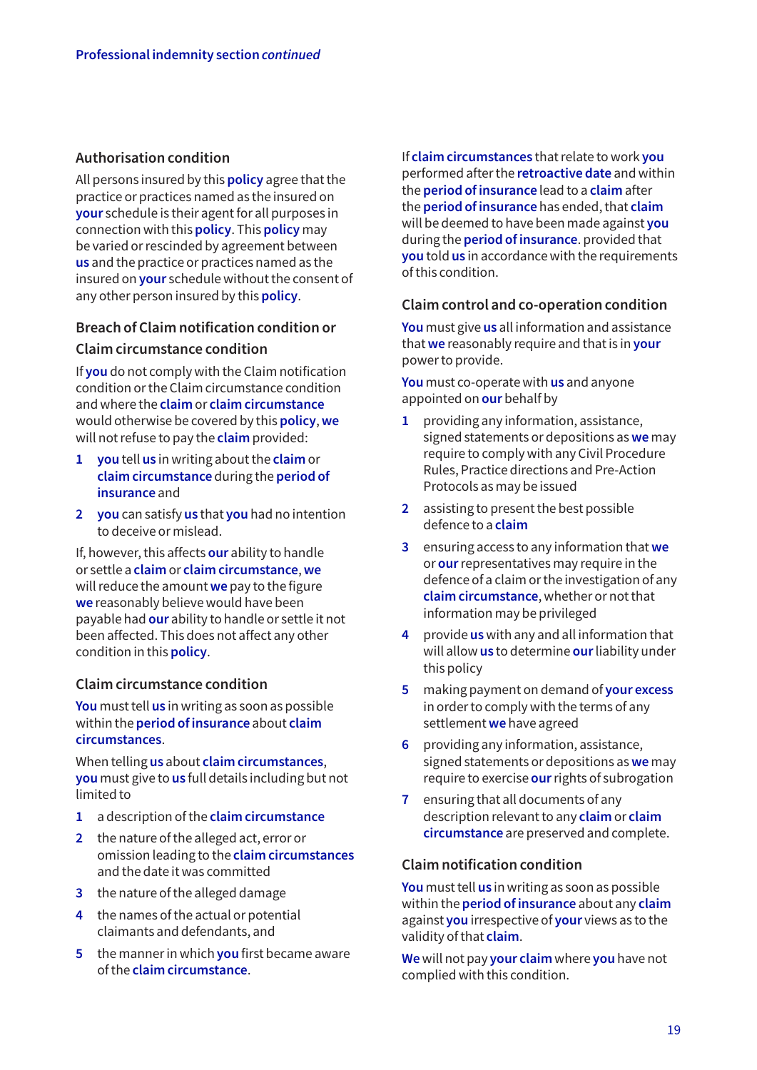*Professional indemnity section continued*

### Authorisation condition

All persons insured by this **policy** agree that the practice or practices named as the insured on **your** schedule is their agent for all purposes in connection with this **policy**. This **policy** may be varied or rescinded by agreement between **us** and the practice or practices named as the insured on **your** schedule without the consent of any other person insured by this **policy**.

### Breach of Claim notification condition or Claim circumstance condition

If **you** do not comply with the Claim notification condition or the Claim circumstance condition and where the **claim** or **claim circumstance** would otherwise be covered by this **policy**, **we** will not refuse to pay the **claim** provided:

1. **you** tell **us** in writing about the **claim** or **claim circumstance** during the **period of insurance** and
2. **you** can satisfy **us** that **you** had no intention to deceive or mislead.

If, however, this affects **our** ability to handle or settle a **claim** or **claim circumstance**, **we** will reduce the amount **we** pay to the figure **we** reasonably believe would have been payable had **our** ability to handle or settle it not been affected. This does not affect any other condition in this **policy**.

### Claim circumstance condition

**You** must tell **us** in writing as soon as possible within the **period of insurance** about **claim circumstances**.

When telling **us** about **claim circumstances**, **you** must give to **us** full details including but not limited to

1. a description of the **claim circumstance**
2. the nature of the alleged act, error or omission leading to the **claim circumstances** and the date it was committed
3. the nature of the alleged damage
4. the names of the actual or potential claimants and defendants, and
5. the manner in which **you** first became aware of the **claim circumstance**.

If **claim circumstances** that relate to work **you** performed after the **retroactive date** and within the **period of insurance** lead to a **claim** after the **period of insurance** has ended, that **claim** will be deemed to have been made against **you** during the **period of insurance**. provided that **you** told **us** in accordance with the requirements of this condition.

### Claim control and co-operation condition

**You** must give **us** all information and assistance that **we** reasonably require and that is in **your** power to provide.

**You** must co-operate with **us** and anyone appointed on **our** behalf by

1. providing any information, assistance, signed statements or depositions as **we** may require to comply with any Civil Procedure Rules, Practice directions and Pre-Action Protocols as may be issued
2. assisting to present the best possible defence to a **claim**
3. ensuring access to any information that **we** or **our** representatives may require in the defence of a claim or the investigation of any **claim circumstance**, whether or not that information may be privileged
4. provide **us** with any and all information that will allow **us** to determine **our** liability under this policy
5. making payment on demand of **your excess** in order to comply with the terms of any settlement **we** have agreed
6. providing any information, assistance, signed statements or depositions as **we** may require to exercise **our** rights of subrogation
7. ensuring that all documents of any description relevant to any **claim** or **claim circumstance** are preserved and complete.

### Claim notification condition

**You** must tell **us** in writing as soon as possible within the **period of insurance** about any **claim** against **you** irrespective of **your** views as to the validity of that **claim**.

**We** will not pay **your claim** where **you** have not complied with this condition.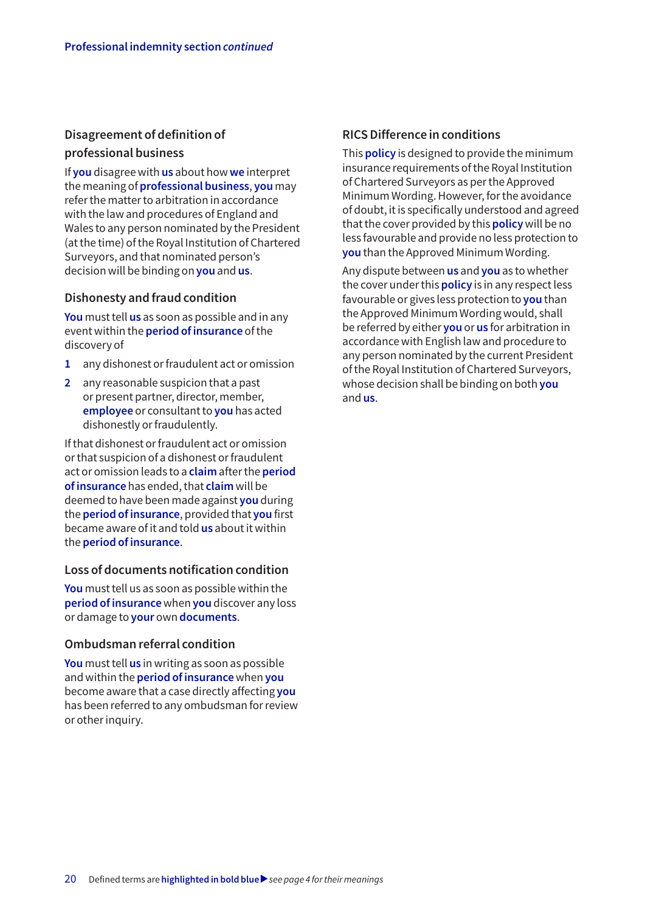### Disagreement of definition of professional business

If **you** disagree with **us** about how **we** interpret the meaning of **professional business**, **you** may refer the matter to arbitration in accordance with the law and procedures of England and Wales to any person nominated by the President (at the time) of the Royal Institution of Chartered Surveyors, and that nominated person's decision will be binding on **you** and **us**.

### Dishonesty and fraud condition

**You** must tell **us** as soon as possible and in any event within the **period of insurance** of the discovery of

1. any dishonest or fraudulent act or omission
2. any reasonable suspicion that a past or present partner, director, member, **employee** or consultant to **you** has acted dishonestly or fraudulently.

If that dishonest or fraudulent act or omission or that suspicion of a dishonest or fraudulent act or omission leads to a **claim** after the **period of insurance** has ended, that **claim** will be deemed to have been made against **you** during the **period of insurance**, provided that **you** first became aware of it and told **us** about it within the **period of insurance**.

### Loss of documents notification condition

**You** must tell us as soon as possible within the **period of insurance** when **you** discover any loss or damage to **your** own **documents**.

### Ombudsman referral condition

**You** must tell **us** in writing as soon as possible and within the **period of insurance** when **you** become aware that a case directly affecting **you** has been referred to any ombudsman for review or other inquiry.

### RICS Difference in conditions

This **policy** is designed to provide the minimum insurance requirements of the Royal Institution of Chartered Surveyors as per the Approved Minimum Wording. However, for the avoidance of doubt, it is specifically understood and agreed that the cover provided by this **policy** will be no less favourable and provide no less protection to **you** than the Approved Minimum Wording.

Any dispute between **us** and **you** as to whether the cover under this **policy** is in any respect less favourable or gives less protection to **you** than the Approved Minimum Wording would, shall be referred by either **you** or **us** for arbitration in accordance with English law and procedure to any person nominated by the current President of the Royal Institution of Chartered Surveyors, whose decision shall be binding on both **you** and **us**.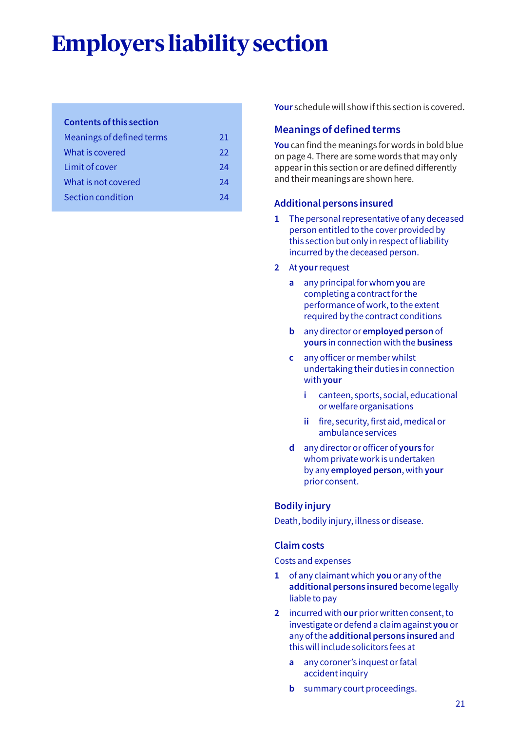# Employers liability section

**Contents of this section**

| | |
|---|---|
| Meanings of defined terms | 21 |
| What is covered | 22 |
| Limit of cover | 24 |
| What is not covered | 24 |
| Section condition | 24 |

**Your** schedule will show if this section is covered.

## Meanings of defined terms

**You** can find the meanings for words in bold blue on page 4. There are some words that may only appear in this section or are defined differently and their meanings are shown here.

### Additional persons insured

1. The personal representative of any deceased person entitled to the cover provided by this section but only in respect of liability incurred by the deceased person.
2. At **your** request
   - **a** any principal for whom **you** are completing a contract for the performance of work, to the extent required by the contract conditions
   - **b** any director or **employed person** of **yours** in connection with the **business**
   - **c** any officer or member whilst undertaking their duties in connection with **your**
     - **i** canteen, sports, social, educational or welfare organisations
     - **ii** fire, security, first aid, medical or ambulance services
   - **d** any director or officer of **yours** for whom private work is undertaken by any **employed person**, with **your** prior consent.

### Bodily injury

Death, bodily injury, illness or disease.

### Claim costs

Costs and expenses

1. of any claimant which **you** or any of the **additional persons insured** become legally liable to pay
2. incurred with **our** prior written consent, to investigate or defend a claim against **you** or any of the **additional persons insured** and this will include solicitors fees at
   - **a** any coroner's inquest or fatal accident inquiry
   - **b** summary court proceedings.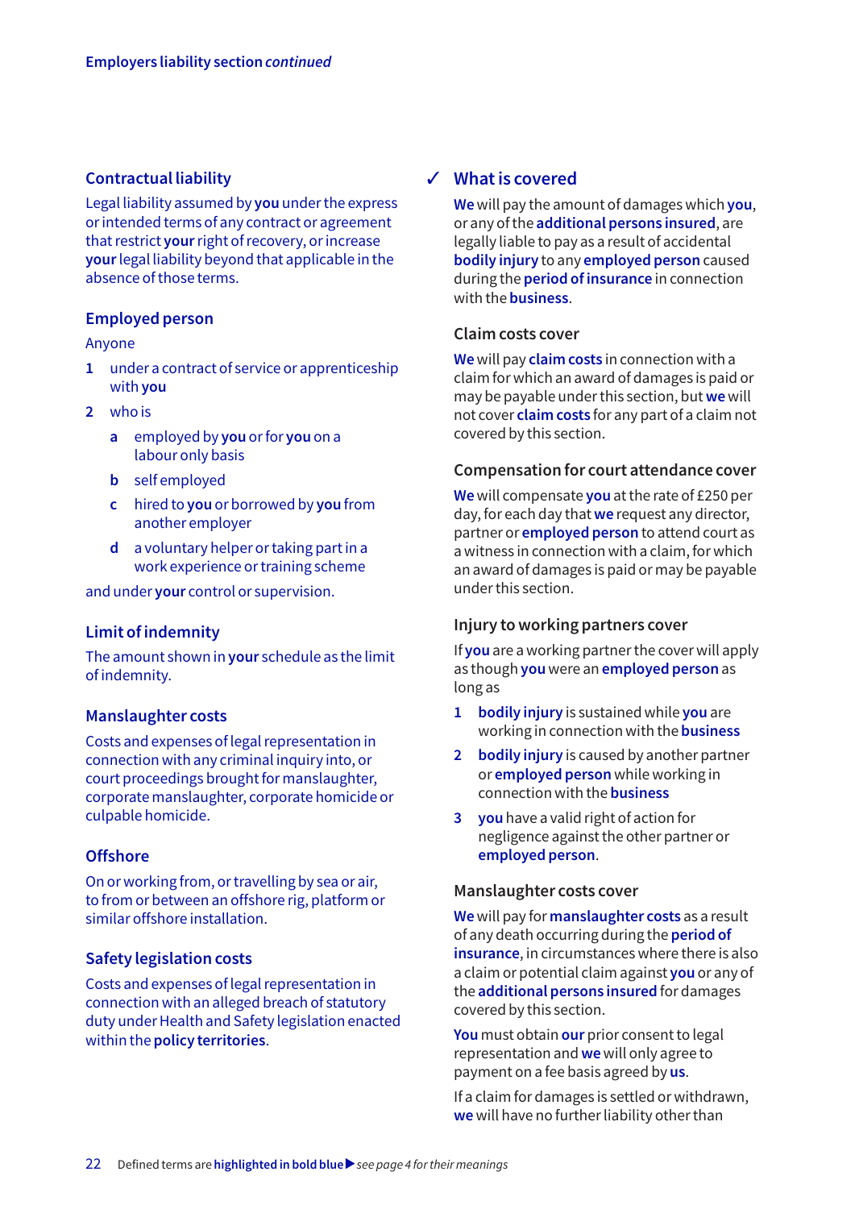### Contractual liability

Legal liability assumed by **you** under the express or intended terms of any contract or agreement that restrict **your** right of recovery, or increase **your** legal liability beyond that applicable in the absence of those terms.

### Employed person

Anyone

1. under a contract of service or apprenticeship with **you**
2. who is
   a. employed by **you** or for **you** on a labour only basis
   b. self employed
   c. hired to **you** or borrowed by **you** from another employer
   d. a voluntary helper or taking part in a work experience or training scheme

and under **your** control or supervision.

### Limit of indemnity

The amount shown in **your** schedule as the limit of indemnity.

### Manslaughter costs

Costs and expenses of legal representation in connection with any criminal inquiry into, or court proceedings brought for manslaughter, corporate manslaughter, corporate homicide or culpable homicide.

### Offshore

On or working from, or travelling by sea or air, to from or between an offshore rig, platform or similar offshore installation.

### Safety legislation costs

Costs and expenses of legal representation in connection with an alleged breach of statutory duty under Health and Safety legislation enacted within the **policy territories**.

## ✓ What is covered

**We** will pay the amount of damages which **you**, or any of the **additional persons insured**, are legally liable to pay as a result of accidental **bodily injury** to any **employed person** caused during the **period of insurance** in connection with the **business**.

### Claim costs cover

**We** will pay **claim costs** in connection with a claim for which an award of damages is paid or may be payable under this section, but **we** will not cover **claim costs** for any part of a claim not covered by this section.

### Compensation for court attendance cover

**We** will compensate **you** at the rate of £250 per day, for each day that **we** request any director, partner or **employed person** to attend court as a witness in connection with a claim, for which an award of damages is paid or may be payable under this section.

### Injury to working partners cover

If **you** are a working partner the cover will apply as though **you** were an **employed person** as long as

1. **bodily injury** is sustained while **you** are working in connection with the **business**
2. **bodily injury** is caused by another partner or **employed person** while working in connection with the **business**
3. **you** have a valid right of action for negligence against the other partner or **employed person**.

### Manslaughter costs cover

**We** will pay for **manslaughter costs** as a result of any death occurring during the **period of insurance**, in circumstances where there is also a claim or potential claim against **you** or any of the **additional persons insured** for damages covered by this section.

**You** must obtain **our** prior consent to legal representation and **we** will only agree to payment on a fee basis agreed by **us**.

If a claim for damages is settled or withdrawn, **we** will have no further liability other than

Defined terms are **highlighted in bold blue** ▶ *see page 4 for their meanings*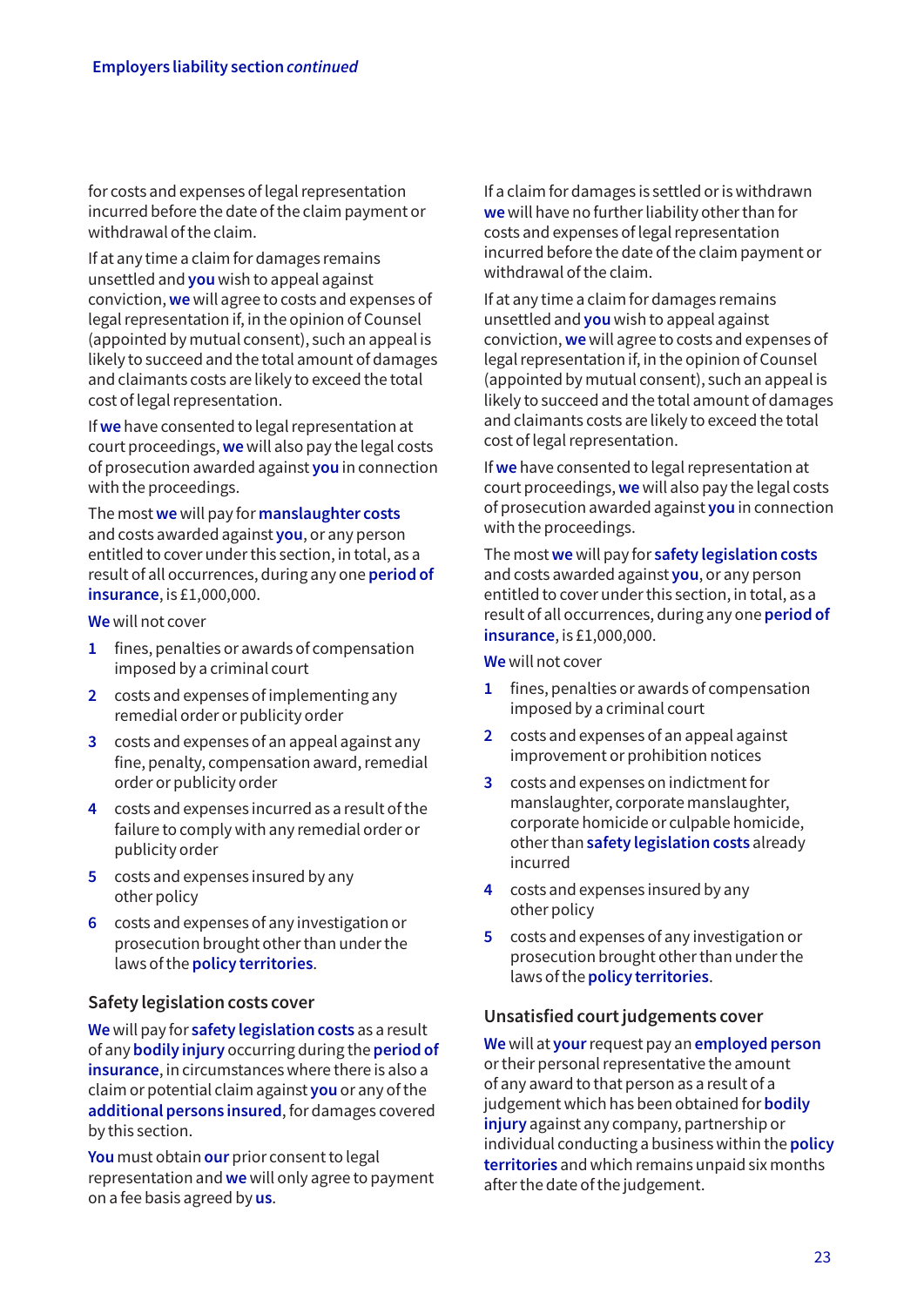for costs and expenses of legal representation incurred before the date of the claim payment or withdrawal of the claim.

If at any time a claim for damages remains unsettled and **you** wish to appeal against conviction, **we** will agree to costs and expenses of legal representation if, in the opinion of Counsel (appointed by mutual consent), such an appeal is likely to succeed and the total amount of damages and claimants costs are likely to exceed the total cost of legal representation.

If **we** have consented to legal representation at court proceedings, **we** will also pay the legal costs of prosecution awarded against **you** in connection with the proceedings.

The most **we** will pay for **manslaughter costs** and costs awarded against **you**, or any person entitled to cover under this section, in total, as a result of all occurrences, during any one **period of insurance**, is £1,000,000.

**We** will not cover

1. fines, penalties or awards of compensation imposed by a criminal court
2. costs and expenses of implementing any remedial order or publicity order
3. costs and expenses of an appeal against any fine, penalty, compensation award, remedial order or publicity order
4. costs and expenses incurred as a result of the failure to comply with any remedial order or publicity order
5. costs and expenses insured by any other policy
6. costs and expenses of any investigation or prosecution brought other than under the laws of the **policy territories**.

## Safety legislation costs cover

**We** will pay for **safety legislation costs** as a result of any **bodily injury** occurring during the **period of insurance**, in circumstances where there is also a claim or potential claim against **you** or any of the **additional persons insured**, for damages covered by this section.

**You** must obtain **our** prior consent to legal representation and **we** will only agree to payment on a fee basis agreed by **us**.

If a claim for damages is settled or is withdrawn **we** will have no further liability other than for costs and expenses of legal representation incurred before the date of the claim payment or withdrawal of the claim.

If at any time a claim for damages remains unsettled and **you** wish to appeal against conviction, **we** will agree to costs and expenses of legal representation if, in the opinion of Counsel (appointed by mutual consent), such an appeal is likely to succeed and the total amount of damages and claimants costs are likely to exceed the total cost of legal representation.

If **we** have consented to legal representation at court proceedings, **we** will also pay the legal costs of prosecution awarded against **you** in connection with the proceedings.

The most **we** will pay for **safety legislation costs** and costs awarded against **you**, or any person entitled to cover under this section, in total, as a result of all occurrences, during any one **period of insurance**, is £1,000,000.

**We** will not cover

1. fines, penalties or awards of compensation imposed by a criminal court
2. costs and expenses of an appeal against improvement or prohibition notices
3. costs and expenses on indictment for manslaughter, corporate manslaughter, corporate homicide or culpable homicide, other than **safety legislation costs** already incurred
4. costs and expenses insured by any other policy
5. costs and expenses of any investigation or prosecution brought other than under the laws of the **policy territories**.

## Unsatisfied court judgements cover

**We** will at **your** request pay an **employed person** or their personal representative the amount of any award to that person as a result of a judgement which has been obtained for **bodily injury** against any company, partnership or individual conducting a business within the **policy territories** and which remains unpaid six months after the date of the judgement.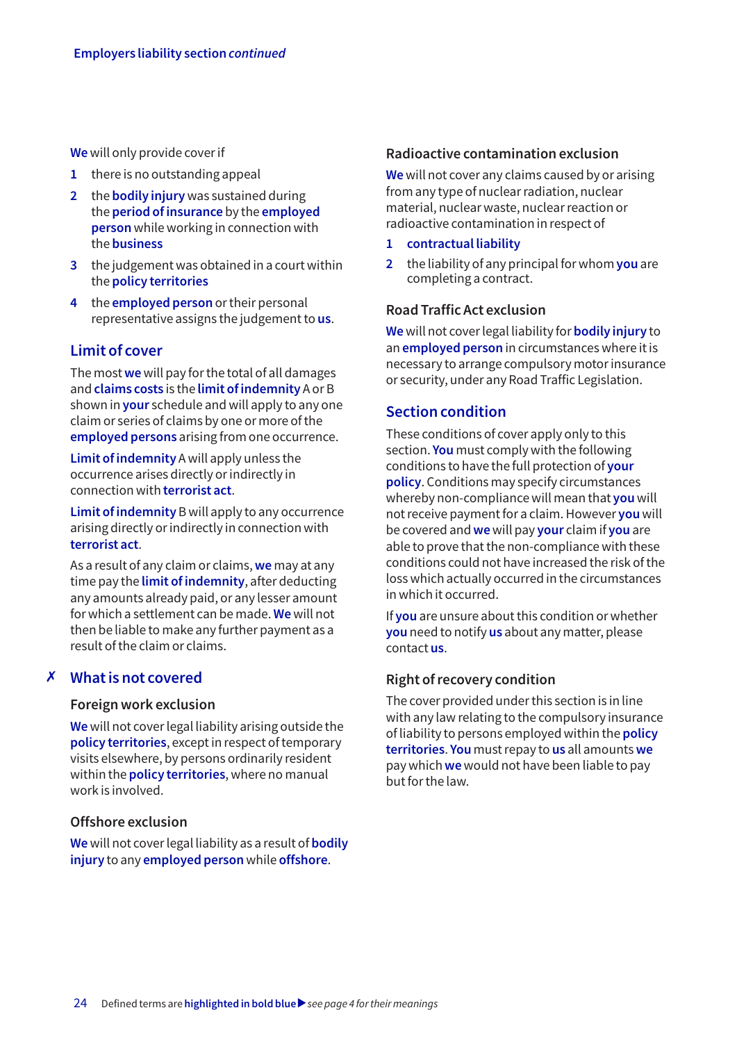Employers liability section *continued*

**We** will only provide cover if

1. there is no outstanding appeal
2. the **bodily injury** was sustained during the **period of insurance** by the **employed person** while working in connection with the **business**
3. the judgement was obtained in a court within the **policy territories**
4. the **employed person** or their personal representative assigns the judgement to **us**.

## Limit of cover

The most **we** will pay for the total of all damages and **claims costs** is the **limit of indemnity** A or B shown in **your** schedule and will apply to any one claim or series of claims by one or more of the **employed persons** arising from one occurrence.

**Limit of indemnity** A will apply unless the occurrence arises directly or indirectly in connection with **terrorist act**.

**Limit of indemnity** B will apply to any occurrence arising directly or indirectly in connection with **terrorist act**.

As a result of any claim or claims, **we** may at any time pay the **limit of indemnity**, after deducting any amounts already paid, or any lesser amount for which a settlement can be made. **We** will not then be liable to make any further payment as a result of the claim or claims.

## ✗ What is not covered

### Foreign work exclusion

**We** will not cover legal liability arising outside the **policy territories**, except in respect of temporary visits elsewhere, by persons ordinarily resident within the **policy territories**, where no manual work is involved.

### Offshore exclusion

**We** will not cover legal liability as a result of **bodily injury** to any **employed person** while **offshore**.

### Radioactive contamination exclusion

**We** will not cover any claims caused by or arising from any type of nuclear radiation, nuclear material, nuclear waste, nuclear reaction or radioactive contamination in respect of

1. **contractual liability**
2. the liability of any principal for whom **you** are completing a contract.

### Road Traffic Act exclusion

**We** will not cover legal liability for **bodily injury** to an **employed person** in circumstances where it is necessary to arrange compulsory motor insurance or security, under any Road Traffic Legislation.

## Section condition

These conditions of cover apply only to this section. **You** must comply with the following conditions to have the full protection of **your policy**. Conditions may specify circumstances whereby non-compliance will mean that **you** will not receive payment for a claim. However **you** will be covered and **we** will pay **your** claim if **you** are able to prove that the non-compliance with these conditions could not have increased the risk of the loss which actually occurred in the circumstances in which it occurred.

If **you** are unsure about this condition or whether **you** need to notify **us** about any matter, please contact **us**.

### Right of recovery condition

The cover provided under this section is in line with any law relating to the compulsory insurance of liability to persons employed within the **policy territories**. **You** must repay to **us** all amounts **we** pay which **we** would not have been liable to pay but for the law.

Defined terms are **highlighted in bold blue** ▶ *see page 4 for their meanings*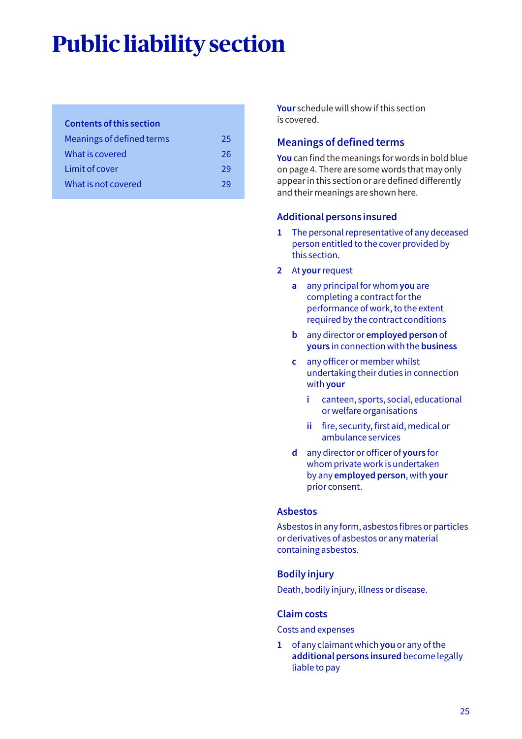# Public liability section

**Contents of this section**

| | |
|---|---|
| Meanings of defined terms | 25 |
| What is covered | 26 |
| Limit of cover | 29 |
| What is not covered | 29 |

**Your** schedule will show if this section is covered.

## Meanings of defined terms

**You** can find the meanings for words in bold blue on page 4. There are some words that may only appear in this section or are defined differently and their meanings are shown here.

### Additional persons insured

1. The personal representative of any deceased person entitled to the cover provided by this section.
2. At **your** request
   - **a** any principal for whom **you** are completing a contract for the performance of work, to the extent required by the contract conditions
   - **b** any director or **employed person** of **yours** in connection with the **business**
   - **c** any officer or member whilst undertaking their duties in connection with **your**
     - **i** canteen, sports, social, educational or welfare organisations
     - **ii** fire, security, first aid, medical or ambulance services
   - **d** any director or officer of **yours** for whom private work is undertaken by any **employed person**, with **your** prior consent.

### Asbestos

Asbestos in any form, asbestos fibres or particles or derivatives of asbestos or any material containing asbestos.

### Bodily injury

Death, bodily injury, illness or disease.

### Claim costs

Costs and expenses

1. of any claimant which **you** or any of the **additional persons insured** become legally liable to pay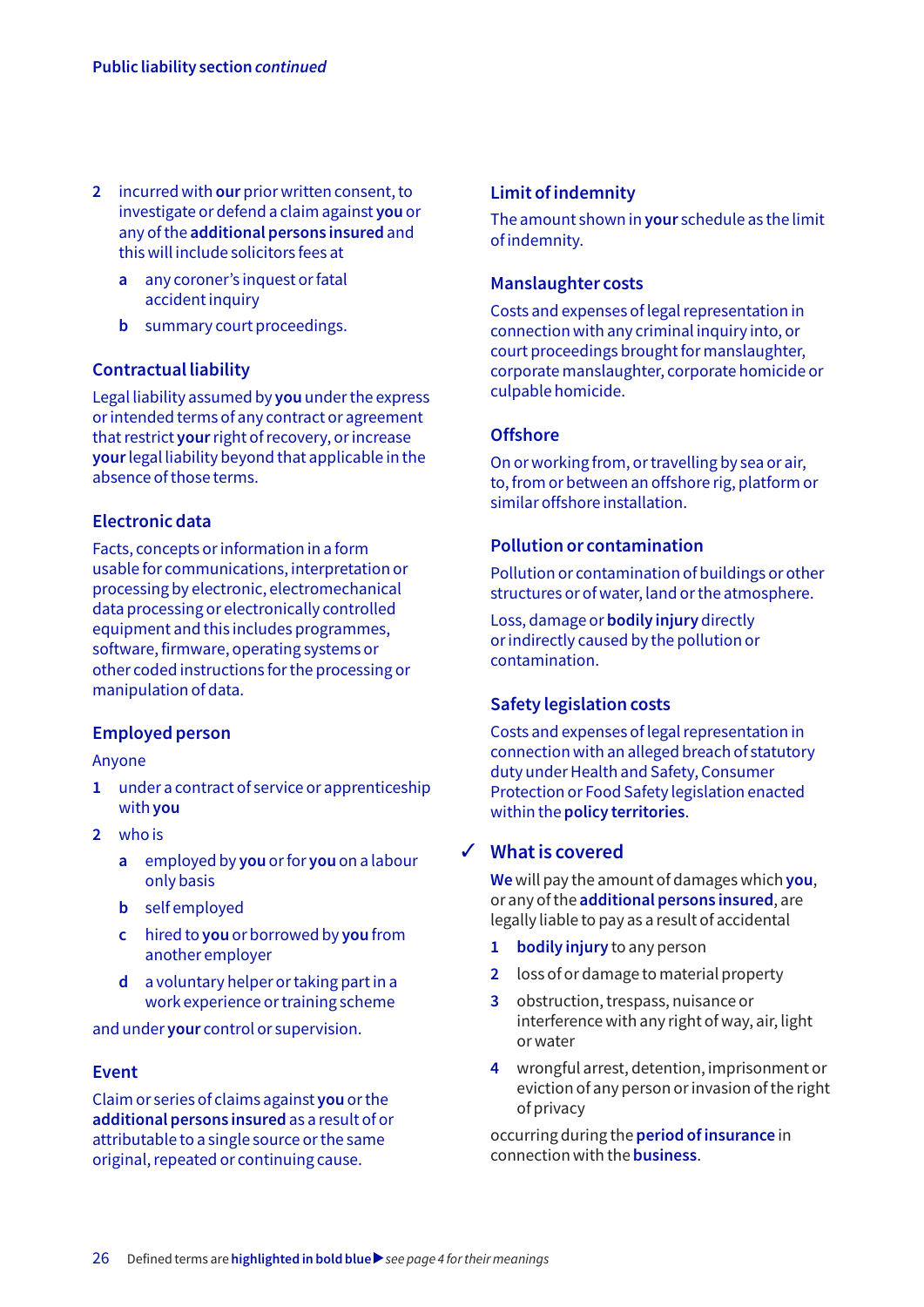2 incurred with **our** prior written consent, to investigate or defend a claim against **you** or any of the **additional persons insured** and this will include solicitors fees at
   a any coroner's inquest or fatal accident inquiry
   b summary court proceedings.

### Contractual liability

Legal liability assumed by **you** under the express or intended terms of any contract or agreement that restrict **your** right of recovery, or increase **your** legal liability beyond that applicable in the absence of those terms.

### Electronic data

Facts, concepts or information in a form usable for communications, interpretation or processing by electronic, electromechanical data processing or electronically controlled equipment and this includes programmes, software, firmware, operating systems or other coded instructions for the processing or manipulation of data.

### Employed person

Anyone

1 under a contract of service or apprenticeship with **you**
2 who is
   a employed by **you** or for **you** on a labour only basis
   b self employed
   c hired to **you** or borrowed by **you** from another employer
   d a voluntary helper or taking part in a work experience or training scheme

and under **your** control or supervision.

### Event

Claim or series of claims against **you** or the **additional persons insured** as a result of or attributable to a single source or the same original, repeated or continuing cause.

### Limit of indemnity

The amount shown in **your** schedule as the limit of indemnity.

### Manslaughter costs

Costs and expenses of legal representation in connection with any criminal inquiry into, or court proceedings brought for manslaughter, corporate manslaughter, corporate homicide or culpable homicide.

### Offshore

On or working from, or travelling by sea or air, to, from or between an offshore rig, platform or similar offshore installation.

### Pollution or contamination

Pollution or contamination of buildings or other structures or of water, land or the atmosphere.

Loss, damage or **bodily injury** directly or indirectly caused by the pollution or contamination.

### Safety legislation costs

Costs and expenses of legal representation in connection with an alleged breach of statutory duty under Health and Safety, Consumer Protection or Food Safety legislation enacted within the **policy territories**.

## ✓ What is covered

**We** will pay the amount of damages which **you**, or any of the **additional persons insured**, are legally liable to pay as a result of accidental

1 **bodily injury** to any person
2 loss of or damage to material property
3 obstruction, trespass, nuisance or interference with any right of way, air, light or water
4 wrongful arrest, detention, imprisonment or eviction of any person or invasion of the right of privacy

occurring during the **period of insurance** in connection with the **business**.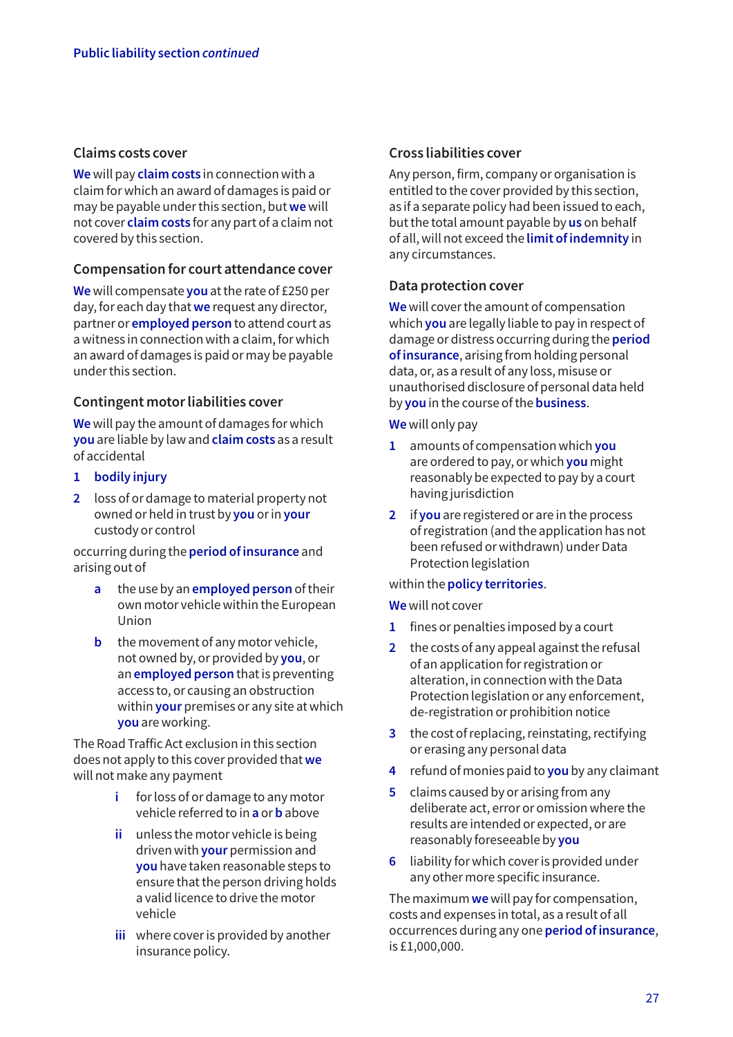Public liability section *continued*

### Claims costs cover

**We** will pay **claim costs** in connection with a claim for which an award of damages is paid or may be payable under this section, but **we** will not cover **claim costs** for any part of a claim not covered by this section.

### Compensation for court attendance cover

**We** will compensate **you** at the rate of £250 per day, for each day that **we** request any director, partner or **employed person** to attend court as a witness in connection with a claim, for which an award of damages is paid or may be payable under this section.

### Contingent motor liabilities cover

**We** will pay the amount of damages for which **you** are liable by law and **claim costs** as a result of accidental

1. **bodily injury**
2. loss of or damage to material property not owned or held in trust by **you** or in **your** custody or control

occurring during the **period of insurance** and arising out of

- **a** the use by an **employed person** of their own motor vehicle within the European Union
- **b** the movement of any motor vehicle, not owned by, or provided by **you**, or an **employed person** that is preventing access to, or causing an obstruction within **your** premises or any site at which **you** are working.

The Road Traffic Act exclusion in this section does not apply to this cover provided that **we** will not make any payment

- **i** for loss of or damage to any motor vehicle referred to in **a** or **b** above
- **ii** unless the motor vehicle is being driven with **your** permission and **you** have taken reasonable steps to ensure that the person driving holds a valid licence to drive the motor vehicle
- **iii** where cover is provided by another insurance policy.

### Cross liabilities cover

Any person, firm, company or organisation is entitled to the cover provided by this section, as if a separate policy had been issued to each, but the total amount payable by **us** on behalf of all, will not exceed the **limit of indemnity** in any circumstances.

### Data protection cover

**We** will cover the amount of compensation which **you** are legally liable to pay in respect of damage or distress occurring during the **period of insurance**, arising from holding personal data, or, as a result of any loss, misuse or unauthorised disclosure of personal data held by **you** in the course of the **business**.

**We** will only pay

1. amounts of compensation which **you** are ordered to pay, or which **you** might reasonably be expected to pay by a court having jurisdiction
2. if **you** are registered or are in the process of registration (and the application has not been refused or withdrawn) under Data Protection legislation

within the **policy territories**.

**We** will not cover

1. fines or penalties imposed by a court
2. the costs of any appeal against the refusal of an application for registration or alteration, in connection with the Data Protection legislation or any enforcement, de-registration or prohibition notice
3. the cost of replacing, reinstating, rectifying or erasing any personal data
4. refund of monies paid to **you** by any claimant
5. claims caused by or arising from any deliberate act, error or omission where the results are intended or expected, or are reasonably foreseeable by **you**
6. liability for which cover is provided under any other more specific insurance.

The maximum **we** will pay for compensation, costs and expenses in total, as a result of all occurrences during any one **period of insurance**, is £1,000,000.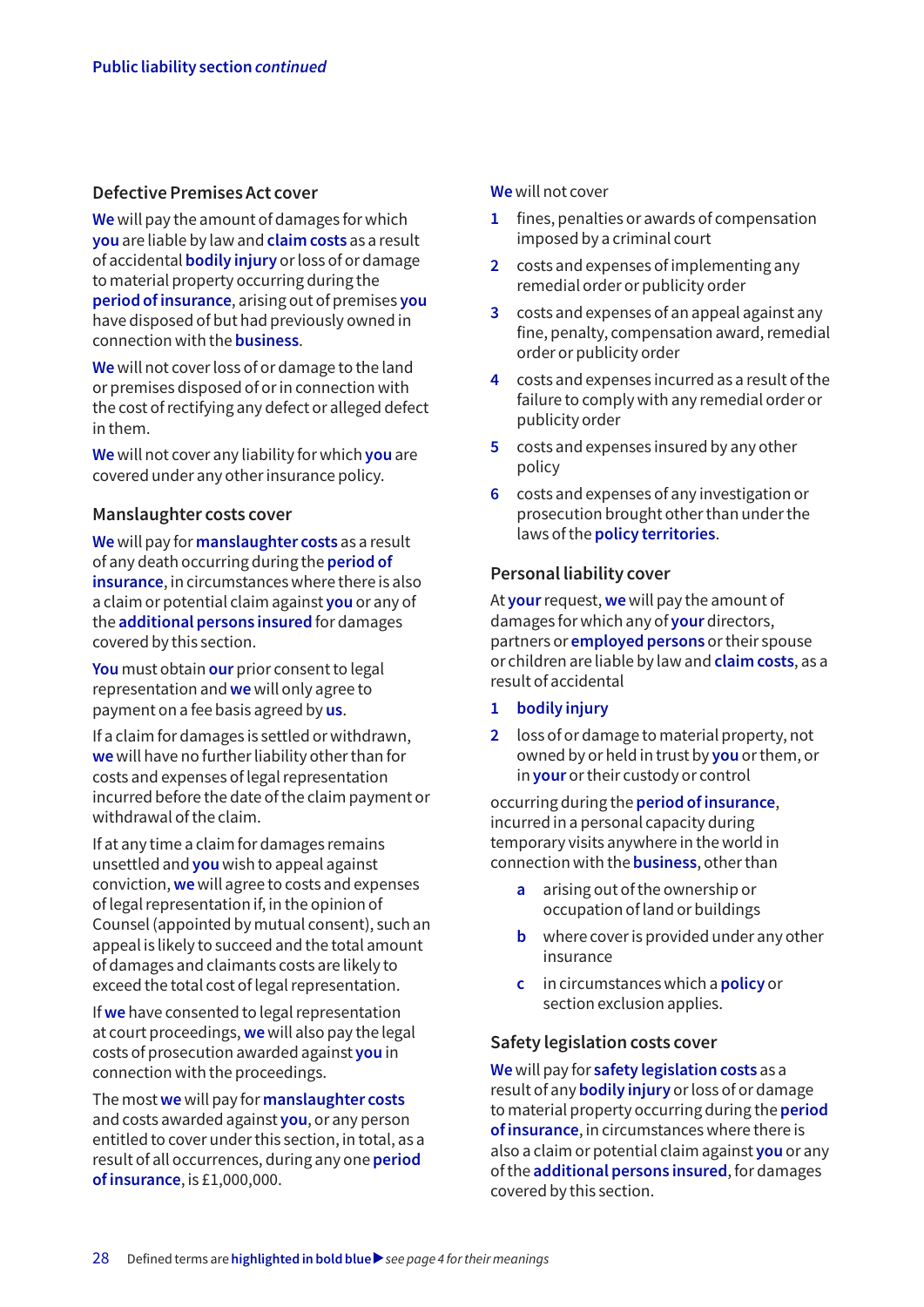## Defective Premises Act cover

**We** will pay the amount of damages for which **you** are liable by law and **claim costs** as a result of accidental **bodily injury** or loss of or damage to material property occurring during the **period of insurance**, arising out of premises **you** have disposed of but had previously owned in connection with the **business**.

**We** will not cover loss of or damage to the land or premises disposed of or in connection with the cost of rectifying any defect or alleged defect in them.

**We** will not cover any liability for which **you** are covered under any other insurance policy.

## Manslaughter costs cover

**We** will pay for **manslaughter costs** as a result of any death occurring during the **period of insurance**, in circumstances where there is also a claim or potential claim against **you** or any of the **additional persons insured** for damages covered by this section.

**You** must obtain **our** prior consent to legal representation and **we** will only agree to payment on a fee basis agreed by **us**.

If a claim for damages is settled or withdrawn, **we** will have no further liability other than for costs and expenses of legal representation incurred before the date of the claim payment or withdrawal of the claim.

If at any time a claim for damages remains unsettled and **you** wish to appeal against conviction, **we** will agree to costs and expenses of legal representation if, in the opinion of Counsel (appointed by mutual consent), such an appeal is likely to succeed and the total amount of damages and claimants costs are likely to exceed the total cost of legal representation.

If **we** have consented to legal representation at court proceedings, **we** will also pay the legal costs of prosecution awarded against **you** in connection with the proceedings.

The most **we** will pay for **manslaughter costs** and costs awarded against **you**, or any person entitled to cover under this section, in total, as a result of all occurrences, during any one **period of insurance**, is £1,000,000.

**We** will not cover

1. fines, penalties or awards of compensation imposed by a criminal court
2. costs and expenses of implementing any remedial order or publicity order
3. costs and expenses of an appeal against any fine, penalty, compensation award, remedial order or publicity order
4. costs and expenses incurred as a result of the failure to comply with any remedial order or publicity order
5. costs and expenses insured by any other policy
6. costs and expenses of any investigation or prosecution brought other than under the laws of the **policy territories**.

## Personal liability cover

At **your** request, **we** will pay the amount of damages for which any of **your** directors, partners or **employed persons** or their spouse or children are liable by law and **claim costs**, as a result of accidental

1. **bodily injury**
2. loss of or damage to material property, not owned by or held in trust by **you** or them, or in **your** or their custody or control

occurring during the **period of insurance**, incurred in a personal capacity during temporary visits anywhere in the world in connection with the **business**, other than

a. arising out of the ownership or occupation of land or buildings
b. where cover is provided under any other insurance
c. in circumstances which a **policy** or section exclusion applies.

## Safety legislation costs cover

**We** will pay for **safety legislation costs** as a result of any **bodily injury** or loss of or damage to material property occurring during the **period of insurance**, in circumstances where there is also a claim or potential claim against **you** or any of the **additional persons insured**, for damages covered by this section.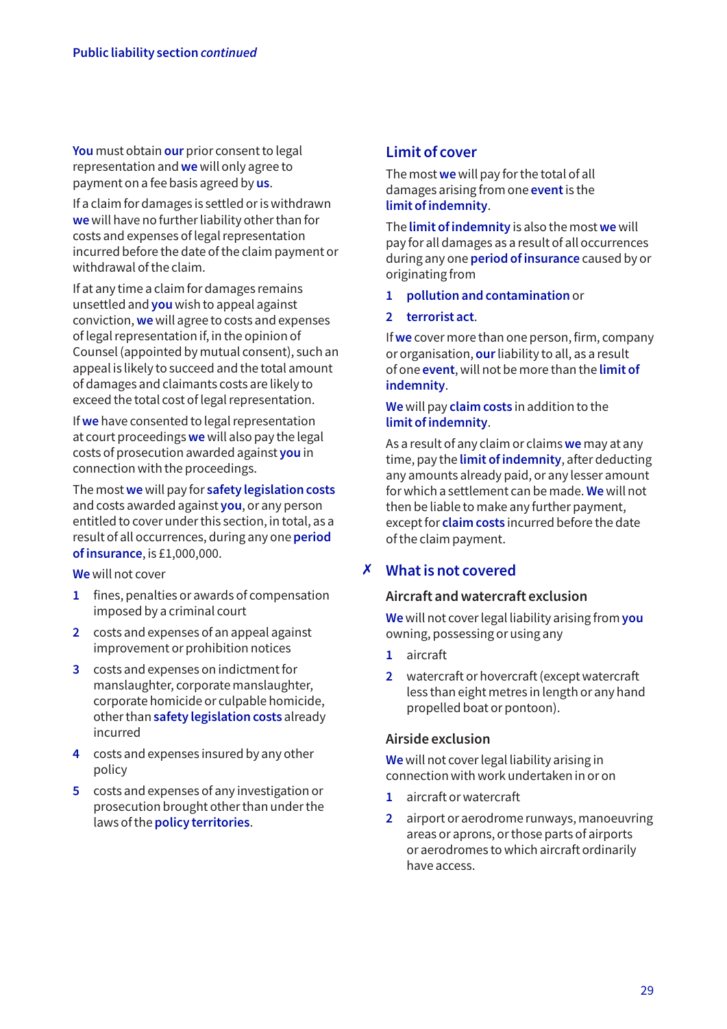**You** must obtain **our** prior consent to legal representation and **we** will only agree to payment on a fee basis agreed by **us**.

If a claim for damages is settled or is withdrawn **we** will have no further liability other than for costs and expenses of legal representation incurred before the date of the claim payment or withdrawal of the claim.

If at any time a claim for damages remains unsettled and **you** wish to appeal against conviction, **we** will agree to costs and expenses of legal representation if, in the opinion of Counsel (appointed by mutual consent), such an appeal is likely to succeed and the total amount of damages and claimants costs are likely to exceed the total cost of legal representation.

If **we** have consented to legal representation at court proceedings **we** will also pay the legal costs of prosecution awarded against **you** in connection with the proceedings.

The most **we** will pay for **safety legislation costs** and costs awarded against **you**, or any person entitled to cover under this section, in total, as a result of all occurrences, during any one **period of insurance**, is £1,000,000.

**We** will not cover

1. fines, penalties or awards of compensation imposed by a criminal court
2. costs and expenses of an appeal against improvement or prohibition notices
3. costs and expenses on indictment for manslaughter, corporate manslaughter, corporate homicide or culpable homicide, other than **safety legislation costs** already incurred
4. costs and expenses insured by any other policy
5. costs and expenses of any investigation or prosecution brought other than under the laws of the **policy territories**.

## Limit of cover

The most **we** will pay for the total of all damages arising from one **event** is the **limit of indemnity**.

The **limit of indemnity** is also the most **we** will pay for all damages as a result of all occurrences during any one **period of insurance** caused by or originating from

1. **pollution and contamination** or
2. **terrorist act**.

If **we** cover more than one person, firm, company or organisation, **our** liability to all, as a result of one **event**, will not be more than the **limit of indemnity**.

**We** will pay **claim costs** in addition to the **limit of indemnity**.

As a result of any claim or claims **we** may at any time, pay the **limit of indemnity**, after deducting any amounts already paid, or any lesser amount for which a settlement can be made. **We** will not then be liable to make any further payment, except for **claim costs** incurred before the date of the claim payment.

## ✗ What is not covered

### Aircraft and watercraft exclusion

**We** will not cover legal liability arising from **you** owning, possessing or using any

1. aircraft
2. watercraft or hovercraft (except watercraft less than eight metres in length or any hand propelled boat or pontoon).

### Airside exclusion

**We** will not cover legal liability arising in connection with work undertaken in or on

1. aircraft or watercraft
2. airport or aerodrome runways, manoeuvring areas or aprons, or those parts of airports or aerodromes to which aircraft ordinarily have access.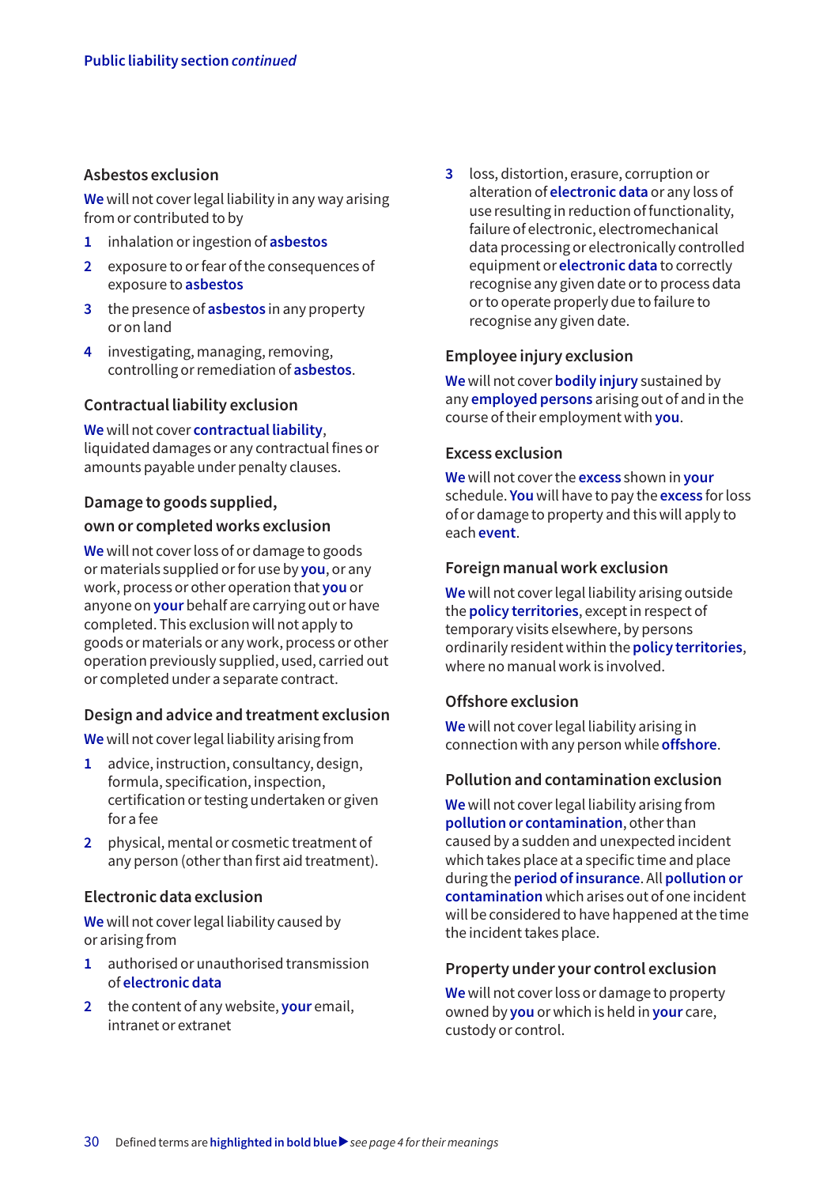Public liability section *continued*

### Asbestos exclusion

**We** will not cover legal liability in any way arising from or contributed to by

1. inhalation or ingestion of **asbestos**
2. exposure to or fear of the consequences of exposure to **asbestos**
3. the presence of **asbestos** in any property or on land
4. investigating, managing, removing, controlling or remediation of **asbestos**.

### Contractual liability exclusion

**We** will not cover **contractual liability**, liquidated damages or any contractual fines or amounts payable under penalty clauses.

### Damage to goods supplied, own or completed works exclusion

**We** will not cover loss of or damage to goods or materials supplied or for use by **you**, or any work, process or other operation that **you** or anyone on **your** behalf are carrying out or have completed. This exclusion will not apply to goods or materials or any work, process or other operation previously supplied, used, carried out or completed under a separate contract.

### Design and advice and treatment exclusion

**We** will not cover legal liability arising from

1. advice, instruction, consultancy, design, formula, specification, inspection, certification or testing undertaken or given for a fee
2. physical, mental or cosmetic treatment of any person (other than first aid treatment).

### Electronic data exclusion

**We** will not cover legal liability caused by or arising from

1. authorised or unauthorised transmission of **electronic data**
2. the content of any website, **your** email, intranet or extranet
3. loss, distortion, erasure, corruption or alteration of **electronic data** or any loss of use resulting in reduction of functionality, failure of electronic, electromechanical data processing or electronically controlled equipment or **electronic data** to correctly recognise any given date or to process data or to operate properly due to failure to recognise any given date.

### Employee injury exclusion

**We** will not cover **bodily injury** sustained by any **employed persons** arising out of and in the course of their employment with **you**.

### Excess exclusion

**We** will not cover the **excess** shown in **your** schedule. **You** will have to pay the **excess** for loss of or damage to property and this will apply to each **event**.

### Foreign manual work exclusion

**We** will not cover legal liability arising outside the **policy territories**, except in respect of temporary visits elsewhere, by persons ordinarily resident within the **policy territories**, where no manual work is involved.

### Offshore exclusion

**We** will not cover legal liability arising in connection with any person while **offshore**.

### Pollution and contamination exclusion

**We** will not cover legal liability arising from **pollution or contamination**, other than caused by a sudden and unexpected incident which takes place at a specific time and place during the **period of insurance**. All **pollution or contamination** which arises out of one incident will be considered to have happened at the time the incident takes place.

### Property under your control exclusion

**We** will not cover loss or damage to property owned by **you** or which is held in **your** care, custody or control.

Defined terms are **highlighted in bold blue** ▶ *see page 4 for their meanings*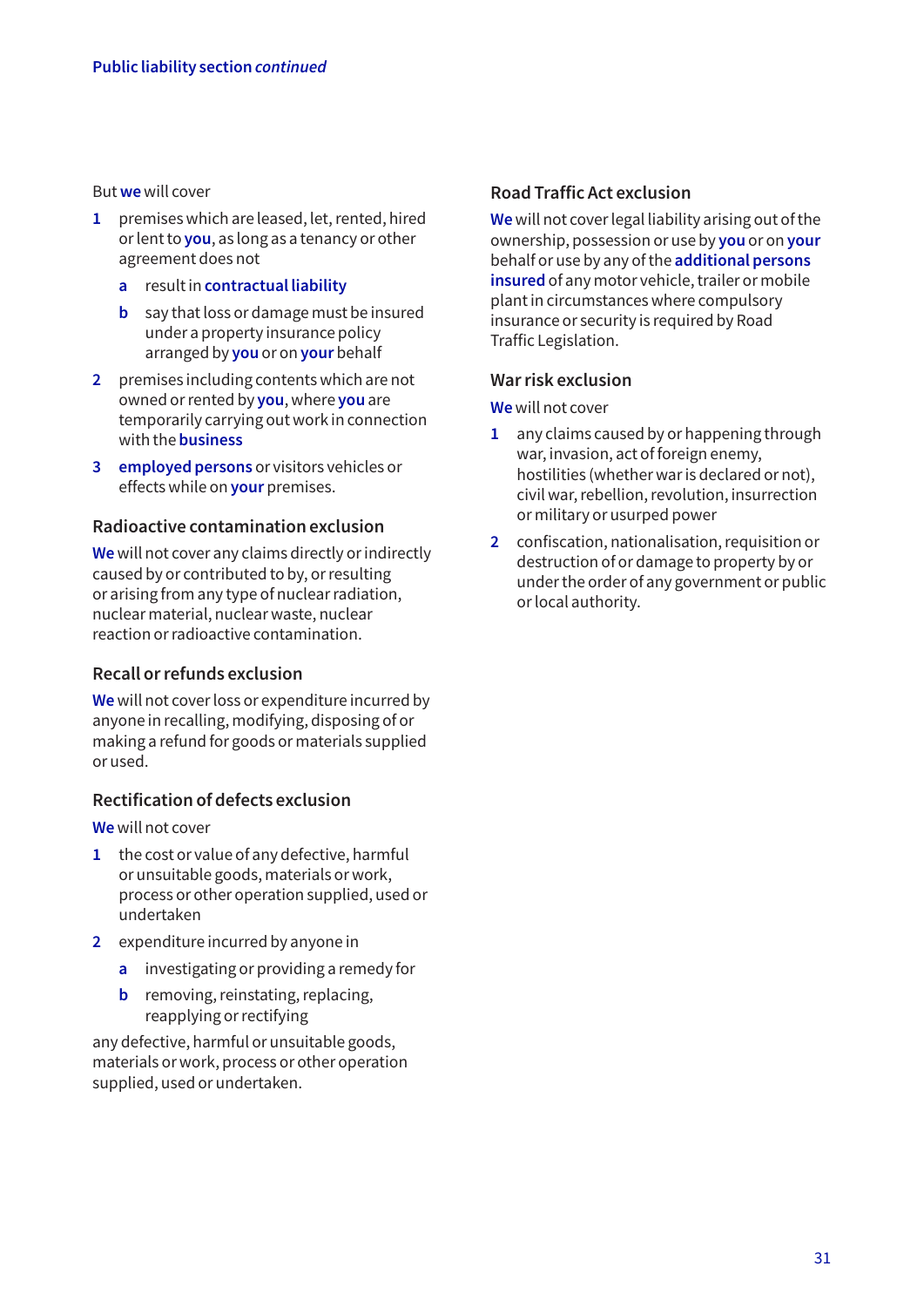But **we** will cover

1. premises which are leased, let, rented, hired or lent to **you**, as long as a tenancy or other agreement does not
   a. result in **contractual liability**
   b. say that loss or damage must be insured under a property insurance policy arranged by **you** or on **your** behalf
2. premises including contents which are not owned or rented by **you**, where **you** are temporarily carrying out work in connection with the **business**
3. **employed persons** or visitors vehicles or effects while on **your** premises.

## Radioactive contamination exclusion

**We** will not cover any claims directly or indirectly caused by or contributed to by, or resulting or arising from any type of nuclear radiation, nuclear material, nuclear waste, nuclear reaction or radioactive contamination.

## Recall or refunds exclusion

**We** will not cover loss or expenditure incurred by anyone in recalling, modifying, disposing of or making a refund for goods or materials supplied or used.

## Rectification of defects exclusion

**We** will not cover

1. the cost or value of any defective, harmful or unsuitable goods, materials or work, process or other operation supplied, used or undertaken
2. expenditure incurred by anyone in
   a. investigating or providing a remedy for
   b. removing, reinstating, replacing, reapplying or rectifying

any defective, harmful or unsuitable goods, materials or work, process or other operation supplied, used or undertaken.

## Road Traffic Act exclusion

**We** will not cover legal liability arising out of the ownership, possession or use by **you** or on **your** behalf or use by any of the **additional persons insured** of any motor vehicle, trailer or mobile plant in circumstances where compulsory insurance or security is required by Road Traffic Legislation.

## War risk exclusion

**We** will not cover

1. any claims caused by or happening through war, invasion, act of foreign enemy, hostilities (whether war is declared or not), civil war, rebellion, revolution, insurrection or military or usurped power
2. confiscation, nationalisation, requisition or destruction of or damage to property by or under the order of any government or public or local authority.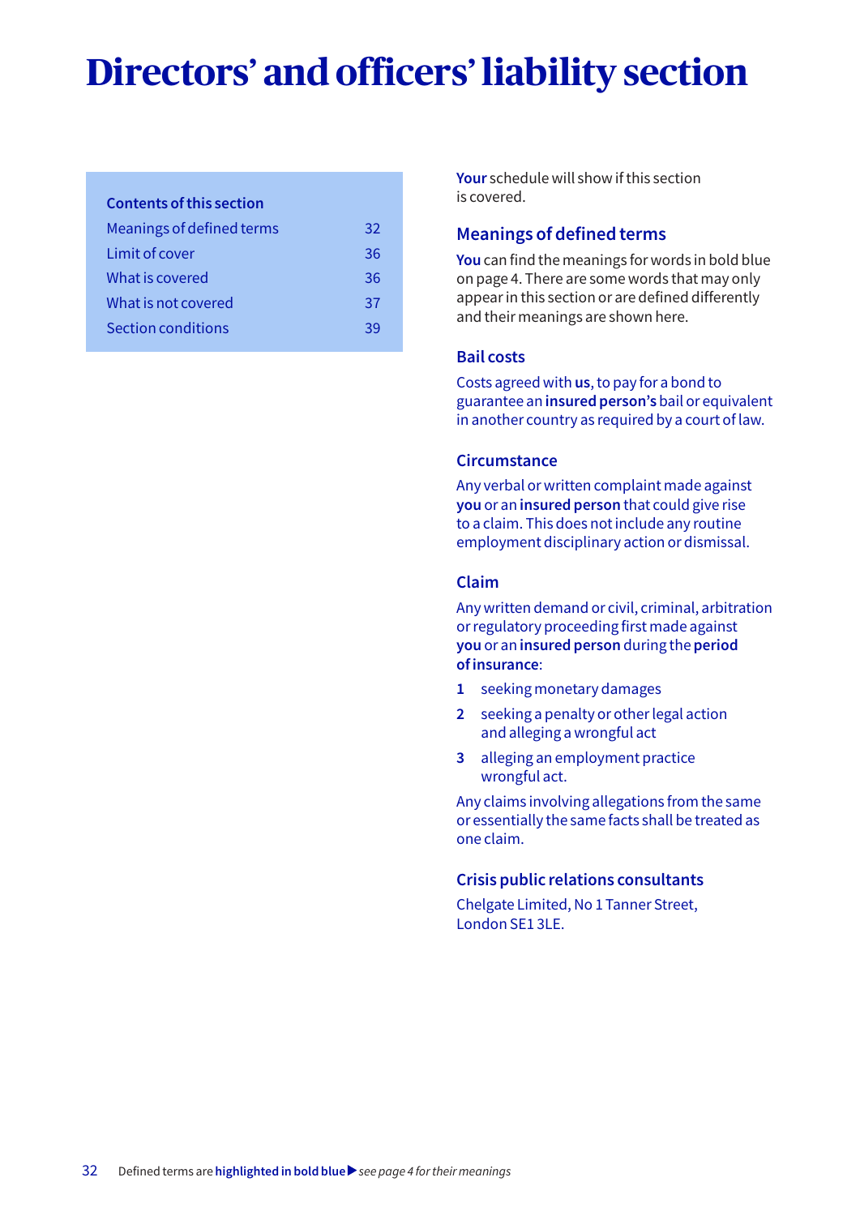# Directors' and officers' liability section

**Contents of this section**

| | |
|---|---|
| Meanings of defined terms | 32 |
| Limit of cover | 36 |
| What is covered | 36 |
| What is not covered | 37 |
| Section conditions | 39 |

**Your** schedule will show if this section is covered.

## Meanings of defined terms

**You** can find the meanings for words in bold blue on page 4. There are some words that may only appear in this section or are defined differently and their meanings are shown here.

### Bail costs

Costs agreed with **us**, to pay for a bond to guarantee an **insured person's** bail or equivalent in another country as required by a court of law.

### Circumstance

Any verbal or written complaint made against **you** or an **insured person** that could give rise to a claim. This does not include any routine employment disciplinary action or dismissal.

### Claim

Any written demand or civil, criminal, arbitration or regulatory proceeding first made against **you** or an **insured person** during the **period of insurance**:

1. seeking monetary damages
2. seeking a penalty or other legal action and alleging a wrongful act
3. alleging an employment practice wrongful act.

Any claims involving allegations from the same or essentially the same facts shall be treated as one claim.

### Crisis public relations consultants

Chelgate Limited, No 1 Tanner Street, London SE1 3LE.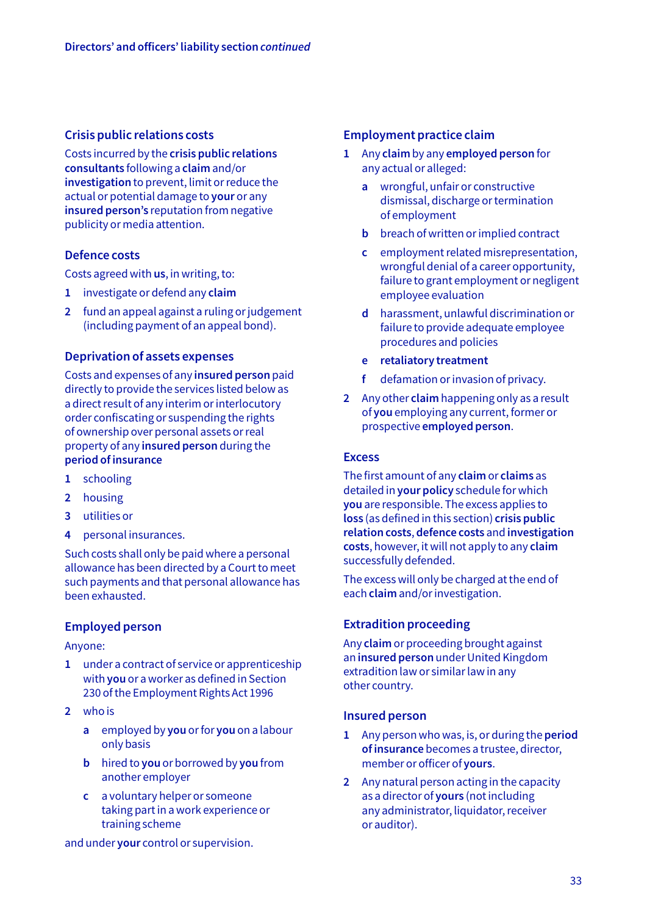## Crisis public relations costs

Costs incurred by the **crisis public relations consultants** following a **claim** and/or **investigation** to prevent, limit or reduce the actual or potential damage to **your** or any **insured person's** reputation from negative publicity or media attention.

## Defence costs

Costs agreed with **us**, in writing, to:

1. investigate or defend any **claim**
2. fund an appeal against a ruling or judgement (including payment of an appeal bond).

## Deprivation of assets expenses

Costs and expenses of any **insured person** paid directly to provide the services listed below as a direct result of any interim or interlocutory order confiscating or suspending the rights of ownership over personal assets or real property of any **insured person** during the **period of insurance**

1. schooling
2. housing
3. utilities or
4. personal insurances.

Such costs shall only be paid where a personal allowance has been directed by a Court to meet such payments and that personal allowance has been exhausted.

## Employed person

Anyone:

1. under a contract of service or apprenticeship with **you** or a worker as defined in Section 230 of the Employment Rights Act 1996
2. who is
   - **a** employed by **you** or for **you** on a labour only basis
   - **b** hired to **you** or borrowed by **you** from another employer
   - **c** a voluntary helper or someone taking part in a work experience or training scheme

and under **your** control or supervision.

## Employment practice claim

1. Any **claim** by any **employed person** for any actual or alleged:
   - **a** wrongful, unfair or constructive dismissal, discharge or termination of employment
   - **b** breach of written or implied contract
   - **c** employment related misrepresentation, wrongful denial of a career opportunity, failure to grant employment or negligent employee evaluation
   - **d** harassment, unlawful discrimination or failure to provide adequate employee procedures and policies
   - **e** **retaliatory treatment**
   - **f** defamation or invasion of privacy.
2. Any other **claim** happening only as a result of **you** employing any current, former or prospective **employed person**.

## Excess

The first amount of any **claim** or **claims** as detailed in **your policy** schedule for which **you** are responsible. The excess applies to **loss** (as defined in this section) **crisis public relation costs**, **defence costs** and **investigation costs**, however, it will not apply to any **claim** successfully defended.

The excess will only be charged at the end of each **claim** and/or investigation.

## Extradition proceeding

Any **claim** or proceeding brought against an **insured person** under United Kingdom extradition law or similar law in any other country.

## Insured person

1. Any person who was, is, or during the **period of insurance** becomes a trustee, director, member or officer of **yours**.
2. Any natural person acting in the capacity as a director of **yours** (not including any administrator, liquidator, receiver or auditor).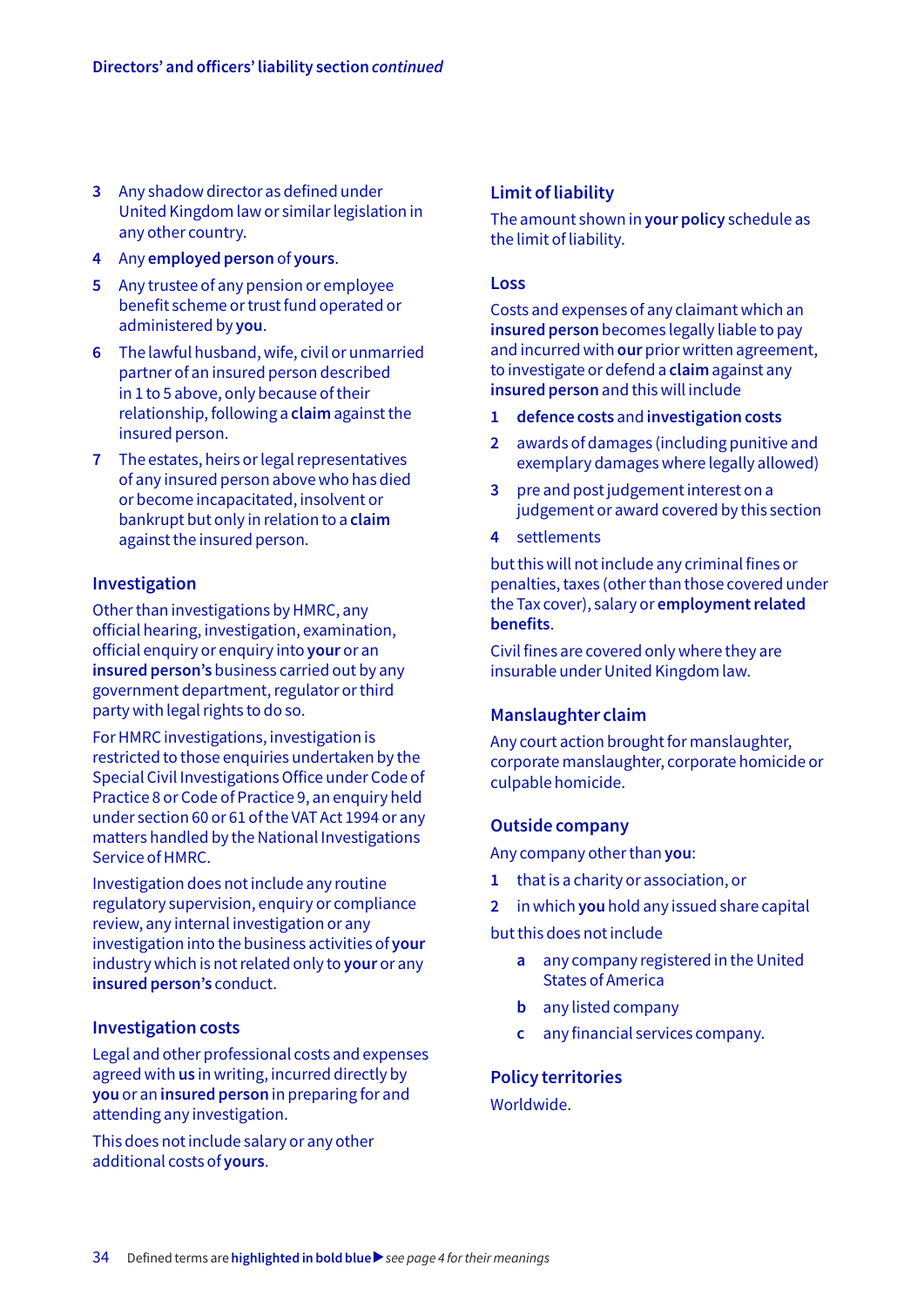3 Any shadow director as defined under United Kingdom law or similar legislation in any other country.
4 Any **employed person** of **yours**.
5 Any trustee of any pension or employee benefit scheme or trust fund operated or administered by **you**.
6 The lawful husband, wife, civil or unmarried partner of an insured person described in 1 to 5 above, only because of their relationship, following a **claim** against the insured person.
7 The estates, heirs or legal representatives of any insured person above who has died or become incapacitated, insolvent or bankrupt but only in relation to a **claim** against the insured person.

## Investigation

Other than investigations by HMRC, any official hearing, investigation, examination, official enquiry or enquiry into **your** or an **insured person's** business carried out by any government department, regulator or third party with legal rights to do so.

For HMRC investigations, investigation is restricted to those enquiries undertaken by the Special Civil Investigations Office under Code of Practice 8 or Code of Practice 9, an enquiry held under section 60 or 61 of the VAT Act 1994 or any matters handled by the National Investigations Service of HMRC.

Investigation does not include any routine regulatory supervision, enquiry or compliance review, any internal investigation or any investigation into the business activities of **your** industry which is not related only to **your** or any **insured person's** conduct.

## Investigation costs

Legal and other professional costs and expenses agreed with **us** in writing, incurred directly by **you** or an **insured person** in preparing for and attending any investigation.

This does not include salary or any other additional costs of **yours**.

## Limit of liability

The amount shown in **your policy** schedule as the limit of liability.

## Loss

Costs and expenses of any claimant which an **insured person** becomes legally liable to pay and incurred with **our** prior written agreement, to investigate or defend a **claim** against any **insured person** and this will include

1 **defence costs** and **investigation costs**
2 awards of damages (including punitive and exemplary damages where legally allowed)
3 pre and post judgement interest on a judgement or award covered by this section
4 settlements

but this will not include any criminal fines or penalties, taxes (other than those covered under the Tax cover), salary or **employment related benefits**.

Civil fines are covered only where they are insurable under United Kingdom law.

## Manslaughter claim

Any court action brought for manslaughter, corporate manslaughter, corporate homicide or culpable homicide.

## Outside company

Any company other than **you**:

1 that is a charity or association, or
2 in which **you** hold any issued share capital

but this does not include

- a any company registered in the United States of America
- b any listed company
- c any financial services company.

## Policy territories

Worldwide.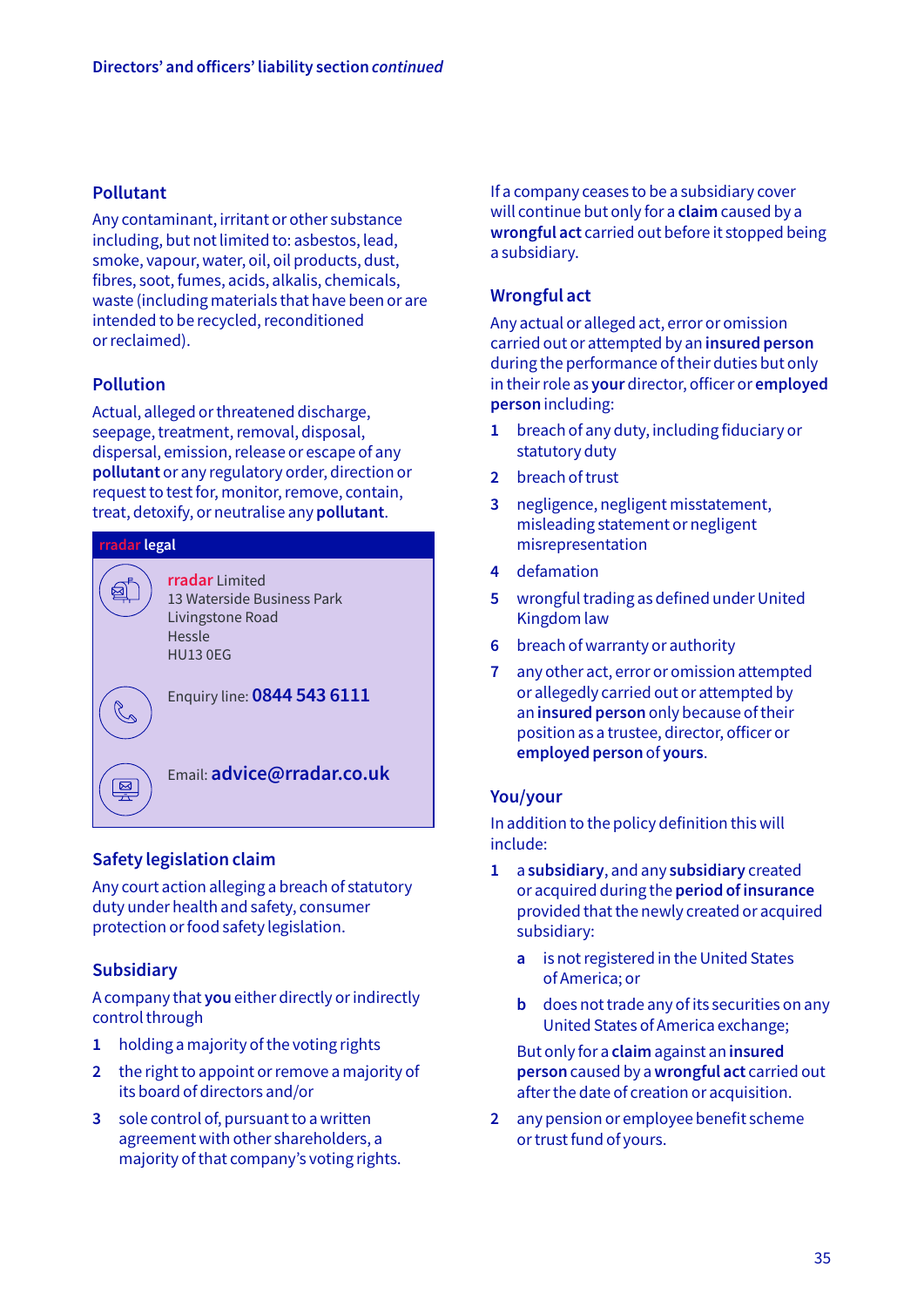## Pollutant

Any contaminant, irritant or other substance including, but not limited to: asbestos, lead, smoke, vapour, water, oil, oil products, dust, fibres, soot, fumes, acids, alkalis, chemicals, waste (including materials that have been or are intended to be recycled, reconditioned or reclaimed).

## Pollution

Actual, alleged or threatened discharge, seepage, treatment, removal, disposal, dispersal, emission, release or escape of any **pollutant** or any regulatory order, direction or request to test for, monitor, remove, contain, treat, detoxify, or neutralise any **pollutant**.

**rradar legal**

rradar Limited
13 Waterside Business Park
Livingstone Road
Hessle
HU13 0EG

Enquiry line: **0844 543 6111**

Email: **advice@rradar.co.uk**

## Safety legislation claim

Any court action alleging a breach of statutory duty under health and safety, consumer protection or food safety legislation.

## Subsidiary

A company that **you** either directly or indirectly control through

1. holding a majority of the voting rights
2. the right to appoint or remove a majority of its board of directors and/or
3. sole control of, pursuant to a written agreement with other shareholders, a majority of that company's voting rights.

If a company ceases to be a subsidiary cover will continue but only for a **claim** caused by a **wrongful act** carried out before it stopped being a subsidiary.

## Wrongful act

Any actual or alleged act, error or omission carried out or attempted by an **insured person** during the performance of their duties but only in their role as **your** director, officer or **employed person** including:

1. breach of any duty, including fiduciary or statutory duty
2. breach of trust
3. negligence, negligent misstatement, misleading statement or negligent misrepresentation
4. defamation
5. wrongful trading as defined under United Kingdom law
6. breach of warranty or authority
7. any other act, error or omission attempted or allegedly carried out or attempted by an **insured person** only because of their position as a trustee, director, officer or **employed person** of **yours**.

## You/your

In addition to the policy definition this will include:

1. a **subsidiary**, and any **subsidiary** created or acquired during the **period of insurance** provided that the newly created or acquired subsidiary:
   a. is not registered in the United States of America; or
   b. does not trade any of its securities on any United States of America exchange;

   But only for a **claim** against an **insured person** caused by a **wrongful act** carried out after the date of creation or acquisition.
2. any pension or employee benefit scheme or trust fund of yours.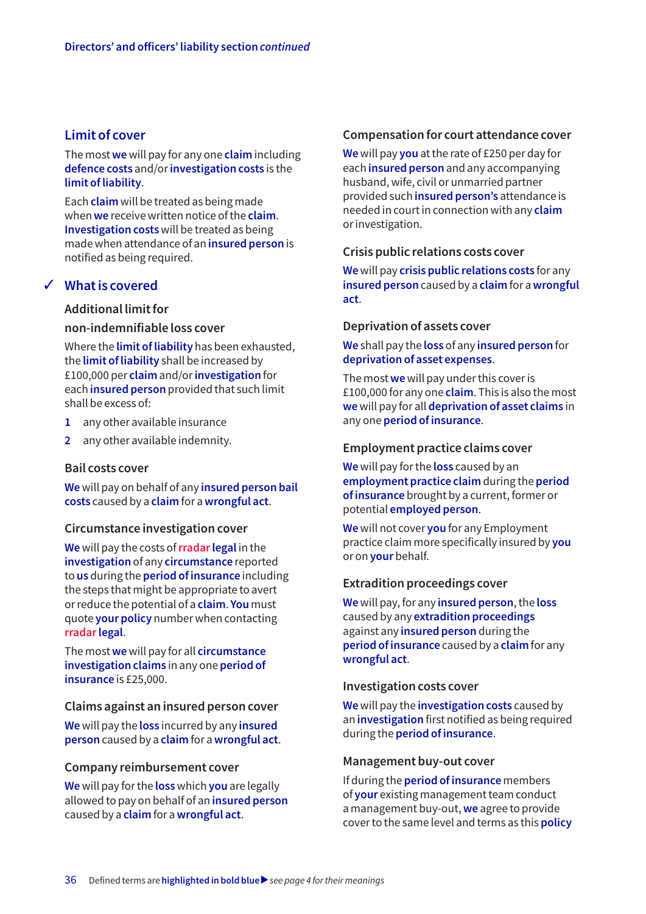## Limit of cover

The most **we** will pay for any one **claim** including **defence costs** and/or **investigation costs** is the **limit of liability**.

Each **claim** will be treated as being made when **we** receive written notice of the **claim**. **Investigation costs** will be treated as being made when attendance of an **insured person** is notified as being required.

## ✓ What is covered

### Additional limit for non-indemnifiable loss cover

Where the **limit of liability** has been exhausted, the **limit of liability** shall be increased by £100,000 per **claim** and/or **investigation** for each **insured person** provided that such limit shall be excess of:

1. any other available insurance
2. any other available indemnity.

### Bail costs cover

**We** will pay on behalf of any **insured person bail costs** caused by a **claim** for a **wrongful act**.

### Circumstance investigation cover

**We** will pay the costs of **rradar legal** in the **investigation** of any **circumstance** reported to **us** during the **period of insurance** including the steps that might be appropriate to avert or reduce the potential of a **claim**. **You** must quote **your policy** number when contacting **rradar legal**.

The most **we** will pay for all **circumstance investigation claims** in any one **period of insurance** is £25,000.

### Claims against an insured person cover

**We** will pay the **loss** incurred by any **insured person** caused by a **claim** for a **wrongful act**.

### Company reimbursement cover

**We** will pay for the **loss** which **you** are legally allowed to pay on behalf of an **insured person** caused by a **claim** for a **wrongful act**.

### Compensation for court attendance cover

**We** will pay **you** at the rate of £250 per day for each **insured person** and any accompanying husband, wife, civil or unmarried partner provided such **insured person's** attendance is needed in court in connection with any **claim** or investigation.

### Crisis public relations costs cover

**We** will pay **crisis public relations costs** for any **insured person** caused by a **claim** for a **wrongful act**.

### Deprivation of assets cover

**We** shall pay the **loss** of any **insured person** for **deprivation of asset expenses**.

The most **we** will pay under this cover is £100,000 for any one **claim**. This is also the most **we** will pay for all **deprivation of asset claims** in any one **period of insurance**.

### Employment practice claims cover

**We** will pay for the **loss** caused by an **employment practice claim** during the **period of insurance** brought by a current, former or potential **employed person**.

**We** will not cover **you** for any Employment practice claim more specifically insured by **you** or on **your** behalf.

### Extradition proceedings cover

**We** will pay, for any **insured person**, the **loss** caused by any **extradition proceedings** against any **insured person** during the **period of insurance** caused by a **claim** for any **wrongful act**.

### Investigation costs cover

**We** will pay the **investigation costs** caused by an **investigation** first notified as being required during the **period of insurance**.

### Management buy-out cover

If during the **period of insurance** members of **your** existing management team conduct a management buy-out, **we** agree to provide cover to the same level and terms as this **policy**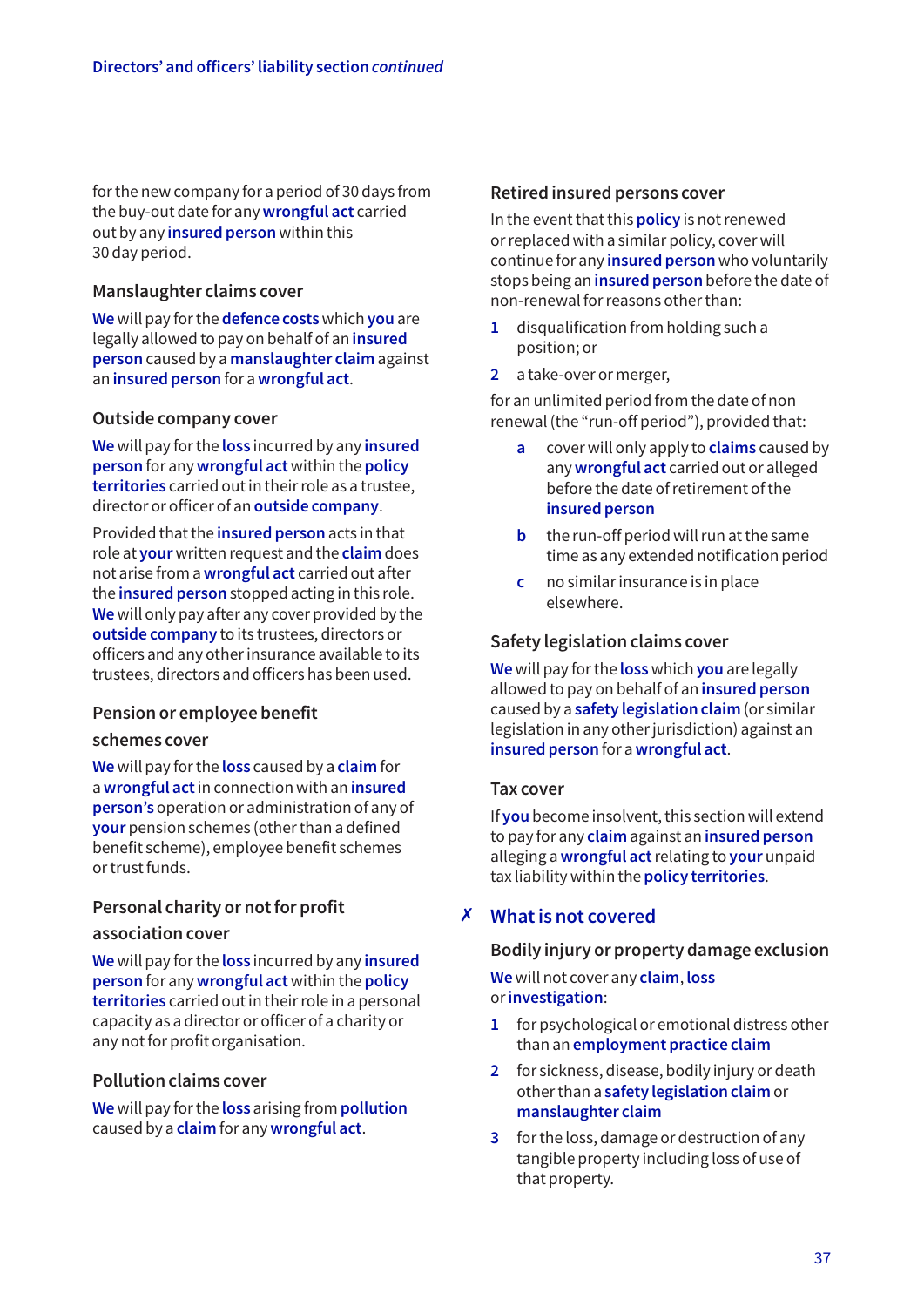for the new company for a period of 30 days from the buy-out date for any **wrongful act** carried out by any **insured person** within this 30 day period.

### Manslaughter claims cover

**We** will pay for the **defence costs** which **you** are legally allowed to pay on behalf of an **insured person** caused by a **manslaughter claim** against an **insured person** for a **wrongful act**.

### Outside company cover

**We** will pay for the **loss** incurred by any **insured person** for any **wrongful act** within the **policy territories** carried out in their role as a trustee, director or officer of an **outside company**.

Provided that the **insured person** acts in that role at **your** written request and the **claim** does not arise from a **wrongful act** carried out after the **insured person** stopped acting in this role. **We** will only pay after any cover provided by the **outside company** to its trustees, directors or officers and any other insurance available to its trustees, directors and officers has been used.

### Pension or employee benefit schemes cover

**We** will pay for the **loss** caused by a **claim** for a **wrongful act** in connection with an **insured person's** operation or administration of any of **your** pension schemes (other than a defined benefit scheme), employee benefit schemes or trust funds.

### Personal charity or not for profit association cover

**We** will pay for the **loss** incurred by any **insured person** for any **wrongful act** within the **policy territories** carried out in their role in a personal capacity as a director or officer of a charity or any not for profit organisation.

### Pollution claims cover

**We** will pay for the **loss** arising from **pollution** caused by a **claim** for any **wrongful act**.

### Retired insured persons cover

In the event that this **policy** is not renewed or replaced with a similar policy, cover will continue for any **insured person** who voluntarily stops being an **insured person** before the date of non-renewal for reasons other than:

1. disqualification from holding such a position; or
2. a take-over or merger,

for an unlimited period from the date of non renewal (the "run-off period"), provided that:

- a. cover will only apply to **claims** caused by any **wrongful act** carried out or alleged before the date of retirement of the **insured person**
- b. the run-off period will run at the same time as any extended notification period
- c. no similar insurance is in place elsewhere.

### Safety legislation claims cover

**We** will pay for the **loss** which **you** are legally allowed to pay on behalf of an **insured person** caused by a **safety legislation claim** (or similar legislation in any other jurisdiction) against an **insured person** for a **wrongful act**.

### Tax cover

If **you** become insolvent, this section will extend to pay for any **claim** against an **insured person** alleging a **wrongful act** relating to **your** unpaid tax liability within the **policy territories**.

## ✗ What is not covered

### Bodily injury or property damage exclusion

**We** will not cover any **claim**, **loss** or **investigation**:

1. for psychological or emotional distress other than an **employment practice claim**
2. for sickness, disease, bodily injury or death other than a **safety legislation claim** or **manslaughter claim**
3. for the loss, damage or destruction of any tangible property including loss of use of that property.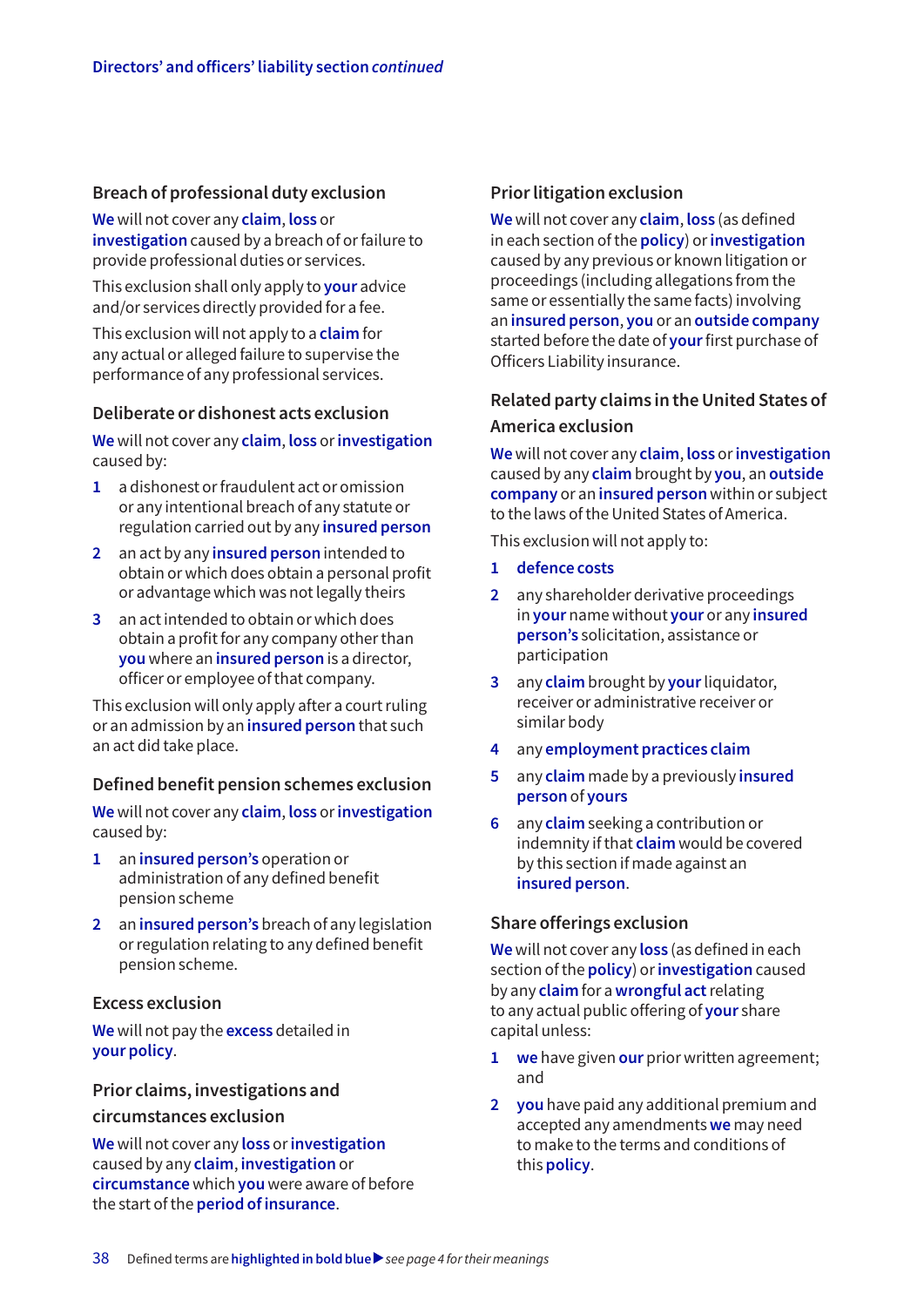Directors' and officers' liability section *continued*

### Breach of professional duty exclusion

**We** will not cover any **claim**, **loss** or **investigation** caused by a breach of or failure to provide professional duties or services.

This exclusion shall only apply to **your** advice and/or services directly provided for a fee.

This exclusion will not apply to a **claim** for any actual or alleged failure to supervise the performance of any professional services.

### Deliberate or dishonest acts exclusion

**We** will not cover any **claim**, **loss** or **investigation** caused by:

1. a dishonest or fraudulent act or omission or any intentional breach of any statute or regulation carried out by any **insured person**
2. an act by any **insured person** intended to obtain or which does obtain a personal profit or advantage which was not legally theirs
3. an act intended to obtain or which does obtain a profit for any company other than **you** where an **insured person** is a director, officer or employee of that company.

This exclusion will only apply after a court ruling or an admission by an **insured person** that such an act did take place.

### Defined benefit pension schemes exclusion

**We** will not cover any **claim**, **loss** or **investigation** caused by:

1. an **insured person's** operation or administration of any defined benefit pension scheme
2. an **insured person's** breach of any legislation or regulation relating to any defined benefit pension scheme.

### Excess exclusion

**We** will not pay the **excess** detailed in **your policy**.

### Prior claims, investigations and circumstances exclusion

**We** will not cover any **loss** or **investigation** caused by any **claim**, **investigation** or **circumstance** which **you** were aware of before the start of the **period of insurance**.

### Prior litigation exclusion

**We** will not cover any **claim**, **loss** (as defined in each section of the **policy**) or **investigation** caused by any previous or known litigation or proceedings (including allegations from the same or essentially the same facts) involving an **insured person**, **you** or an **outside company** started before the date of **your** first purchase of Officers Liability insurance.

### Related party claims in the United States of America exclusion

**We** will not cover any **claim**, **loss** or **investigation** caused by any **claim** brought by **you**, an **outside company** or an **insured person** within or subject to the laws of the United States of America.

This exclusion will not apply to:

1. **defence costs**
2. any shareholder derivative proceedings in **your** name without **your** or any **insured person's** solicitation, assistance or participation
3. any **claim** brought by **your** liquidator, receiver or administrative receiver or similar body
4. any **employment practices claim**
5. any **claim** made by a previously **insured person** of **yours**
6. any **claim** seeking a contribution or indemnity if that **claim** would be covered by this section if made against an **insured person**.

### Share offerings exclusion

**We** will not cover any **loss** (as defined in each section of the **policy**) or **investigation** caused by any **claim** for a **wrongful act** relating to any actual public offering of **your** share capital unless:

1. **we** have given **our** prior written agreement; and
2. **you** have paid any additional premium and accepted any amendments **we** may need to make to the terms and conditions of this **policy**.

Defined terms are **highlighted in bold blue** ▶ *see page 4 for their meanings*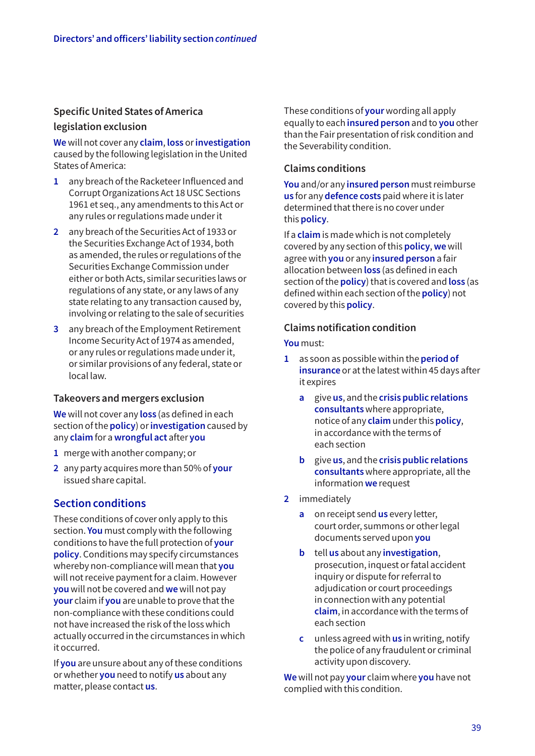### Specific United States of America legislation exclusion

**We** will not cover any **claim**, **loss** or **investigation** caused by the following legislation in the United States of America:

1. any breach of the Racketeer Influenced and Corrupt Organizations Act 18 USC Sections 1961 et seq., any amendments to this Act or any rules or regulations made under it
2. any breach of the Securities Act of 1933 or the Securities Exchange Act of 1934, both as amended, the rules or regulations of the Securities Exchange Commission under either or both Acts, similar securities laws or regulations of any state, or any laws of any state relating to any transaction caused by, involving or relating to the sale of securities
3. any breach of the Employment Retirement Income Security Act of 1974 as amended, or any rules or regulations made under it, or similar provisions of any federal, state or local law.

### Takeovers and mergers exclusion

**We** will not cover any **loss** (as defined in each section of the **policy**) or **investigation** caused by any **claim** for a **wrongful act** after **you**

1. merge with another company; or
2. any party acquires more than 50% of **your** issued share capital.

## Section conditions

These conditions of cover only apply to this section. **You** must comply with the following conditions to have the full protection of **your policy**. Conditions may specify circumstances whereby non-compliance will mean that **you** will not receive payment for a claim. However **you** will not be covered and **we** will not pay **your** claim if **you** are unable to prove that the non-compliance with these conditions could not have increased the risk of the loss which actually occurred in the circumstances in which it occurred.

If **you** are unsure about any of these conditions or whether **you** need to notify **us** about any matter, please contact **us**.

These conditions of **your** wording all apply equally to each **insured person** and to **you** other than the Fair presentation of risk condition and the Severability condition.

### Claims conditions

**You** and/or any **insured person** must reimburse **us** for any **defence costs** paid where it is later determined that there is no cover under this **policy**.

If a **claim** is made which is not completely covered by any section of this **policy**, **we** will agree with **you** or any **insured person** a fair allocation between **loss** (as defined in each section of the **policy**) that is covered and **loss** (as defined within each section of the **policy**) not covered by this **policy**.

### Claims notification condition

**You** must:

1. as soon as possible within the **period of insurance** or at the latest within 45 days after it expires
   a. give **us**, and the **crisis public relations consultants** where appropriate, notice of any **claim** under this **policy**, in accordance with the terms of each section
   b. give **us**, and the **crisis public relations consultants** where appropriate, all the information **we** request
2. immediately
   a. on receipt send **us** every letter, court order, summons or other legal documents served upon **you**
   b. tell **us** about any **investigation**, prosecution, inquest or fatal accident inquiry or dispute for referral to adjudication or court proceedings in connection with any potential **claim**, in accordance with the terms of each section
   c. unless agreed with **us** in writing, notify the police of any fraudulent or criminal activity upon discovery.

**We** will not pay **your** claim where **you** have not complied with this condition.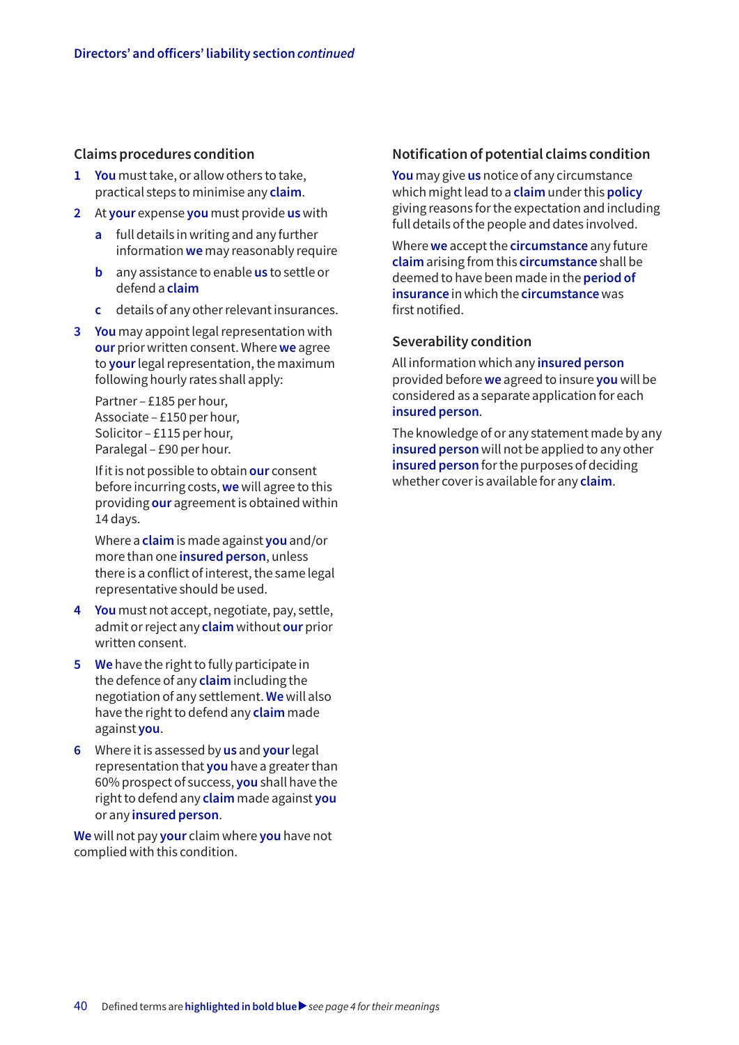## Claims procedures condition

1. **You** must take, or allow others to take, practical steps to minimise any **claim**.
2. At **your** expense **you** must provide **us** with
   a. full details in writing and any further information **we** may reasonably require
   b. any assistance to enable **us** to settle or defend a **claim**
   c. details of any other relevant insurances.
3. **You** may appoint legal representation with **our** prior written consent. Where **we** agree to **your** legal representation, the maximum following hourly rates shall apply:

   Partner – £185 per hour,
   Associate – £150 per hour,
   Solicitor – £115 per hour,
   Paralegal – £90 per hour.

   If it is not possible to obtain **our** consent before incurring costs, **we** will agree to this providing **our** agreement is obtained within 14 days.

   Where a **claim** is made against **you** and/or more than one **insured person**, unless there is a conflict of interest, the same legal representative should be used.
4. **You** must not accept, negotiate, pay, settle, admit or reject any **claim** without **our** prior written consent.
5. **We** have the right to fully participate in the defence of any **claim** including the negotiation of any settlement. **We** will also have the right to defend any **claim** made against **you**.
6. Where it is assessed by **us** and **your** legal representation that **you** have a greater than 60% prospect of success, **you** shall have the right to defend any **claim** made against **you** or any **insured person**.

**We** will not pay **your** claim where **you** have not complied with this condition.

## Notification of potential claims condition

**You** may give **us** notice of any circumstance which might lead to a **claim** under this **policy** giving reasons for the expectation and including full details of the people and dates involved.

Where **we** accept the **circumstance** any future **claim** arising from this **circumstance** shall be deemed to have been made in the **period of insurance** in which the **circumstance** was first notified.

## Severability condition

All information which any **insured person** provided before **we** agreed to insure **you** will be considered as a separate application for each **insured person**.

The knowledge of or any statement made by any **insured person** will not be applied to any other **insured person** for the purposes of deciding whether cover is available for any **claim**.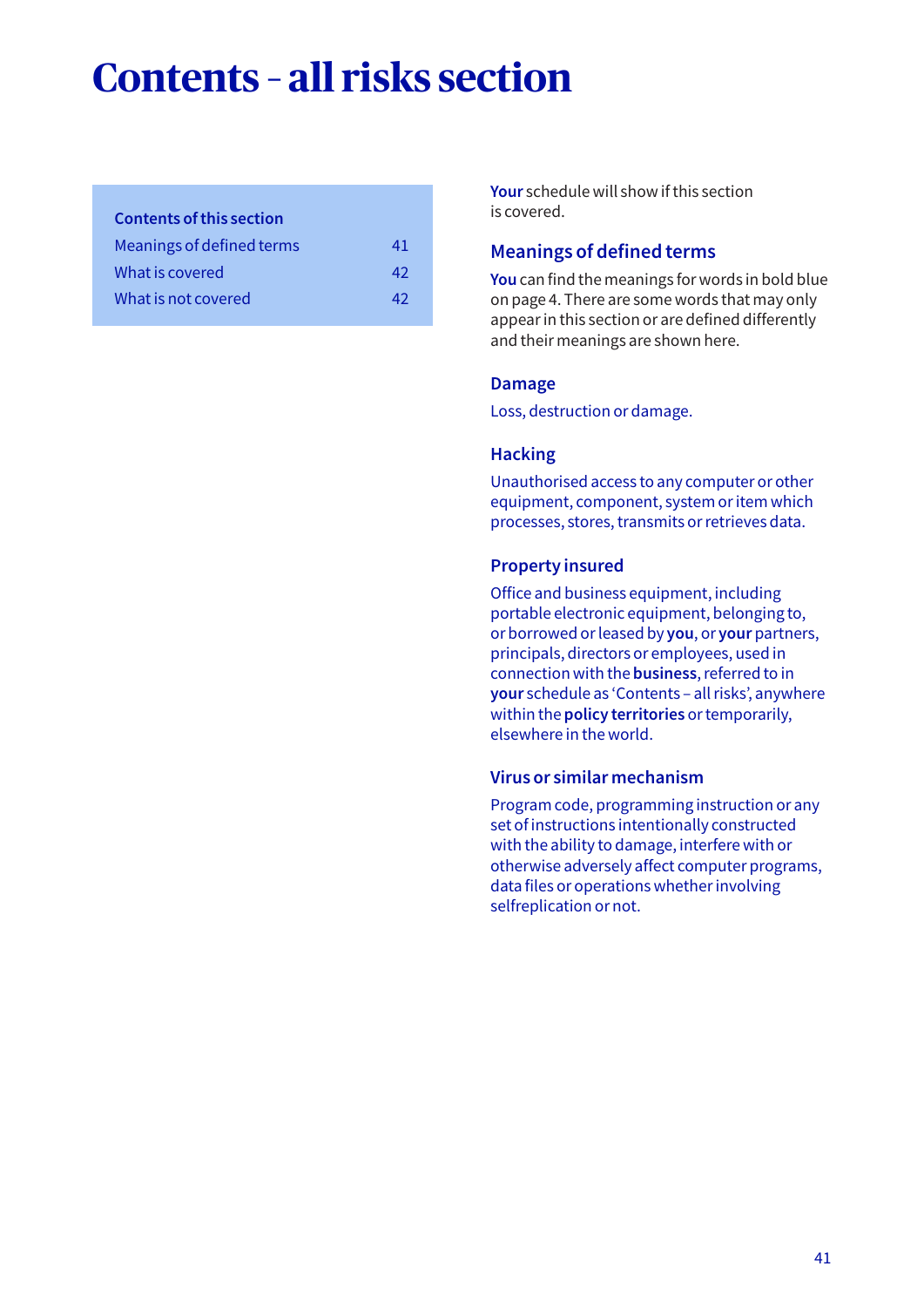# Contents – all risks section

| Contents of this section | |
|---|---|
| Meanings of defined terms | 41 |
| What is covered | 42 |
| What is not covered | 42 |

**Your** schedule will show if this section is covered.

## Meanings of defined terms

**You** can find the meanings for words in bold blue on page 4. There are some words that may only appear in this section or are defined differently and their meanings are shown here.

### Damage

Loss, destruction or damage.

### Hacking

Unauthorised access to any computer or other equipment, component, system or item which processes, stores, transmits or retrieves data.

### Property insured

Office and business equipment, including portable electronic equipment, belonging to, or borrowed or leased by **you**, or **your** partners, principals, directors or employees, used in connection with the **business**, referred to in **your** schedule as 'Contents – all risks', anywhere within the **policy territories** or temporarily, elsewhere in the world.

### Virus or similar mechanism

Program code, programming instruction or any set of instructions intentionally constructed with the ability to damage, interfere with or otherwise adversely affect computer programs, data files or operations whether involving selfreplication or not.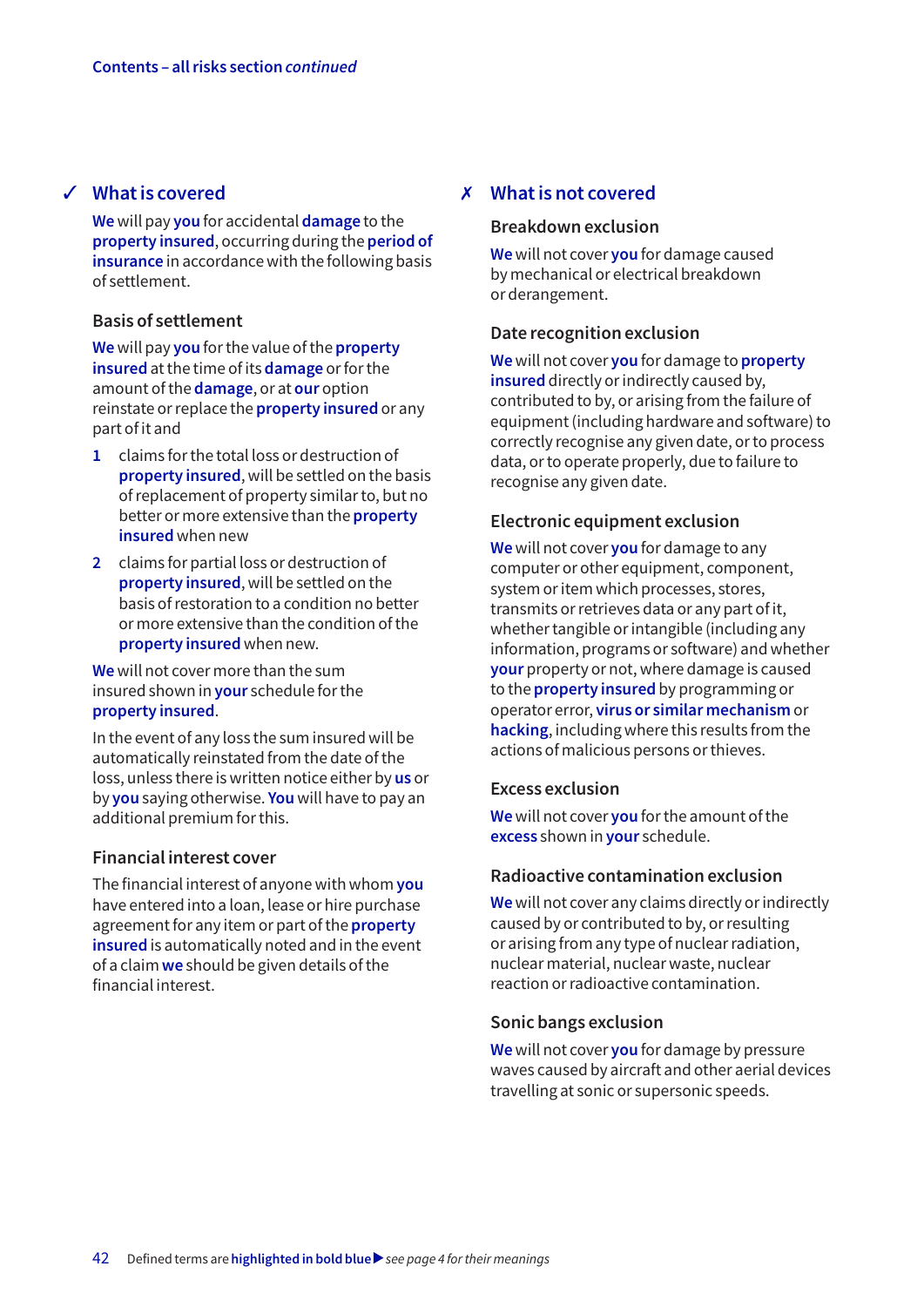## ✓ What is covered

**We** will pay **you** for accidental **damage** to the **property insured**, occurring during the **period of insurance** in accordance with the following basis of settlement.

### Basis of settlement

**We** will pay **you** for the value of the **property insured** at the time of its **damage** or for the amount of the **damage**, or at **our** option reinstate or replace the **property insured** or any part of it and

1. claims for the total loss or destruction of **property insured**, will be settled on the basis of replacement of property similar to, but no better or more extensive than the **property insured** when new
2. claims for partial loss or destruction of **property insured**, will be settled on the basis of restoration to a condition no better or more extensive than the condition of the **property insured** when new.

**We** will not cover more than the sum insured shown in **your** schedule for the **property insured**.

In the event of any loss the sum insured will be automatically reinstated from the date of the loss, unless there is written notice either by **us** or by **you** saying otherwise. **You** will have to pay an additional premium for this.

### Financial interest cover

The financial interest of anyone with whom **you** have entered into a loan, lease or hire purchase agreement for any item or part of the **property insured** is automatically noted and in the event of a claim **we** should be given details of the financial interest.

## ✗ What is not covered

### Breakdown exclusion

**We** will not cover **you** for damage caused by mechanical or electrical breakdown or derangement.

### Date recognition exclusion

**We** will not cover **you** for damage to **property insured** directly or indirectly caused by, contributed to by, or arising from the failure of equipment (including hardware and software) to correctly recognise any given date, or to process data, or to operate properly, due to failure to recognise any given date.

### Electronic equipment exclusion

**We** will not cover **you** for damage to any computer or other equipment, component, system or item which processes, stores, transmits or retrieves data or any part of it, whether tangible or intangible (including any information, programs or software) and whether **your** property or not, where damage is caused to the **property insured** by programming or operator error, **virus or similar mechanism** or **hacking**, including where this results from the actions of malicious persons or thieves.

### Excess exclusion

**We** will not cover **you** for the amount of the **excess** shown in **your** schedule.

### Radioactive contamination exclusion

**We** will not cover any claims directly or indirectly caused by or contributed to by, or resulting or arising from any type of nuclear radiation, nuclear material, nuclear waste, nuclear reaction or radioactive contamination.

### Sonic bangs exclusion

**We** will not cover **you** for damage by pressure waves caused by aircraft and other aerial devices travelling at sonic or supersonic speeds.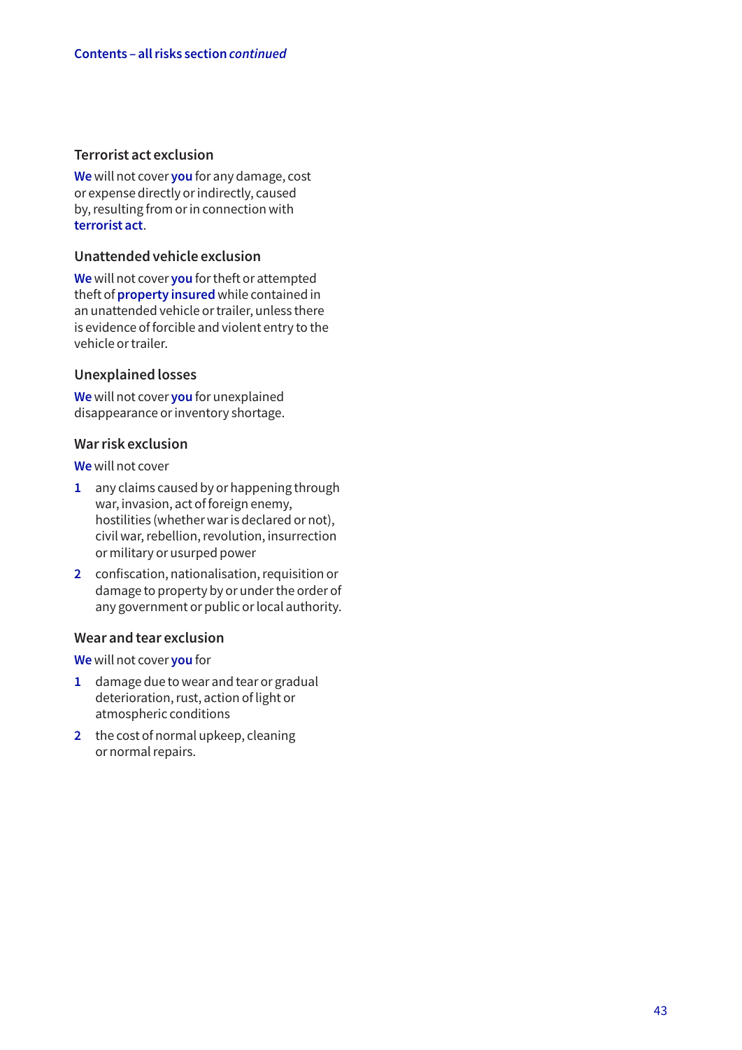### Terrorist act exclusion

**We** will not cover **you** for any damage, cost or expense directly or indirectly, caused by, resulting from or in connection with **terrorist act**.

### Unattended vehicle exclusion

**We** will not cover **you** for theft or attempted theft of **property insured** while contained in an unattended vehicle or trailer, unless there is evidence of forcible and violent entry to the vehicle or trailer.

### Unexplained losses

**We** will not cover **you** for unexplained disappearance or inventory shortage.

### War risk exclusion

**We** will not cover

1. any claims caused by or happening through war, invasion, act of foreign enemy, hostilities (whether war is declared or not), civil war, rebellion, revolution, insurrection or military or usurped power
2. confiscation, nationalisation, requisition or damage to property by or under the order of any government or public or local authority.

### Wear and tear exclusion

**We** will not cover **you** for

1. damage due to wear and tear or gradual deterioration, rust, action of light or atmospheric conditions
2. the cost of normal upkeep, cleaning or normal repairs.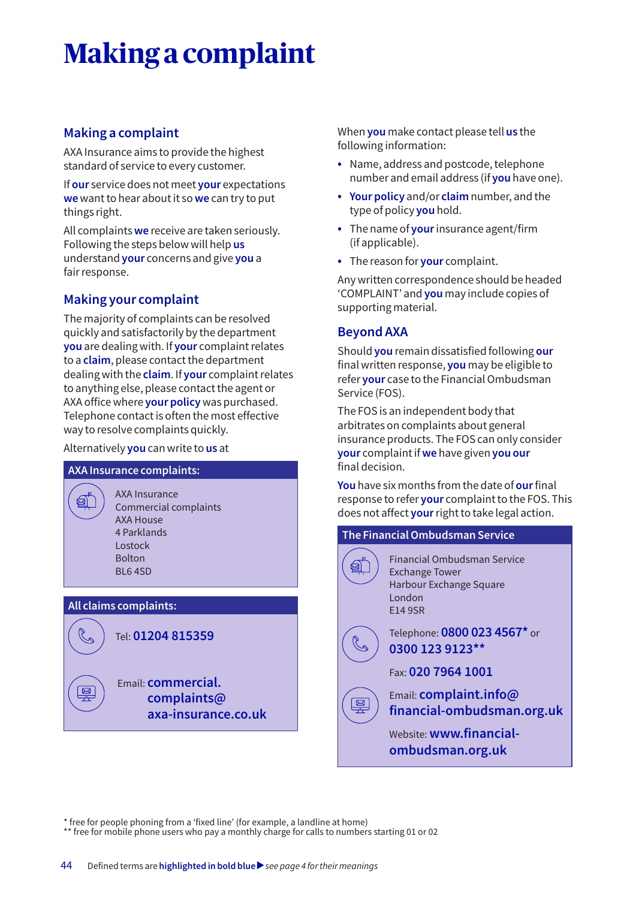# Making a complaint

## Making a complaint

AXA Insurance aims to provide the highest standard of service to every customer.

If **our** service does not meet **your** expectations **we** want to hear about it so **we** can try to put things right.

All complaints **we** receive are taken seriously. Following the steps below will help **us** understand **your** concerns and give **you** a fair response.

## Making your complaint

The majority of complaints can be resolved quickly and satisfactorily by the department **you** are dealing with. If **your** complaint relates to a **claim**, please contact the department dealing with the **claim**. If **your** complaint relates to anything else, please contact the agent or AXA office where **your policy** was purchased. Telephone contact is often the most effective way to resolve complaints quickly.

Alternatively **you** can write to **us** at

**AXA Insurance complaints:**

AXA Insurance
Commercial complaints
AXA House
4 Parklands
Lostock
Bolton
BL6 4SD

**All claims complaints:**

Tel: **01204 815359**

Email: **commercial.complaints@axa-insurance.co.uk**

When **you** make contact please tell **us** the following information:

- Name, address and postcode, telephone number and email address (if **you** have one).
- **Your policy** and/or **claim** number, and the type of policy **you** hold.
- The name of **your** insurance agent/firm (if applicable).
- The reason for **your** complaint.

Any written correspondence should be headed 'COMPLAINT' and **you** may include copies of supporting material.

## Beyond AXA

Should **you** remain dissatisfied following **our** final written response, **you** may be eligible to refer **your** case to the Financial Ombudsman Service (FOS).

The FOS is an independent body that arbitrates on complaints about general insurance products. The FOS can only consider **your** complaint if **we** have given **you our** final decision.

**You** have six months from the date of **our** final response to refer **your** complaint to the FOS. This does not affect **your** right to take legal action.

**The Financial Ombudsman Service**

Financial Ombudsman Service
Exchange Tower
Harbour Exchange Square
London
E14 9SR

Telephone: **0800 023 4567*** or **0300 123 9123****

Fax: **020 7964 1001**

Email: **complaint.info@financial-ombudsman.org.uk**

Website: **www.financial-ombudsman.org.uk**

* free for people phoning from a 'fixed line' (for example, a landline at home)
** free for mobile phone users who pay a monthly charge for calls to numbers starting 01 or 02

Defined terms are **highlighted in bold blue** ▶ *see page 4 for their meanings*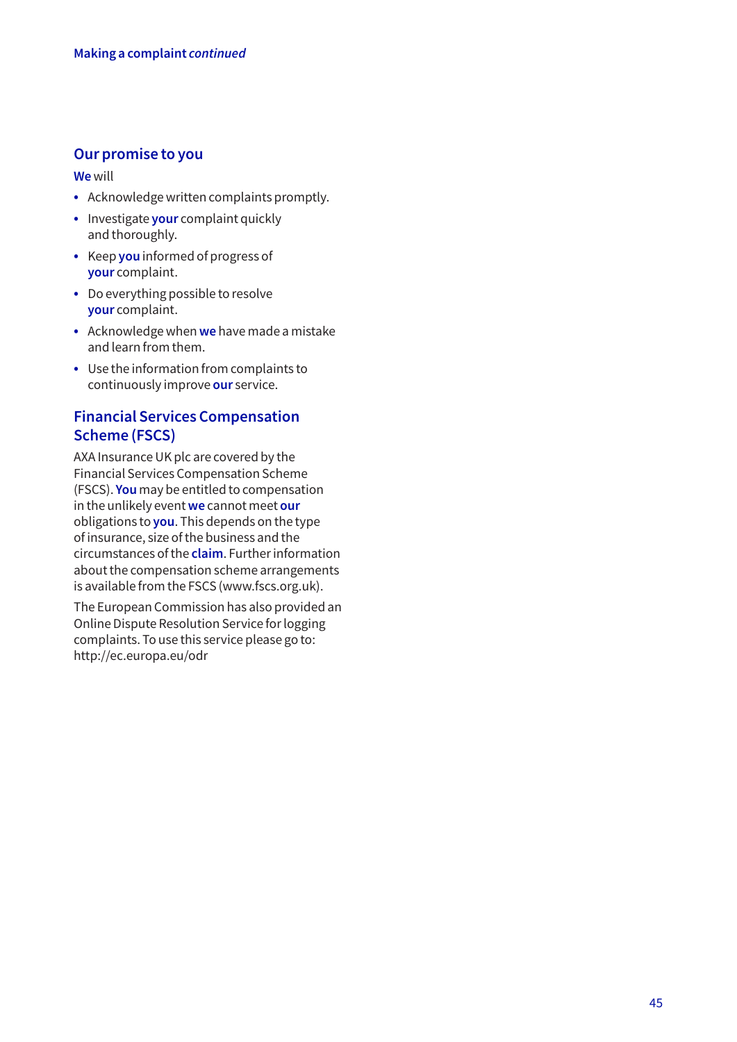## Our promise to you

**We** will

- Acknowledge written complaints promptly.
- Investigate **your** complaint quickly and thoroughly.
- Keep **you** informed of progress of **your** complaint.
- Do everything possible to resolve **your** complaint.
- Acknowledge when **we** have made a mistake and learn from them.
- Use the information from complaints to continuously improve **our** service.

## Financial Services Compensation Scheme (FSCS)

AXA Insurance UK plc are covered by the Financial Services Compensation Scheme (FSCS). **You** may be entitled to compensation in the unlikely event **we** cannot meet **our** obligations to **you**. This depends on the type of insurance, size of the business and the circumstances of the **claim**. Further information about the compensation scheme arrangements is available from the FSCS (www.fscs.org.uk).

The European Commission has also provided an Online Dispute Resolution Service for logging complaints. To use this service please go to: http://ec.europa.eu/odr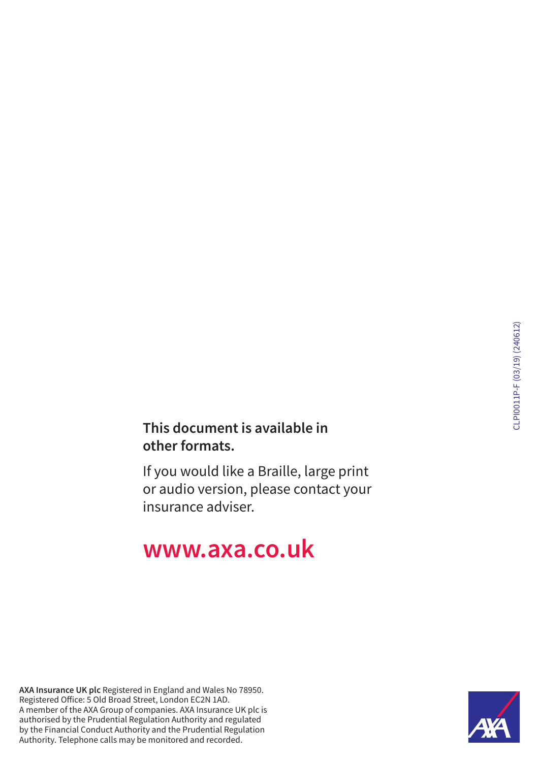CLPI0011P-F (03/19) (240612)

**This document is available in other formats.**

If you would like a Braille, large print or audio version, please contact your insurance adviser.

## www.axa.co.uk

**AXA Insurance UK plc** Registered in England and Wales No 78950. Registered Office: 5 Old Broad Street, London EC2N 1AD. A member of the AXA Group of companies. AXA Insurance UK plc is authorised by the Prudential Regulation Authority and regulated by the Financial Conduct Authority and the Prudential Regulation Authority. Telephone calls may be monitored and recorded.